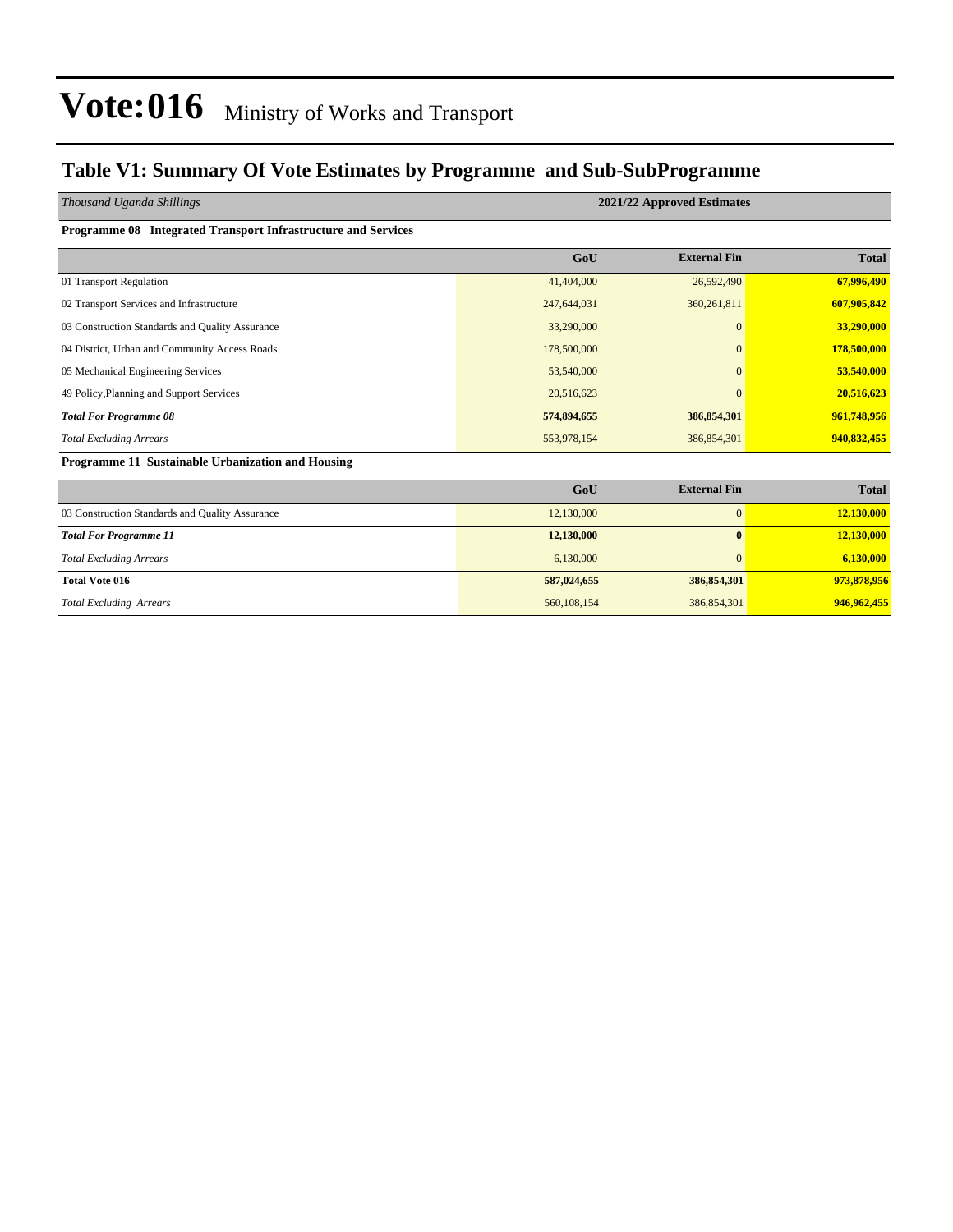# Vote:016 Ministry of Works and Transport

## Table V1: Summary Of Vote Estimates by Programme and Sub-SubProgramme

| *Thousand Uganda Shillings* | 2021/22 Approved Estimates | | |
|---|---|---|---|
| **Programme 08 Integrated Transport Infrastructure and Services** | | | |
| | **GoU** | **External Fin** | **Total** |
| 01 Transport Regulation | 41,404,000 | 26,592,490 | **67,996,490** |
| 02 Transport Services and Infrastructure | 247,644,031 | 360,261,811 | **607,905,842** |
| 03 Construction Standards and Quality Assurance | 33,290,000 | 0 | **33,290,000** |
| 04 District, Urban and Community Access Roads | 178,500,000 | 0 | **178,500,000** |
| 05 Mechanical Engineering Services | 53,540,000 | 0 | **53,540,000** |
| 49 Policy,Planning and Support Services | 20,516,623 | 0 | **20,516,623** |
| ***Total For Programme 08*** | **574,894,655** | **386,854,301** | **961,748,956** |
| *Total Excluding Arrears* | 553,978,154 | 386,854,301 | **940,832,455** |
| **Programme 11 Sustainable Urbanization and Housing** | | | |
| | **GoU** | **External Fin** | **Total** |
| 03 Construction Standards and Quality Assurance | 12,130,000 | 0 | **12,130,000** |
| ***Total For Programme 11*** | **12,130,000** | **0** | **12,130,000** |
| *Total Excluding Arrears* | 6,130,000 | 0 | **6,130,000** |
| **Total Vote 016** | **587,024,655** | **386,854,301** | **973,878,956** |
| *Total Excluding Arrears* | 560,108,154 | 386,854,301 | **946,962,455** |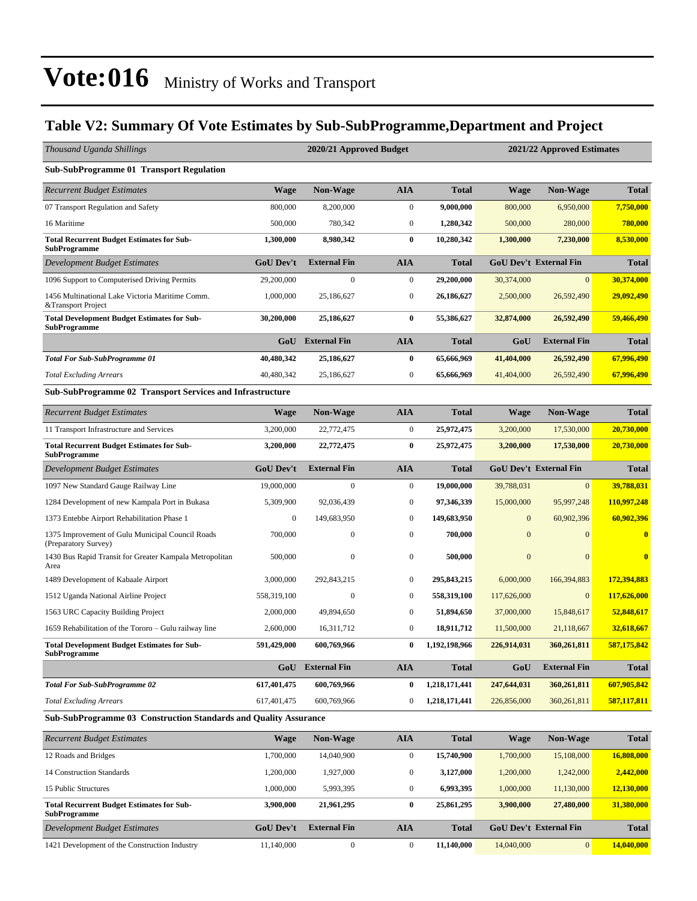# Vote:016 Ministry of Works and Transport

## Table V2: Summary Of Vote Estimates by Sub-SubProgramme,Department and Project

| *Thousand Uganda Shillings* | 2020/21 Approved Budget | | | | 2021/22 Approved Estimates | | |
|---|---|---|---|---|---|---|---|
| **Sub-SubProgramme 01 Transport Regulation** | | | | | | | |
| *Recurrent Budget Estimates* | **Wage** | **Non-Wage** | **AIA** | **Total** | **Wage** | **Non-Wage** | **Total** |
| 07 Transport Regulation and Safety | 800,000 | 8,200,000 | 0 | **9,000,000** | 800,000 | 6,950,000 | **7,750,000** |
| 16 Maritime | 500,000 | 780,342 | 0 | **1,280,342** | 500,000 | 280,000 | **780,000** |
| **Total Recurrent Budget Estimates for Sub-SubProgramme** | **1,300,000** | **8,980,342** | **0** | **10,280,342** | **1,300,000** | **7,230,000** | **8,530,000** |
| *Development Budget Estimates* | **GoU Dev't** | **External Fin** | **AIA** | **Total** | **GoU Dev't** | **External Fin** | **Total** |
| 1096 Support to Computerised Driving Permits | 29,200,000 | 0 | 0 | **29,200,000** | 30,374,000 | 0 | **30,374,000** |
| 1456 Multinational Lake Victoria Maritime Comm. &Transport Project | 1,000,000 | 25,186,627 | 0 | **26,186,627** | 2,500,000 | 26,592,490 | **29,092,490** |
| **Total Development Budget Estimates for Sub-SubProgramme** | **30,200,000** | **25,186,627** | **0** | **55,386,627** | **32,874,000** | **26,592,490** | **59,466,490** |
| | **GoU** | **External Fin** | **AIA** | **Total** | **GoU** | **External Fin** | **Total** |
| ***Total For Sub-SubProgramme 01*** | **40,480,342** | **25,186,627** | **0** | **65,666,969** | **41,404,000** | **26,592,490** | **67,996,490** |
| *Total Excluding Arrears* | 40,480,342 | 25,186,627 | 0 | **65,666,969** | 41,404,000 | 26,592,490 | **67,996,490** |
| **Sub-SubProgramme 02 Transport Services and Infrastructure** | | | | | | | |
| *Recurrent Budget Estimates* | **Wage** | **Non-Wage** | **AIA** | **Total** | **Wage** | **Non-Wage** | **Total** |
| 11 Transport Infrastructure and Services | 3,200,000 | 22,772,475 | 0 | **25,972,475** | 3,200,000 | 17,530,000 | **20,730,000** |
| **Total Recurrent Budget Estimates for Sub-SubProgramme** | **3,200,000** | **22,772,475** | **0** | **25,972,475** | **3,200,000** | **17,530,000** | **20,730,000** |
| *Development Budget Estimates* | **GoU Dev't** | **External Fin** | **AIA** | **Total** | **GoU Dev't** | **External Fin** | **Total** |
| 1097 New Standard Gauge Railway Line | 19,000,000 | 0 | 0 | **19,000,000** | 39,788,031 | 0 | **39,788,031** |
| 1284 Development of new Kampala Port in Bukasa | 5,309,900 | 92,036,439 | 0 | **97,346,339** | 15,000,000 | 95,997,248 | **110,997,248** |
| 1373 Entebbe Airport Rehabilitation Phase 1 | 0 | 149,683,950 | 0 | **149,683,950** | 0 | 60,902,396 | **60,902,396** |
| 1375 Improvement of Gulu Municipal Council Roads (Preparatory Survey) | 700,000 | 0 | 0 | **700,000** | 0 | 0 | **0** |
| 1430 Bus Rapid Transit for Greater Kampala Metropolitan Area | 500,000 | 0 | 0 | **500,000** | 0 | 0 | **0** |
| 1489 Development of Kabaale Airport | 3,000,000 | 292,843,215 | 0 | **295,843,215** | 6,000,000 | 166,394,883 | **172,394,883** |
| 1512 Uganda National Airline Project | 558,319,100 | 0 | 0 | **558,319,100** | 117,626,000 | 0 | **117,626,000** |
| 1563 URC Capacity Building Project | 2,000,000 | 49,894,650 | 0 | **51,894,650** | 37,000,000 | 15,848,617 | **52,848,617** |
| 1659 Rehabilitation of the Tororo – Gulu railway line | 2,600,000 | 16,311,712 | 0 | **18,911,712** | 11,500,000 | 21,118,667 | **32,618,667** |
| **Total Development Budget Estimates for Sub-SubProgramme** | **591,429,000** | **600,769,966** | **0** | **1,192,198,966** | **226,914,031** | **360,261,811** | **587,175,842** |
| | **GoU** | **External Fin** | **AIA** | **Total** | **GoU** | **External Fin** | **Total** |
| ***Total For Sub-SubProgramme 02*** | **617,401,475** | **600,769,966** | **0** | **1,218,171,441** | **247,644,031** | **360,261,811** | **607,905,842** |
| *Total Excluding Arrears* | 617,401,475 | 600,769,966 | 0 | **1,218,171,441** | 226,856,000 | 360,261,811 | **587,117,811** |
| **Sub-SubProgramme 03 Construction Standards and Quality Assurance** | | | | | | | |
| *Recurrent Budget Estimates* | **Wage** | **Non-Wage** | **AIA** | **Total** | **Wage** | **Non-Wage** | **Total** |
| 12 Roads and Bridges | 1,700,000 | 14,040,900 | 0 | **15,740,900** | 1,700,000 | 15,108,000 | **16,808,000** |
| 14 Construction Standards | 1,200,000 | 1,927,000 | 0 | **3,127,000** | 1,200,000 | 1,242,000 | **2,442,000** |
| 15 Public Structures | 1,000,000 | 5,993,395 | 0 | **6,993,395** | 1,000,000 | 11,130,000 | **12,130,000** |
| **Total Recurrent Budget Estimates for Sub-SubProgramme** | **3,900,000** | **21,961,295** | **0** | **25,861,295** | **3,900,000** | **27,480,000** | **31,380,000** |
| *Development Budget Estimates* | **GoU Dev't** | **External Fin** | **AIA** | **Total** | **GoU Dev't** | **External Fin** | **Total** |
| 1421 Development of the Construction Industry | 11,140,000 | 0 | 0 | **11,140,000** | 14,040,000 | 0 | **14,040,000** |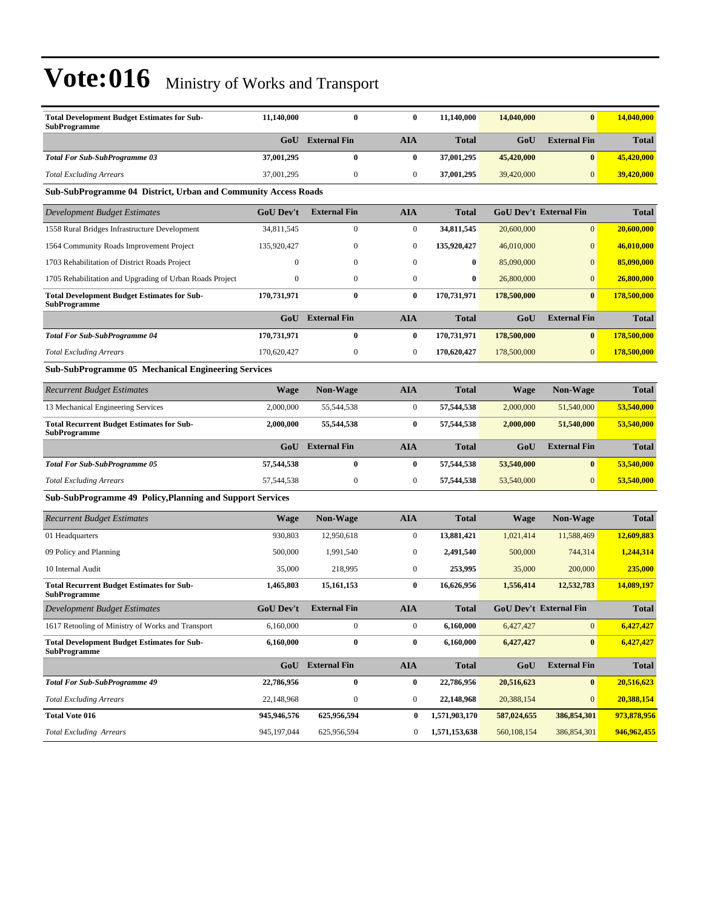# Vote:016 Ministry of Works and Transport

| | | | | | | | |
|---|---|---|---|---|---|---|---|
| **Total Development Budget Estimates for Sub-SubProgramme** | **11,140,000** | **0** | **0** | **11,140,000** | **14,040,000** | **0** | **14,040,000** |
| | **GoU** | **External Fin** | **AIA** | **Total** | **GoU** | **External Fin** | **Total** |
| ***Total For Sub-SubProgramme 03*** | **37,001,295** | **0** | **0** | **37,001,295** | **45,420,000** | **0** | **45,420,000** |
| *Total Excluding Arrears* | 37,001,295 | 0 | 0 | **37,001,295** | 39,420,000 | 0 | **39,420,000** |

**Sub-SubProgramme 04 District, Urban and Community Access Roads**

| *Development Budget Estimates* | **GoU Dev't** | **External Fin** | **AIA** | **Total** | **GoU Dev't** | **External Fin** | **Total** |
|---|---|---|---|---|---|---|---|
| 1558 Rural Bridges Infrastructure Development | 34,811,545 | 0 | 0 | **34,811,545** | 20,600,000 | 0 | **20,600,000** |
| 1564 Community Roads Improvement Project | 135,920,427 | 0 | 0 | **135,920,427** | 46,010,000 | 0 | **46,010,000** |
| 1703 Rehabilitation of District Roads Project | 0 | 0 | 0 | **0** | 85,090,000 | 0 | **85,090,000** |
| 1705 Rehabilitation and Upgrading of Urban Roads Project | 0 | 0 | 0 | **0** | 26,800,000 | 0 | **26,800,000** |
| **Total Development Budget Estimates for Sub-SubProgramme** | **170,731,971** | **0** | **0** | **170,731,971** | **178,500,000** | **0** | **178,500,000** |
| | **GoU** | **External Fin** | **AIA** | **Total** | **GoU** | **External Fin** | **Total** |
| ***Total For Sub-SubProgramme 04*** | **170,731,971** | **0** | **0** | **170,731,971** | **178,500,000** | **0** | **178,500,000** |
| *Total Excluding Arrears* | 170,620,427 | 0 | 0 | **170,620,427** | 178,500,000 | 0 | **178,500,000** |

**Sub-SubProgramme 05 Mechanical Engineering Services**

| *Recurrent Budget Estimates* | **Wage** | **Non-Wage** | **AIA** | **Total** | **Wage** | **Non-Wage** | **Total** |
|---|---|---|---|---|---|---|---|
| 13 Mechanical Engineering Services | 2,000,000 | 55,544,538 | 0 | **57,544,538** | 2,000,000 | 51,540,000 | **53,540,000** |
| **Total Recurrent Budget Estimates for Sub-SubProgramme** | **2,000,000** | **55,544,538** | **0** | **57,544,538** | **2,000,000** | **51,540,000** | **53,540,000** |
| | **GoU** | **External Fin** | **AIA** | **Total** | **GoU** | **External Fin** | **Total** |
| ***Total For Sub-SubProgramme 05*** | **57,544,538** | **0** | **0** | **57,544,538** | **53,540,000** | **0** | **53,540,000** |
| *Total Excluding Arrears* | 57,544,538 | 0 | 0 | **57,544,538** | 53,540,000 | 0 | **53,540,000** |

**Sub-SubProgramme 49 Policy,Planning and Support Services**

| *Recurrent Budget Estimates* | **Wage** | **Non-Wage** | **AIA** | **Total** | **Wage** | **Non-Wage** | **Total** |
|---|---|---|---|---|---|---|---|
| 01 Headquarters | 930,803 | 12,950,618 | 0 | **13,881,421** | 1,021,414 | 11,588,469 | **12,609,883** |
| 09 Policy and Planning | 500,000 | 1,991,540 | 0 | **2,491,540** | 500,000 | 744,314 | **1,244,314** |
| 10 Internal Audit | 35,000 | 218,995 | 0 | **253,995** | 35,000 | 200,000 | **235,000** |
| **Total Recurrent Budget Estimates for Sub-SubProgramme** | **1,465,803** | **15,161,153** | **0** | **16,626,956** | **1,556,414** | **12,532,783** | **14,089,197** |
| *Development Budget Estimates* | **GoU Dev't** | **External Fin** | **AIA** | **Total** | **GoU Dev't** | **External Fin** | **Total** |
| 1617 Retooling of Ministry of Works and Transport | 6,160,000 | 0 | 0 | **6,160,000** | 6,427,427 | 0 | **6,427,427** |
| **Total Development Budget Estimates for Sub-SubProgramme** | **6,160,000** | **0** | **0** | **6,160,000** | **6,427,427** | **0** | **6,427,427** |
| | **GoU** | **External Fin** | **AIA** | **Total** | **GoU** | **External Fin** | **Total** |
| ***Total For Sub-SubProgramme 49*** | **22,786,956** | **0** | **0** | **22,786,956** | **20,516,623** | **0** | **20,516,623** |
| *Total Excluding Arrears* | 22,148,968 | 0 | 0 | **22,148,968** | 20,388,154 | 0 | **20,388,154** |
| **Total Vote 016** | **945,946,576** | **625,956,594** | **0** | **1,571,903,170** | **587,024,655** | **386,854,301** | **973,878,956** |
| *Total Excluding Arrears* | 945,197,044 | 625,956,594 | 0 | 1,571,153,638 | 560,108,154 | 386,854,301 | **946,962,455** |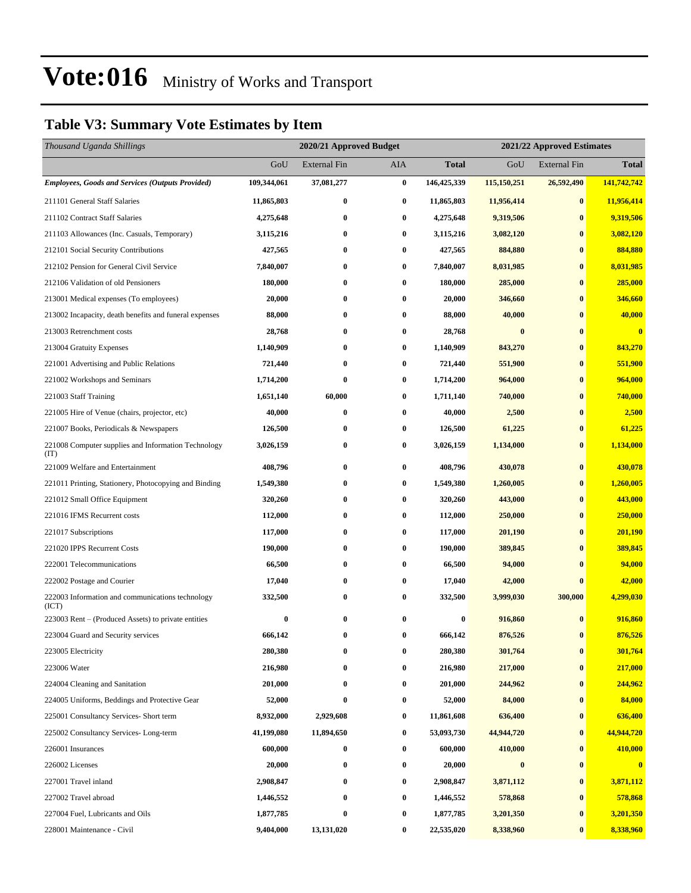# Vote:016 Ministry of Works and Transport

## Table V3: Summary Vote Estimates by Item

| *Thousand Uganda Shillings* | 2020/21 Approved Budget | | | | 2021/22 Approved Estimates | | |
|---|---|---|---|---|---|---|---|
| | GoU | External Fin | AIA | **Total** | GoU | External Fin | **Total** |
| ***Employees, Goods and Services (Outputs Provided)*** | **109,344,061** | **37,081,277** | **0** | **146,425,339** | **115,150,251** | **26,592,490** | **141,742,742** |
| 211101 General Staff Salaries | **11,865,803** | **0** | **0** | **11,865,803** | **11,956,414** | **0** | **11,956,414** |
| 211102 Contract Staff Salaries | **4,275,648** | **0** | **0** | **4,275,648** | **9,319,506** | **0** | **9,319,506** |
| 211103 Allowances (Inc. Casuals, Temporary) | **3,115,216** | **0** | **0** | **3,115,216** | **3,082,120** | **0** | **3,082,120** |
| 212101 Social Security Contributions | **427,565** | **0** | **0** | **427,565** | **884,880** | **0** | **884,880** |
| 212102 Pension for General Civil Service | **7,840,007** | **0** | **0** | **7,840,007** | **8,031,985** | **0** | **8,031,985** |
| 212106 Validation of old Pensioners | **180,000** | **0** | **0** | **180,000** | **285,000** | **0** | **285,000** |
| 213001 Medical expenses (To employees) | **20,000** | **0** | **0** | **20,000** | **346,660** | **0** | **346,660** |
| 213002 Incapacity, death benefits and funeral expenses | **88,000** | **0** | **0** | **88,000** | **40,000** | **0** | **40,000** |
| 213003 Retrenchment costs | **28,768** | **0** | **0** | **28,768** | **0** | **0** | **0** |
| 213004 Gratuity Expenses | **1,140,909** | **0** | **0** | **1,140,909** | **843,270** | **0** | **843,270** |
| 221001 Advertising and Public Relations | **721,440** | **0** | **0** | **721,440** | **551,900** | **0** | **551,900** |
| 221002 Workshops and Seminars | **1,714,200** | **0** | **0** | **1,714,200** | **964,000** | **0** | **964,000** |
| 221003 Staff Training | **1,651,140** | **60,000** | **0** | **1,711,140** | **740,000** | **0** | **740,000** |
| 221005 Hire of Venue (chairs, projector, etc) | **40,000** | **0** | **0** | **40,000** | **2,500** | **0** | **2,500** |
| 221007 Books, Periodicals & Newspapers | **126,500** | **0** | **0** | **126,500** | **61,225** | **0** | **61,225** |
| 221008 Computer supplies and Information Technology (IT) | **3,026,159** | **0** | **0** | **3,026,159** | **1,134,000** | **0** | **1,134,000** |
| 221009 Welfare and Entertainment | **408,796** | **0** | **0** | **408,796** | **430,078** | **0** | **430,078** |
| 221011 Printing, Stationery, Photocopying and Binding | **1,549,380** | **0** | **0** | **1,549,380** | **1,260,005** | **0** | **1,260,005** |
| 221012 Small Office Equipment | **320,260** | **0** | **0** | **320,260** | **443,000** | **0** | **443,000** |
| 221016 IFMS Recurrent costs | **112,000** | **0** | **0** | **112,000** | **250,000** | **0** | **250,000** |
| 221017 Subscriptions | **117,000** | **0** | **0** | **117,000** | **201,190** | **0** | **201,190** |
| 221020 IPPS Recurrent Costs | **190,000** | **0** | **0** | **190,000** | **389,845** | **0** | **389,845** |
| 222001 Telecommunications | **66,500** | **0** | **0** | **66,500** | **94,000** | **0** | **94,000** |
| 222002 Postage and Courier | **17,040** | **0** | **0** | **17,040** | **42,000** | **0** | **42,000** |
| 222003 Information and communications technology (ICT) | **332,500** | **0** | **0** | **332,500** | **3,999,030** | **300,000** | **4,299,030** |
| 223003 Rent – (Produced Assets) to private entities | **0** | **0** | **0** | **0** | **916,860** | **0** | **916,860** |
| 223004 Guard and Security services | **666,142** | **0** | **0** | **666,142** | **876,526** | **0** | **876,526** |
| 223005 Electricity | **280,380** | **0** | **0** | **280,380** | **301,764** | **0** | **301,764** |
| 223006 Water | **216,980** | **0** | **0** | **216,980** | **217,000** | **0** | **217,000** |
| 224004 Cleaning and Sanitation | **201,000** | **0** | **0** | **201,000** | **244,962** | **0** | **244,962** |
| 224005 Uniforms, Beddings and Protective Gear | **52,000** | **0** | **0** | **52,000** | **84,000** | **0** | **84,000** |
| 225001 Consultancy Services- Short term | **8,932,000** | **2,929,608** | **0** | **11,861,608** | **636,400** | **0** | **636,400** |
| 225002 Consultancy Services- Long-term | **41,199,080** | **11,894,650** | **0** | **53,093,730** | **44,944,720** | **0** | **44,944,720** |
| 226001 Insurances | **600,000** | **0** | **0** | **600,000** | **410,000** | **0** | **410,000** |
| 226002 Licenses | **20,000** | **0** | **0** | **20,000** | **0** | **0** | **0** |
| 227001 Travel inland | **2,908,847** | **0** | **0** | **2,908,847** | **3,871,112** | **0** | **3,871,112** |
| 227002 Travel abroad | **1,446,552** | **0** | **0** | **1,446,552** | **578,868** | **0** | **578,868** |
| 227004 Fuel, Lubricants and Oils | **1,877,785** | **0** | **0** | **1,877,785** | **3,201,350** | **0** | **3,201,350** |
| 228001 Maintenance - Civil | **9,404,000** | **13,131,020** | **0** | **22,535,020** | **8,338,960** | **0** | **8,338,960** |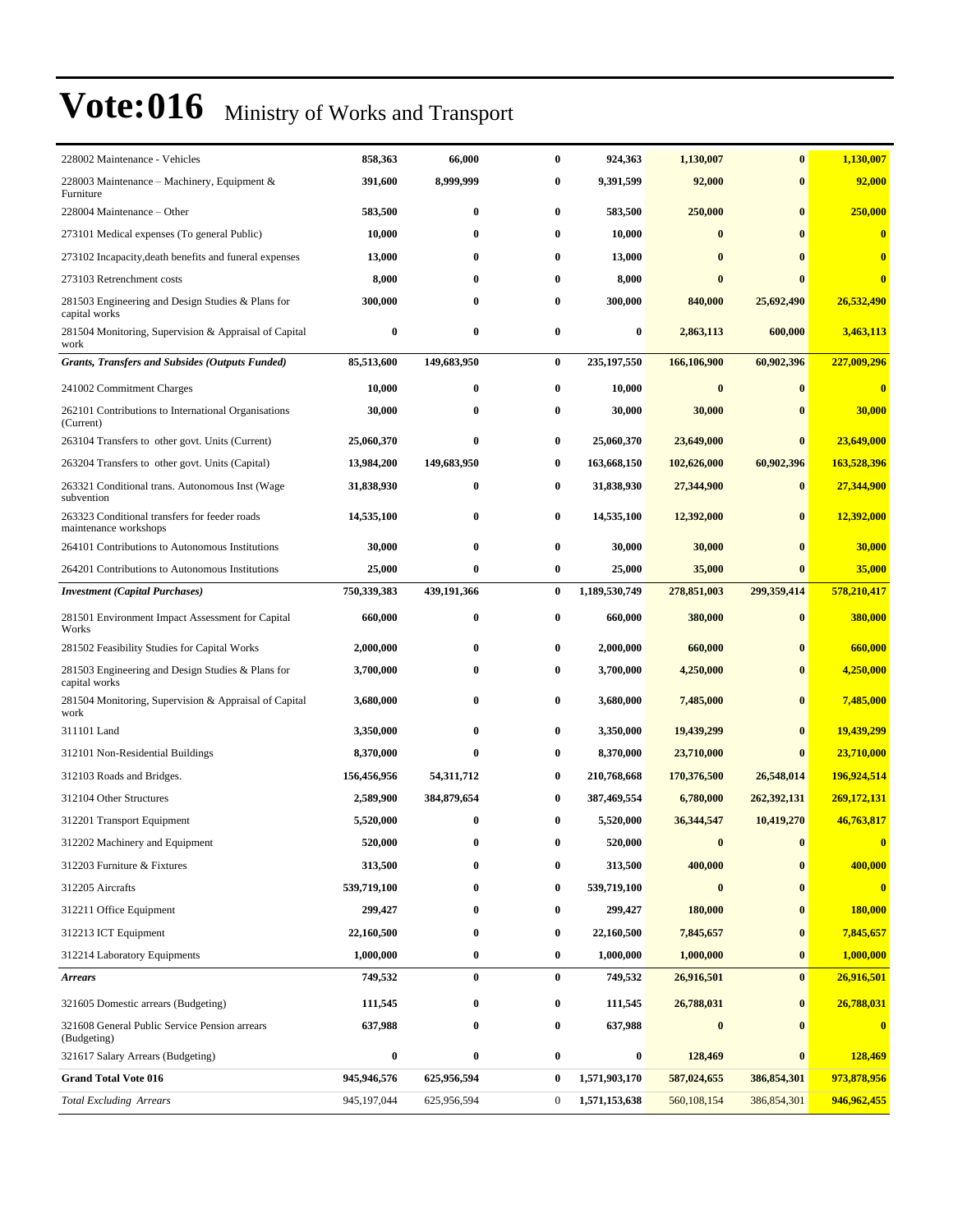# Vote:016 Ministry of Works and Transport

| | | | | | | | |
|---|---|---|---|---|---|---|---|
| 228002 Maintenance - Vehicles | **858,363** | **66,000** | **0** | **924,363** | **1,130,007** | **0** | **1,130,007** |
| 228003 Maintenance – Machinery, Equipment & Furniture | **391,600** | **8,999,999** | **0** | **9,391,599** | **92,000** | **0** | **92,000** |
| 228004 Maintenance – Other | **583,500** | **0** | **0** | **583,500** | **250,000** | **0** | **250,000** |
| 273101 Medical expenses (To general Public) | **10,000** | **0** | **0** | **10,000** | **0** | **0** | **0** |
| 273102 Incapacity,death benefits and funeral expenses | **13,000** | **0** | **0** | **13,000** | **0** | **0** | **0** |
| 273103 Retrenchment costs | **8,000** | **0** | **0** | **8,000** | **0** | **0** | **0** |
| 281503 Engineering and Design Studies & Plans for capital works | **300,000** | **0** | **0** | **300,000** | **840,000** | **25,692,490** | **26,532,490** |
| 281504 Monitoring, Supervision & Appraisal of Capital work | **0** | **0** | **0** | **0** | **2,863,113** | **600,000** | **3,463,113** |
| ***Grants, Transfers and Subsides (Outputs Funded)*** | **85,513,600** | **149,683,950** | **0** | **235,197,550** | **166,106,900** | **60,902,396** | **227,009,296** |
| 241002 Commitment Charges | **10,000** | **0** | **0** | **10,000** | **0** | **0** | **0** |
| 262101 Contributions to International Organisations (Current) | **30,000** | **0** | **0** | **30,000** | **30,000** | **0** | **30,000** |
| 263104 Transfers to other govt. Units (Current) | **25,060,370** | **0** | **0** | **25,060,370** | **23,649,000** | **0** | **23,649,000** |
| 263204 Transfers to other govt. Units (Capital) | **13,984,200** | **149,683,950** | **0** | **163,668,150** | **102,626,000** | **60,902,396** | **163,528,396** |
| 263321 Conditional trans. Autonomous Inst (Wage subvention | **31,838,930** | **0** | **0** | **31,838,930** | **27,344,900** | **0** | **27,344,900** |
| 263323 Conditional transfers for feeder roads maintenance workshops | **14,535,100** | **0** | **0** | **14,535,100** | **12,392,000** | **0** | **12,392,000** |
| 264101 Contributions to Autonomous Institutions | **30,000** | **0** | **0** | **30,000** | **30,000** | **0** | **30,000** |
| 264201 Contributions to Autonomous Institutions | **25,000** | **0** | **0** | **25,000** | **35,000** | **0** | **35,000** |
| ***Investment (Capital Purchases)*** | **750,339,383** | **439,191,366** | **0** | **1,189,530,749** | **278,851,003** | **299,359,414** | **578,210,417** |
| 281501 Environment Impact Assessment for Capital Works | **660,000** | **0** | **0** | **660,000** | **380,000** | **0** | **380,000** |
| 281502 Feasibility Studies for Capital Works | **2,000,000** | **0** | **0** | **2,000,000** | **660,000** | **0** | **660,000** |
| 281503 Engineering and Design Studies & Plans for capital works | **3,700,000** | **0** | **0** | **3,700,000** | **4,250,000** | **0** | **4,250,000** |
| 281504 Monitoring, Supervision & Appraisal of Capital work | **3,680,000** | **0** | **0** | **3,680,000** | **7,485,000** | **0** | **7,485,000** |
| 311101 Land | **3,350,000** | **0** | **0** | **3,350,000** | **19,439,299** | **0** | **19,439,299** |
| 312101 Non-Residential Buildings | **8,370,000** | **0** | **0** | **8,370,000** | **23,710,000** | **0** | **23,710,000** |
| 312103 Roads and Bridges. | **156,456,956** | **54,311,712** | **0** | **210,768,668** | **170,376,500** | **26,548,014** | **196,924,514** |
| 312104 Other Structures | **2,589,900** | **384,879,654** | **0** | **387,469,554** | **6,780,000** | **262,392,131** | **269,172,131** |
| 312201 Transport Equipment | **5,520,000** | **0** | **0** | **5,520,000** | **36,344,547** | **10,419,270** | **46,763,817** |
| 312202 Machinery and Equipment | **520,000** | **0** | **0** | **520,000** | **0** | **0** | **0** |
| 312203 Furniture & Fixtures | **313,500** | **0** | **0** | **313,500** | **400,000** | **0** | **400,000** |
| 312205 Aircrafts | **539,719,100** | **0** | **0** | **539,719,100** | **0** | **0** | **0** |
| 312211 Office Equipment | **299,427** | **0** | **0** | **299,427** | **180,000** | **0** | **180,000** |
| 312213 ICT Equipment | **22,160,500** | **0** | **0** | **22,160,500** | **7,845,657** | **0** | **7,845,657** |
| 312214 Laboratory Equipments | **1,000,000** | **0** | **0** | **1,000,000** | **1,000,000** | **0** | **1,000,000** |
| ***Arrears*** | **749,532** | **0** | **0** | **749,532** | **26,916,501** | **0** | **26,916,501** |
| 321605 Domestic arrears (Budgeting) | **111,545** | **0** | **0** | **111,545** | **26,788,031** | **0** | **26,788,031** |
| 321608 General Public Service Pension arrears (Budgeting) | **637,988** | **0** | **0** | **637,988** | **0** | **0** | **0** |
| 321617 Salary Arrears (Budgeting) | **0** | **0** | **0** | **0** | **128,469** | **0** | **128,469** |
| **Grand Total Vote 016** | **945,946,576** | **625,956,594** | **0** | **1,571,903,170** | **587,024,655** | **386,854,301** | **973,878,956** |
| *Total Excluding Arrears* | 945,197,044 | 625,956,594 | 0 | **1,571,153,638** | 560,108,154 | 386,854,301 | **946,962,455** |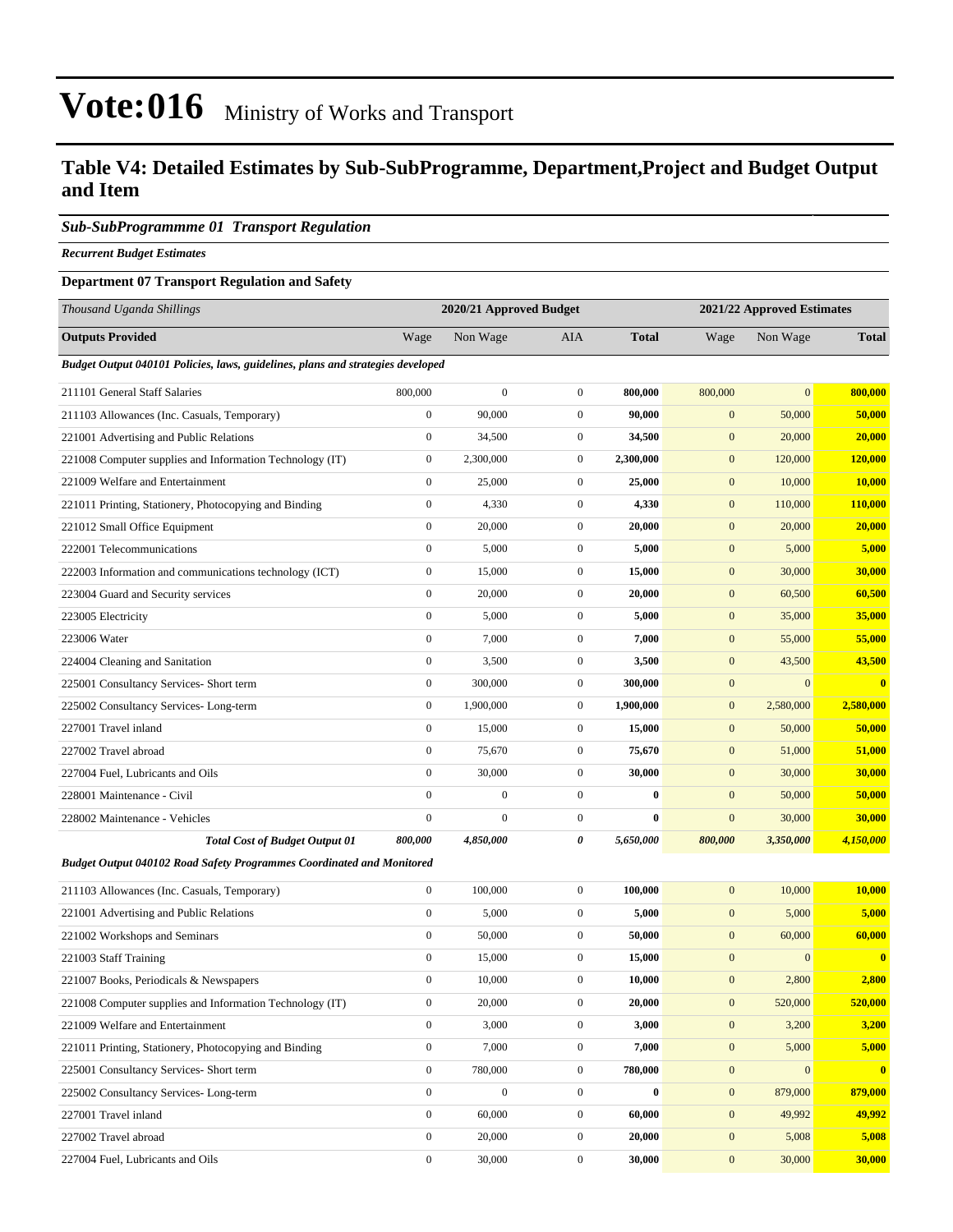# Vote:016 Ministry of Works and Transport

## Table V4: Detailed Estimates by Sub-SubProgramme, Department,Project and Budget Output and Item

### *Sub-SubProgrammme 01 Transport Regulation*

***Recurrent Budget Estimates***

**Department 07 Transport Regulation and Safety**

| *Thousand Uganda Shillings* | 2020/21 Approved Budget | | | | 2021/22 Approved Estimates | | |
|---|---|---|---|---|---|---|---|
| **Outputs Provided** | Wage | Non Wage | AIA | **Total** | Wage | Non Wage | **Total** |
| ***Budget Output 040101 Policies, laws, guidelines, plans and strategies developed*** | | | | | | | |
| 211101 General Staff Salaries | 800,000 | 0 | 0 | **800,000** | 800,000 | 0 | **800,000** |
| 211103 Allowances (Inc. Casuals, Temporary) | 0 | 90,000 | 0 | **90,000** | 0 | 50,000 | **50,000** |
| 221001 Advertising and Public Relations | 0 | 34,500 | 0 | **34,500** | 0 | 20,000 | **20,000** |
| 221008 Computer supplies and Information Technology (IT) | 0 | 2,300,000 | 0 | **2,300,000** | 0 | 120,000 | **120,000** |
| 221009 Welfare and Entertainment | 0 | 25,000 | 0 | **25,000** | 0 | 10,000 | **10,000** |
| 221011 Printing, Stationery, Photocopying and Binding | 0 | 4,330 | 0 | **4,330** | 0 | 110,000 | **110,000** |
| 221012 Small Office Equipment | 0 | 20,000 | 0 | **20,000** | 0 | 20,000 | **20,000** |
| 222001 Telecommunications | 0 | 5,000 | 0 | **5,000** | 0 | 5,000 | **5,000** |
| 222003 Information and communications technology (ICT) | 0 | 15,000 | 0 | **15,000** | 0 | 30,000 | **30,000** |
| 223004 Guard and Security services | 0 | 20,000 | 0 | **20,000** | 0 | 60,500 | **60,500** |
| 223005 Electricity | 0 | 5,000 | 0 | **5,000** | 0 | 35,000 | **35,000** |
| 223006 Water | 0 | 7,000 | 0 | **7,000** | 0 | 55,000 | **55,000** |
| 224004 Cleaning and Sanitation | 0 | 3,500 | 0 | **3,500** | 0 | 43,500 | **43,500** |
| 225001 Consultancy Services- Short term | 0 | 300,000 | 0 | **300,000** | 0 | 0 | **0** |
| 225002 Consultancy Services- Long-term | 0 | 1,900,000 | 0 | **1,900,000** | 0 | 2,580,000 | **2,580,000** |
| 227001 Travel inland | 0 | 15,000 | 0 | **15,000** | 0 | 50,000 | **50,000** |
| 227002 Travel abroad | 0 | 75,670 | 0 | **75,670** | 0 | 51,000 | **51,000** |
| 227004 Fuel, Lubricants and Oils | 0 | 30,000 | 0 | **30,000** | 0 | 30,000 | **30,000** |
| 228001 Maintenance - Civil | 0 | 0 | 0 | **0** | 0 | 50,000 | **50,000** |
| 228002 Maintenance - Vehicles | 0 | 0 | 0 | **0** | 0 | 30,000 | **30,000** |
| ***Total Cost of Budget Output 01*** | ***800,000*** | ***4,850,000*** | ***0*** | ***5,650,000*** | ***800,000*** | ***3,350,000*** | ***4,150,000*** |
| ***Budget Output 040102 Road Safety Programmes Coordinated and Monitored*** | | | | | | | |
| 211103 Allowances (Inc. Casuals, Temporary) | 0 | 100,000 | 0 | **100,000** | 0 | 10,000 | **10,000** |
| 221001 Advertising and Public Relations | 0 | 5,000 | 0 | **5,000** | 0 | 5,000 | **5,000** |
| 221002 Workshops and Seminars | 0 | 50,000 | 0 | **50,000** | 0 | 60,000 | **60,000** |
| 221003 Staff Training | 0 | 15,000 | 0 | **15,000** | 0 | 0 | **0** |
| 221007 Books, Periodicals & Newspapers | 0 | 10,000 | 0 | **10,000** | 0 | 2,800 | **2,800** |
| 221008 Computer supplies and Information Technology (IT) | 0 | 20,000 | 0 | **20,000** | 0 | 520,000 | **520,000** |
| 221009 Welfare and Entertainment | 0 | 3,000 | 0 | **3,000** | 0 | 3,200 | **3,200** |
| 221011 Printing, Stationery, Photocopying and Binding | 0 | 7,000 | 0 | **7,000** | 0 | 5,000 | **5,000** |
| 225001 Consultancy Services- Short term | 0 | 780,000 | 0 | **780,000** | 0 | 0 | **0** |
| 225002 Consultancy Services- Long-term | 0 | 0 | 0 | **0** | 0 | 879,000 | **879,000** |
| 227001 Travel inland | 0 | 60,000 | 0 | **60,000** | 0 | 49,992 | **49,992** |
| 227002 Travel abroad | 0 | 20,000 | 0 | **20,000** | 0 | 5,008 | **5,008** |
| 227004 Fuel, Lubricants and Oils | 0 | 30,000 | 0 | **30,000** | 0 | 30,000 | **30,000** |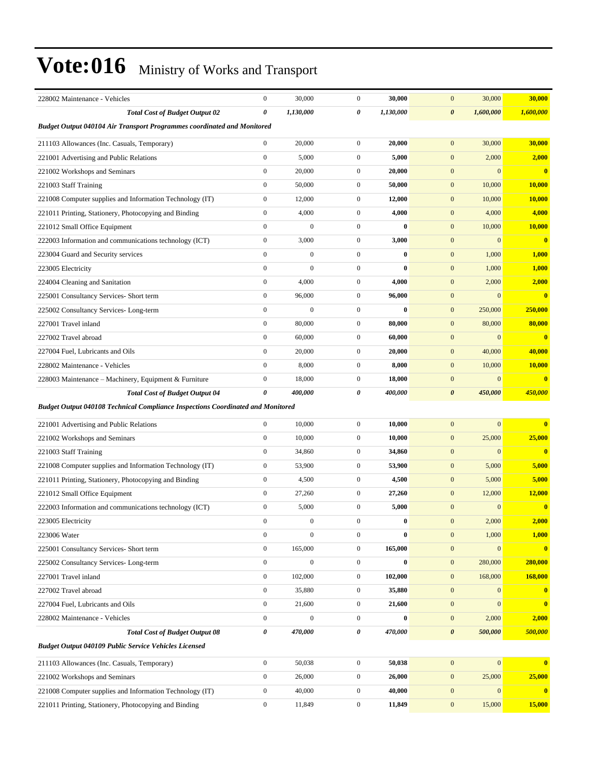# Vote:016 Ministry of Works and Transport

| | | | | | | | |
|---|---|---|---|---|---|---|---|
| 228002 Maintenance - Vehicles | 0 | 30,000 | 0 | **30,000** | 0 | 30,000 | **30,000** |
| ***Total Cost of Budget Output 02*** | ***0*** | ***1,130,000*** | ***0*** | ***1,130,000*** | ***0*** | ***1,600,000*** | ***1,600,000*** |
| ***Budget Output 040104 Air Transport Programmes coordinated and Monitored*** | | | | | | | |
| 211103 Allowances (Inc. Casuals, Temporary) | 0 | 20,000 | 0 | **20,000** | 0 | 30,000 | **30,000** |
| 221001 Advertising and Public Relations | 0 | 5,000 | 0 | **5,000** | 0 | 2,000 | **2,000** |
| 221002 Workshops and Seminars | 0 | 20,000 | 0 | **20,000** | 0 | 0 | **0** |
| 221003 Staff Training | 0 | 50,000 | 0 | **50,000** | 0 | 10,000 | **10,000** |
| 221008 Computer supplies and Information Technology (IT) | 0 | 12,000 | 0 | **12,000** | 0 | 10,000 | **10,000** |
| 221011 Printing, Stationery, Photocopying and Binding | 0 | 4,000 | 0 | **4,000** | 0 | 4,000 | **4,000** |
| 221012 Small Office Equipment | 0 | 0 | 0 | **0** | 0 | 10,000 | **10,000** |
| 222003 Information and communications technology (ICT) | 0 | 3,000 | 0 | **3,000** | 0 | 0 | **0** |
| 223004 Guard and Security services | 0 | 0 | 0 | **0** | 0 | 1,000 | **1,000** |
| 223005 Electricity | 0 | 0 | 0 | **0** | 0 | 1,000 | **1,000** |
| 224004 Cleaning and Sanitation | 0 | 4,000 | 0 | **4,000** | 0 | 2,000 | **2,000** |
| 225001 Consultancy Services- Short term | 0 | 96,000 | 0 | **96,000** | 0 | 0 | **0** |
| 225002 Consultancy Services- Long-term | 0 | 0 | 0 | **0** | 0 | 250,000 | **250,000** |
| 227001 Travel inland | 0 | 80,000 | 0 | **80,000** | 0 | 80,000 | **80,000** |
| 227002 Travel abroad | 0 | 60,000 | 0 | **60,000** | 0 | 0 | **0** |
| 227004 Fuel, Lubricants and Oils | 0 | 20,000 | 0 | **20,000** | 0 | 40,000 | **40,000** |
| 228002 Maintenance - Vehicles | 0 | 8,000 | 0 | **8,000** | 0 | 10,000 | **10,000** |
| 228003 Maintenance – Machinery, Equipment & Furniture | 0 | 18,000 | 0 | **18,000** | 0 | 0 | **0** |
| ***Total Cost of Budget Output 04*** | ***0*** | ***400,000*** | ***0*** | ***400,000*** | ***0*** | ***450,000*** | ***450,000*** |
| ***Budget Output 040108 Technical Compliance Inspections Coordinated and Monitored*** | | | | | | | |
| 221001 Advertising and Public Relations | 0 | 10,000 | 0 | **10,000** | 0 | 0 | **0** |
| 221002 Workshops and Seminars | 0 | 10,000 | 0 | **10,000** | 0 | 25,000 | **25,000** |
| 221003 Staff Training | 0 | 34,860 | 0 | **34,860** | 0 | 0 | **0** |
| 221008 Computer supplies and Information Technology (IT) | 0 | 53,900 | 0 | **53,900** | 0 | 5,000 | **5,000** |
| 221011 Printing, Stationery, Photocopying and Binding | 0 | 4,500 | 0 | **4,500** | 0 | 5,000 | **5,000** |
| 221012 Small Office Equipment | 0 | 27,260 | 0 | **27,260** | 0 | 12,000 | **12,000** |
| 222003 Information and communications technology (ICT) | 0 | 5,000 | 0 | **5,000** | 0 | 0 | **0** |
| 223005 Electricity | 0 | 0 | 0 | **0** | 0 | 2,000 | **2,000** |
| 223006 Water | 0 | 0 | 0 | **0** | 0 | 1,000 | **1,000** |
| 225001 Consultancy Services- Short term | 0 | 165,000 | 0 | **165,000** | 0 | 0 | **0** |
| 225002 Consultancy Services- Long-term | 0 | 0 | 0 | **0** | 0 | 280,000 | **280,000** |
| 227001 Travel inland | 0 | 102,000 | 0 | **102,000** | 0 | 168,000 | **168,000** |
| 227002 Travel abroad | 0 | 35,880 | 0 | **35,880** | 0 | 0 | **0** |
| 227004 Fuel, Lubricants and Oils | 0 | 21,600 | 0 | **21,600** | 0 | 0 | **0** |
| 228002 Maintenance - Vehicles | 0 | 0 | 0 | **0** | 0 | 2,000 | **2,000** |
| ***Total Cost of Budget Output 08*** | ***0*** | ***470,000*** | ***0*** | ***470,000*** | ***0*** | ***500,000*** | ***500,000*** |
| ***Budget Output 040109 Public Service Vehicles Licensed*** | | | | | | | |
| 211103 Allowances (Inc. Casuals, Temporary) | 0 | 50,038 | 0 | **50,038** | 0 | 0 | **0** |
| 221002 Workshops and Seminars | 0 | 26,000 | 0 | **26,000** | 0 | 25,000 | **25,000** |
| 221008 Computer supplies and Information Technology (IT) | 0 | 40,000 | 0 | **40,000** | 0 | 0 | **0** |
| 221011 Printing, Stationery, Photocopying and Binding | 0 | 11,849 | 0 | **11,849** | 0 | 15,000 | **15,000** |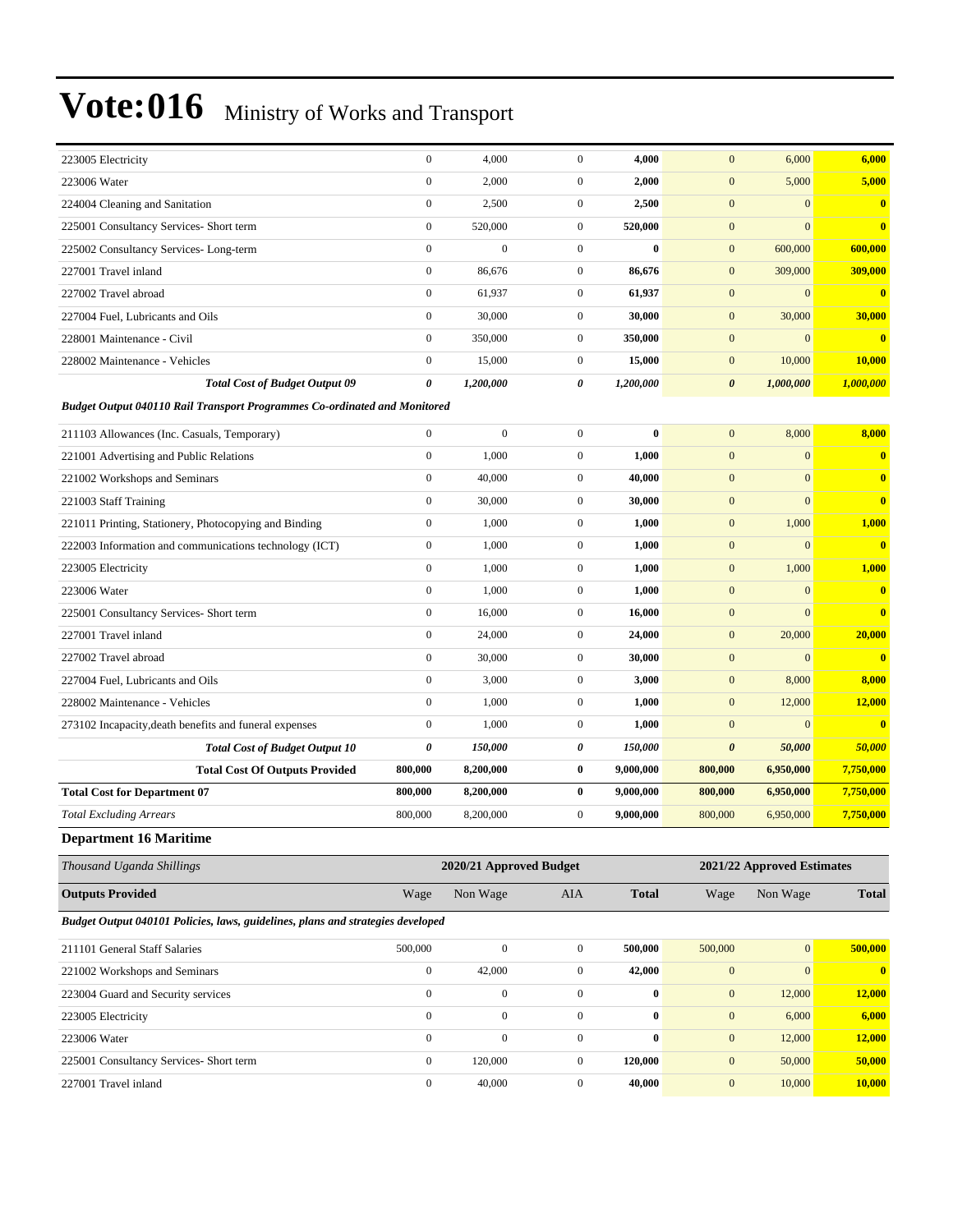# Vote:016 Ministry of Works and Transport

| | | | | | | | |
|---|---|---|---|---|---|---|---|
| 223005 Electricity | 0 | 4,000 | 0 | **4,000** | 0 | 6,000 | **6,000** |
| 223006 Water | 0 | 2,000 | 0 | **2,000** | 0 | 5,000 | **5,000** |
| 224004 Cleaning and Sanitation | 0 | 2,500 | 0 | **2,500** | 0 | 0 | **0** |
| 225001 Consultancy Services- Short term | 0 | 520,000 | 0 | **520,000** | 0 | 0 | **0** |
| 225002 Consultancy Services- Long-term | 0 | 0 | 0 | **0** | 0 | 600,000 | **600,000** |
| 227001 Travel inland | 0 | 86,676 | 0 | **86,676** | 0 | 309,000 | **309,000** |
| 227002 Travel abroad | 0 | 61,937 | 0 | **61,937** | 0 | 0 | **0** |
| 227004 Fuel, Lubricants and Oils | 0 | 30,000 | 0 | **30,000** | 0 | 30,000 | **30,000** |
| 228001 Maintenance - Civil | 0 | 350,000 | 0 | **350,000** | 0 | 0 | **0** |
| 228002 Maintenance - Vehicles | 0 | 15,000 | 0 | **15,000** | 0 | 10,000 | **10,000** |
| ***Total Cost of Budget Output 09*** | ***0*** | ***1,200,000*** | ***0*** | ***1,200,000*** | ***0*** | ***1,000,000*** | ***1,000,000*** |
| ***Budget Output 040110 Rail Transport Programmes Co-ordinated and Monitored*** | | | | | | | |
| 211103 Allowances (Inc. Casuals, Temporary) | 0 | 0 | 0 | **0** | 0 | 8,000 | **8,000** |
| 221001 Advertising and Public Relations | 0 | 1,000 | 0 | **1,000** | 0 | 0 | **0** |
| 221002 Workshops and Seminars | 0 | 40,000 | 0 | **40,000** | 0 | 0 | **0** |
| 221003 Staff Training | 0 | 30,000 | 0 | **30,000** | 0 | 0 | **0** |
| 221011 Printing, Stationery, Photocopying and Binding | 0 | 1,000 | 0 | **1,000** | 0 | 1,000 | **1,000** |
| 222003 Information and communications technology (ICT) | 0 | 1,000 | 0 | **1,000** | 0 | 0 | **0** |
| 223005 Electricity | 0 | 1,000 | 0 | **1,000** | 0 | 1,000 | **1,000** |
| 223006 Water | 0 | 1,000 | 0 | **1,000** | 0 | 0 | **0** |
| 225001 Consultancy Services- Short term | 0 | 16,000 | 0 | **16,000** | 0 | 0 | **0** |
| 227001 Travel inland | 0 | 24,000 | 0 | **24,000** | 0 | 20,000 | **20,000** |
| 227002 Travel abroad | 0 | 30,000 | 0 | **30,000** | 0 | 0 | **0** |
| 227004 Fuel, Lubricants and Oils | 0 | 3,000 | 0 | **3,000** | 0 | 8,000 | **8,000** |
| 228002 Maintenance - Vehicles | 0 | 1,000 | 0 | **1,000** | 0 | 12,000 | **12,000** |
| 273102 Incapacity,death benefits and funeral expenses | 0 | 1,000 | 0 | **1,000** | 0 | 0 | **0** |
| ***Total Cost of Budget Output 10*** | ***0*** | ***150,000*** | ***0*** | ***150,000*** | ***0*** | ***50,000*** | ***50,000*** |
| **Total Cost Of Outputs Provided** | **800,000** | **8,200,000** | **0** | **9,000,000** | **800,000** | **6,950,000** | **7,750,000** |
| **Total Cost for Department 07** | **800,000** | **8,200,000** | **0** | **9,000,000** | **800,000** | **6,950,000** | **7,750,000** |
| *Total Excluding Arrears* | 800,000 | 8,200,000 | 0 | **9,000,000** | 800,000 | 6,950,000 | **7,750,000** |

**Department 16 Maritime**

| *Thousand Uganda Shillings* | 2020/21 Approved Budget | | | | 2021/22 Approved Estimates | | |
|---|---|---|---|---|---|---|---|
| **Outputs Provided** | Wage | Non Wage | AIA | **Total** | Wage | Non Wage | **Total** |
| ***Budget Output 040101 Policies, laws, guidelines, plans and strategies developed*** | | | | | | | |
| 211101 General Staff Salaries | 500,000 | 0 | 0 | **500,000** | 500,000 | 0 | **500,000** |
| 221002 Workshops and Seminars | 0 | 42,000 | 0 | **42,000** | 0 | 0 | **0** |
| 223004 Guard and Security services | 0 | 0 | 0 | **0** | 0 | 12,000 | **12,000** |
| 223005 Electricity | 0 | 0 | 0 | **0** | 0 | 6,000 | **6,000** |
| 223006 Water | 0 | 0 | 0 | **0** | 0 | 12,000 | **12,000** |
| 225001 Consultancy Services- Short term | 0 | 120,000 | 0 | **120,000** | 0 | 50,000 | **50,000** |
| 227001 Travel inland | 0 | 40,000 | 0 | **40,000** | 0 | 10,000 | **10,000** |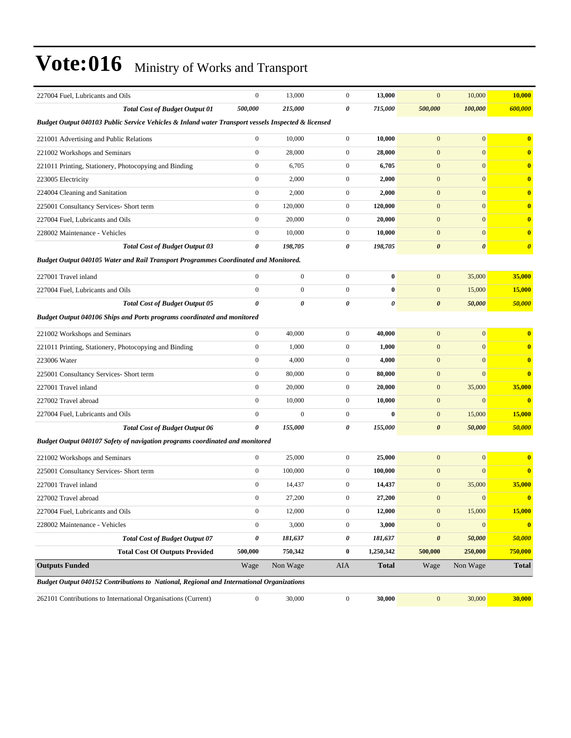# Vote:016 Ministry of Works and Transport

| | | | | | | | |
|---|---|---|---|---|---|---|---|
| 227004 Fuel, Lubricants and Oils | 0 | 13,000 | 0 | **13,000** | 0 | 10,000 | **10,000** |
| ***Total Cost of Budget Output 01*** | ***500,000*** | ***215,000*** | ***0*** | ***715,000*** | ***500,000*** | ***100,000*** | ***600,000*** |
| ***Budget Output 040103 Public Service Vehicles & Inland water Transport vessels Inspected & licensed*** | | | | | | | |
| 221001 Advertising and Public Relations | 0 | 10,000 | 0 | **10,000** | 0 | 0 | **0** |
| 221002 Workshops and Seminars | 0 | 28,000 | 0 | **28,000** | 0 | 0 | **0** |
| 221011 Printing, Stationery, Photocopying and Binding | 0 | 6,705 | 0 | **6,705** | 0 | 0 | **0** |
| 223005 Electricity | 0 | 2,000 | 0 | **2,000** | 0 | 0 | **0** |
| 224004 Cleaning and Sanitation | 0 | 2,000 | 0 | **2,000** | 0 | 0 | **0** |
| 225001 Consultancy Services- Short term | 0 | 120,000 | 0 | **120,000** | 0 | 0 | **0** |
| 227004 Fuel, Lubricants and Oils | 0 | 20,000 | 0 | **20,000** | 0 | 0 | **0** |
| 228002 Maintenance - Vehicles | 0 | 10,000 | 0 | **10,000** | 0 | 0 | **0** |
| ***Total Cost of Budget Output 03*** | ***0*** | ***198,705*** | ***0*** | ***198,705*** | ***0*** | ***0*** | ***0*** |
| ***Budget Output 040105 Water and Rail Transport Programmes Coordinated and Monitored.*** | | | | | | | |
| 227001 Travel inland | 0 | 0 | 0 | **0** | 0 | 35,000 | **35,000** |
| 227004 Fuel, Lubricants and Oils | 0 | 0 | 0 | **0** | 0 | 15,000 | **15,000** |
| ***Total Cost of Budget Output 05*** | ***0*** | ***0*** | ***0*** | ***0*** | ***0*** | ***50,000*** | ***50,000*** |
| ***Budget Output 040106 Ships and Ports programs coordinated and monitored*** | | | | | | | |
| 221002 Workshops and Seminars | 0 | 40,000 | 0 | **40,000** | 0 | 0 | **0** |
| 221011 Printing, Stationery, Photocopying and Binding | 0 | 1,000 | 0 | **1,000** | 0 | 0 | **0** |
| 223006 Water | 0 | 4,000 | 0 | **4,000** | 0 | 0 | **0** |
| 225001 Consultancy Services- Short term | 0 | 80,000 | 0 | **80,000** | 0 | 0 | **0** |
| 227001 Travel inland | 0 | 20,000 | 0 | **20,000** | 0 | 35,000 | **35,000** |
| 227002 Travel abroad | 0 | 10,000 | 0 | **10,000** | 0 | 0 | **0** |
| 227004 Fuel, Lubricants and Oils | 0 | 0 | 0 | **0** | 0 | 15,000 | **15,000** |
| ***Total Cost of Budget Output 06*** | ***0*** | ***155,000*** | ***0*** | ***155,000*** | ***0*** | ***50,000*** | ***50,000*** |
| ***Budget Output 040107 Safety of navigation programs coordinated and monitored*** | | | | | | | |
| 221002 Workshops and Seminars | 0 | 25,000 | 0 | **25,000** | 0 | 0 | **0** |
| 225001 Consultancy Services- Short term | 0 | 100,000 | 0 | **100,000** | 0 | 0 | **0** |
| 227001 Travel inland | 0 | 14,437 | 0 | **14,437** | 0 | 35,000 | **35,000** |
| 227002 Travel abroad | 0 | 27,200 | 0 | **27,200** | 0 | 0 | **0** |
| 227004 Fuel, Lubricants and Oils | 0 | 12,000 | 0 | **12,000** | 0 | 15,000 | **15,000** |
| 228002 Maintenance - Vehicles | 0 | 3,000 | 0 | **3,000** | 0 | 0 | **0** |
| ***Total Cost of Budget Output 07*** | ***0*** | ***181,637*** | ***0*** | ***181,637*** | ***0*** | ***50,000*** | ***50,000*** |
| **Total Cost Of Outputs Provided** | **500,000** | **750,342** | **0** | **1,250,342** | **500,000** | **250,000** | **750,000** |
| **Outputs Funded** | Wage | Non Wage | AIA | **Total** | Wage | Non Wage | **Total** |
| ***Budget Output 040152 Contributions to National, Regional and International Organizations*** | | | | | | | |
| 262101 Contributions to International Organisations (Current) | 0 | 30,000 | 0 | **30,000** | 0 | 30,000 | **30,000** |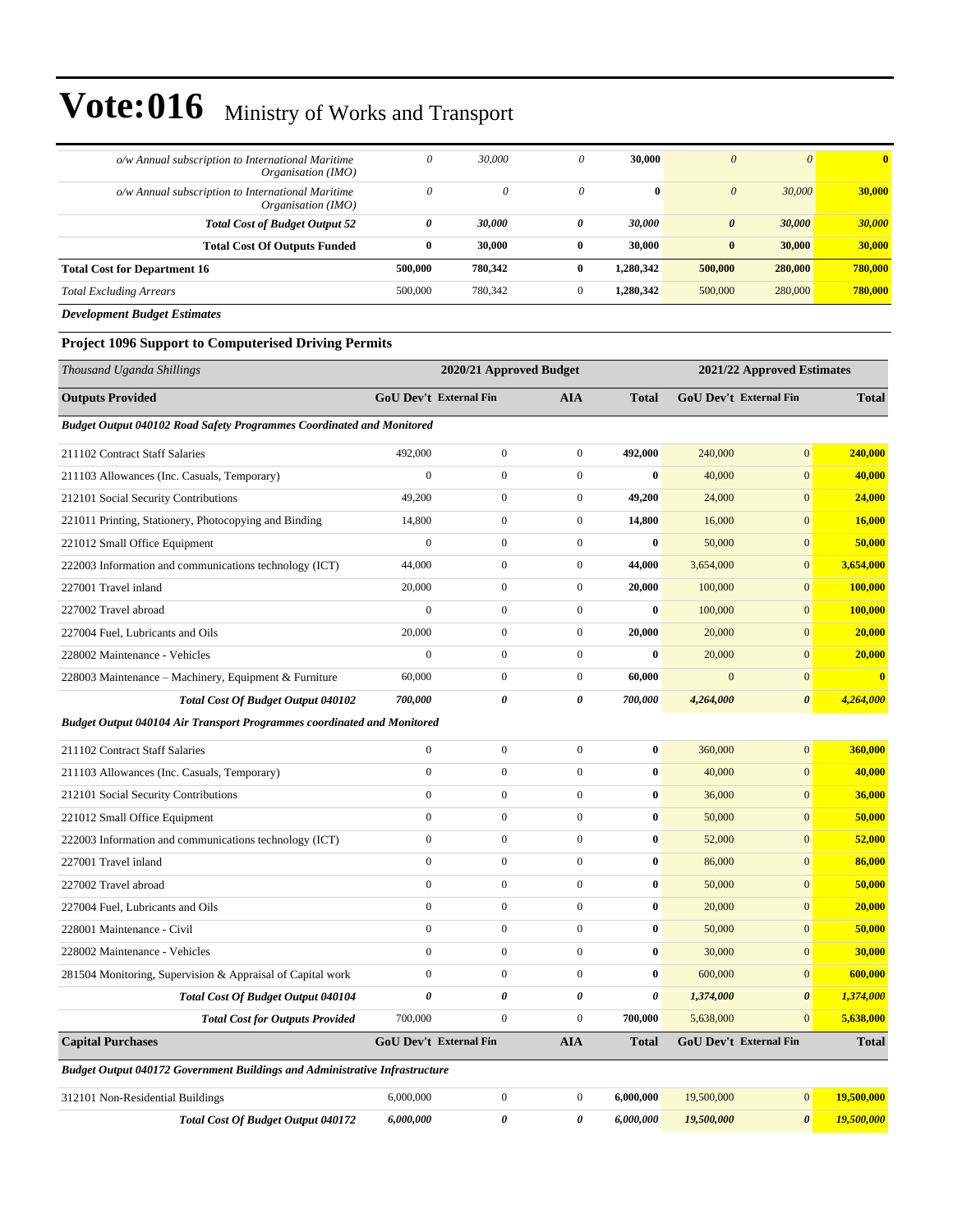# Vote:016 Ministry of Works and Transport

| | | | | | | | |
|---|---|---|---|---|---|---|---|
| *o/w Annual subscription to International Maritime Organisation (IMO)* | *0* | *30,000* | *0* | **30,000** | *0* | *0* | **0** |
| *o/w Annual subscription to International Maritime Organisation (IMO)* | *0* | *0* | *0* | **0** | *0* | *30,000* | **30,000** |
| ***Total Cost of Budget Output 52*** | ***0*** | ***30,000*** | ***0*** | ***30,000*** | ***0*** | ***30,000*** | ***30,000*** |
| **Total Cost Of Outputs Funded** | **0** | **30,000** | **0** | **30,000** | **0** | **30,000** | **30,000** |
| **Total Cost for Department 16** | **500,000** | **780,342** | **0** | **1,280,342** | **500,000** | **280,000** | **780,000** |
| *Total Excluding Arrears* | 500,000 | 780,342 | 0 | **1,280,342** | 500,000 | 280,000 | **780,000** |

***Development Budget Estimates***

**Project 1096 Support to Computerised Driving Permits**

| *Thousand Uganda Shillings* | 2020/21 Approved Budget | | | | 2021/22 Approved Estimates | | |
|---|---|---|---|---|---|---|---|
| **Outputs Provided** | **GoU Dev't** | **External Fin** | **AIA** | **Total** | **GoU Dev't** | **External Fin** | **Total** |
| ***Budget Output 040102 Road Safety Programmes Coordinated and Monitored*** | | | | | | | |
| 211102 Contract Staff Salaries | 492,000 | 0 | 0 | **492,000** | 240,000 | 0 | **240,000** |
| 211103 Allowances (Inc. Casuals, Temporary) | 0 | 0 | 0 | **0** | 40,000 | 0 | **40,000** |
| 212101 Social Security Contributions | 49,200 | 0 | 0 | **49,200** | 24,000 | 0 | **24,000** |
| 221011 Printing, Stationery, Photocopying and Binding | 14,800 | 0 | 0 | **14,800** | 16,000 | 0 | **16,000** |
| 221012 Small Office Equipment | 0 | 0 | 0 | **0** | 50,000 | 0 | **50,000** |
| 222003 Information and communications technology (ICT) | 44,000 | 0 | 0 | **44,000** | 3,654,000 | 0 | **3,654,000** |
| 227001 Travel inland | 20,000 | 0 | 0 | **20,000** | 100,000 | 0 | **100,000** |
| 227002 Travel abroad | 0 | 0 | 0 | **0** | 100,000 | 0 | **100,000** |
| 227004 Fuel, Lubricants and Oils | 20,000 | 0 | 0 | **20,000** | 20,000 | 0 | **20,000** |
| 228002 Maintenance - Vehicles | 0 | 0 | 0 | **0** | 20,000 | 0 | **20,000** |
| 228003 Maintenance – Machinery, Equipment & Furniture | 60,000 | 0 | 0 | **60,000** | 0 | 0 | **0** |
| ***Total Cost Of Budget Output 040102*** | ***700,000*** | ***0*** | ***0*** | ***700,000*** | ***4,264,000*** | ***0*** | ***4,264,000*** |
| ***Budget Output 040104 Air Transport Programmes coordinated and Monitored*** | | | | | | | |
| 211102 Contract Staff Salaries | 0 | 0 | 0 | **0** | 360,000 | 0 | **360,000** |
| 211103 Allowances (Inc. Casuals, Temporary) | 0 | 0 | 0 | **0** | 40,000 | 0 | **40,000** |
| 212101 Social Security Contributions | 0 | 0 | 0 | **0** | 36,000 | 0 | **36,000** |
| 221012 Small Office Equipment | 0 | 0 | 0 | **0** | 50,000 | 0 | **50,000** |
| 222003 Information and communications technology (ICT) | 0 | 0 | 0 | **0** | 52,000 | 0 | **52,000** |
| 227001 Travel inland | 0 | 0 | 0 | **0** | 86,000 | 0 | **86,000** |
| 227002 Travel abroad | 0 | 0 | 0 | **0** | 50,000 | 0 | **50,000** |
| 227004 Fuel, Lubricants and Oils | 0 | 0 | 0 | **0** | 20,000 | 0 | **20,000** |
| 228001 Maintenance - Civil | 0 | 0 | 0 | **0** | 50,000 | 0 | **50,000** |
| 228002 Maintenance - Vehicles | 0 | 0 | 0 | **0** | 30,000 | 0 | **30,000** |
| 281504 Monitoring, Supervision & Appraisal of Capital work | 0 | 0 | 0 | **0** | 600,000 | 0 | **600,000** |
| ***Total Cost Of Budget Output 040104*** | ***0*** | ***0*** | ***0*** | ***0*** | ***1,374,000*** | ***0*** | ***1,374,000*** |
| ***Total Cost for Outputs Provided*** | 700,000 | 0 | 0 | **700,000** | 5,638,000 | 0 | **5,638,000** |
| **Capital Purchases** | **GoU Dev't** | **External Fin** | **AIA** | **Total** | **GoU Dev't** | **External Fin** | **Total** |
| ***Budget Output 040172 Government Buildings and Administrative Infrastructure*** | | | | | | | |
| 312101 Non-Residential Buildings | 6,000,000 | 0 | 0 | **6,000,000** | 19,500,000 | 0 | **19,500,000** |
| ***Total Cost Of Budget Output 040172*** | ***6,000,000*** | ***0*** | ***0*** | ***6,000,000*** | ***19,500,000*** | ***0*** | ***19,500,000*** |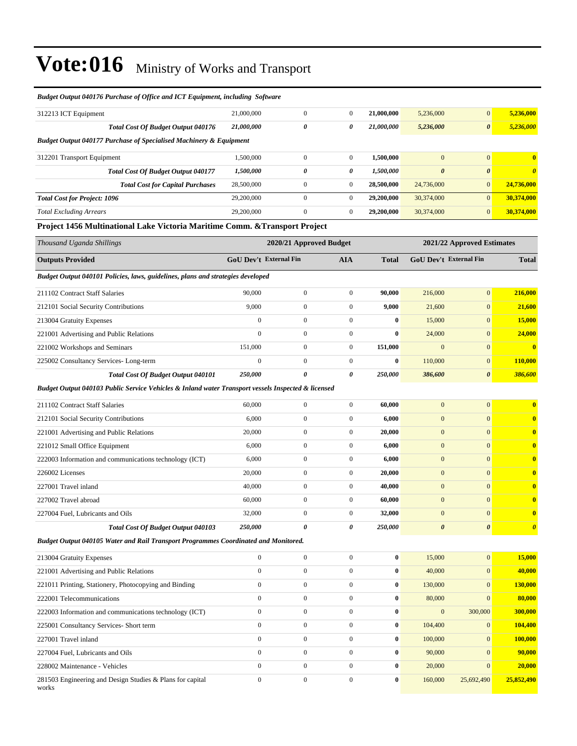# Vote:016 Ministry of Works and Transport

| | | | | | | | |
|---|---|---|---|---|---|---|---|
| ***Budget Output 040176 Purchase of Office and ICT Equipment, including Software*** | | | | | | | |
| 312213 ICT Equipment | 21,000,000 | 0 | 0 | **21,000,000** | 5,236,000 | 0 | **5,236,000** |
| ***Total Cost Of Budget Output 040176*** | ***21,000,000*** | ***0*** | ***0*** | ***21,000,000*** | ***5,236,000*** | ***0*** | ***5,236,000*** |
| ***Budget Output 040177 Purchase of Specialised Machinery & Equipment*** | | | | | | | |
| 312201 Transport Equipment | 1,500,000 | 0 | 0 | **1,500,000** | 0 | 0 | **0** |
| ***Total Cost Of Budget Output 040177*** | ***1,500,000*** | ***0*** | ***0*** | ***1,500,000*** | ***0*** | ***0*** | ***0*** |
| ***Total Cost for Capital Purchases*** | 28,500,000 | 0 | 0 | **28,500,000** | 24,736,000 | 0 | **24,736,000** |
| ***Total Cost for Project: 1096*** | 29,200,000 | 0 | 0 | **29,200,000** | 30,374,000 | 0 | **30,374,000** |
| *Total Excluding Arrears* | 29,200,000 | 0 | 0 | **29,200,000** | 30,374,000 | 0 | **30,374,000** |

## Project 1456 Multinational Lake Victoria Maritime Comm. &Transport Project

| *Thousand Uganda Shillings* | 2020/21 Approved Budget | | | | 2021/22 Approved Estimates | | |
|---|---|---|---|---|---|---|---|
| **Outputs Provided** | **GoU Dev't** | **External Fin** | **AIA** | **Total** | **GoU Dev't** | **External Fin** | **Total** |
| ***Budget Output 040101 Policies, laws, guidelines, plans and strategies developed*** | | | | | | | |
| 211102 Contract Staff Salaries | 90,000 | 0 | 0 | **90,000** | 216,000 | 0 | **216,000** |
| 212101 Social Security Contributions | 9,000 | 0 | 0 | **9,000** | 21,600 | 0 | **21,600** |
| 213004 Gratuity Expenses | 0 | 0 | 0 | **0** | 15,000 | 0 | **15,000** |
| 221001 Advertising and Public Relations | 0 | 0 | 0 | **0** | 24,000 | 0 | **24,000** |
| 221002 Workshops and Seminars | 151,000 | 0 | 0 | **151,000** | 0 | 0 | **0** |
| 225002 Consultancy Services- Long-term | 0 | 0 | 0 | **0** | 110,000 | 0 | **110,000** |
| ***Total Cost Of Budget Output 040101*** | ***250,000*** | ***0*** | ***0*** | ***250,000*** | ***386,600*** | ***0*** | ***386,600*** |
| ***Budget Output 040103 Public Service Vehicles & Inland water Transport vessels Inspected & licensed*** | | | | | | | |
| 211102 Contract Staff Salaries | 60,000 | 0 | 0 | **60,000** | 0 | 0 | **0** |
| 212101 Social Security Contributions | 6,000 | 0 | 0 | **6,000** | 0 | 0 | **0** |
| 221001 Advertising and Public Relations | 20,000 | 0 | 0 | **20,000** | 0 | 0 | **0** |
| 221012 Small Office Equipment | 6,000 | 0 | 0 | **6,000** | 0 | 0 | **0** |
| 222003 Information and communications technology (ICT) | 6,000 | 0 | 0 | **6,000** | 0 | 0 | **0** |
| 226002 Licenses | 20,000 | 0 | 0 | **20,000** | 0 | 0 | **0** |
| 227001 Travel inland | 40,000 | 0 | 0 | **40,000** | 0 | 0 | **0** |
| 227002 Travel abroad | 60,000 | 0 | 0 | **60,000** | 0 | 0 | **0** |
| 227004 Fuel, Lubricants and Oils | 32,000 | 0 | 0 | **32,000** | 0 | 0 | **0** |
| ***Total Cost Of Budget Output 040103*** | ***250,000*** | ***0*** | ***0*** | ***250,000*** | ***0*** | ***0*** | ***0*** |
| ***Budget Output 040105 Water and Rail Transport Programmes Coordinated and Monitored.*** | | | | | | | |
| 213004 Gratuity Expenses | 0 | 0 | 0 | **0** | 15,000 | 0 | **15,000** |
| 221001 Advertising and Public Relations | 0 | 0 | 0 | **0** | 40,000 | 0 | **40,000** |
| 221011 Printing, Stationery, Photocopying and Binding | 0 | 0 | 0 | **0** | 130,000 | 0 | **130,000** |
| 222001 Telecommunications | 0 | 0 | 0 | **0** | 80,000 | 0 | **80,000** |
| 222003 Information and communications technology (ICT) | 0 | 0 | 0 | **0** | 0 | 300,000 | **300,000** |
| 225001 Consultancy Services- Short term | 0 | 0 | 0 | **0** | 104,400 | 0 | **104,400** |
| 227001 Travel inland | 0 | 0 | 0 | **0** | 100,000 | 0 | **100,000** |
| 227004 Fuel, Lubricants and Oils | 0 | 0 | 0 | **0** | 90,000 | 0 | **90,000** |
| 228002 Maintenance - Vehicles | 0 | 0 | 0 | **0** | 20,000 | 0 | **20,000** |
| 281503 Engineering and Design Studies & Plans for capital works | 0 | 0 | 0 | **0** | 160,000 | 25,692,490 | **25,852,490** |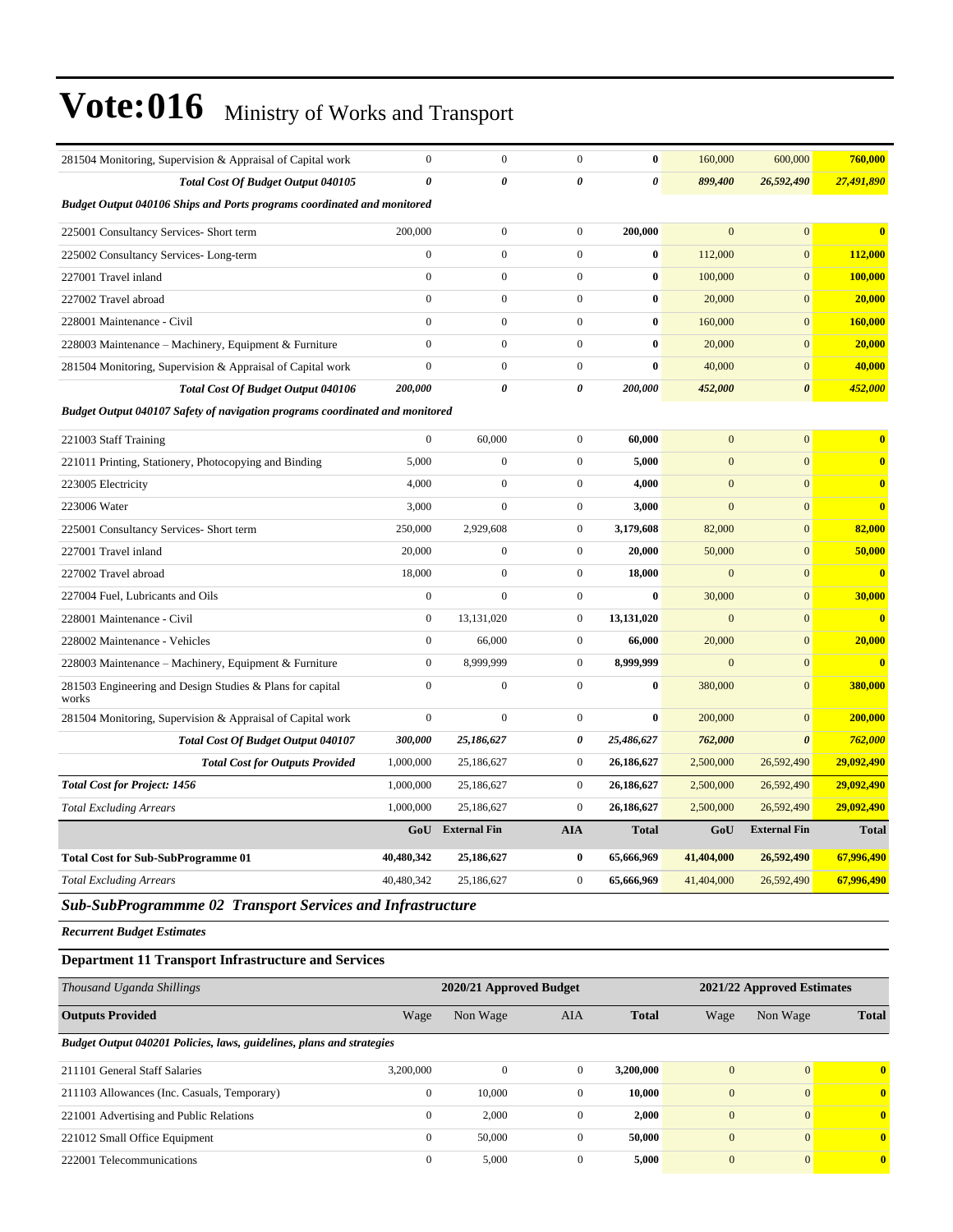# Vote:016 Ministry of Works and Transport

| | | | | | | | |
|---|---|---|---|---|---|---|---|
| 281504 Monitoring, Supervision & Appraisal of Capital work | 0 | 0 | 0 | **0** | 160,000 | 600,000 | **760,000** |
| ***Total Cost Of Budget Output 040105*** | ***0*** | ***0*** | ***0*** | ***0*** | ***899,400*** | ***26,592,490*** | ***27,491,890*** |
| ***Budget Output 040106 Ships and Ports programs coordinated and monitored*** | | | | | | | |
| 225001 Consultancy Services- Short term | 200,000 | 0 | 0 | **200,000** | 0 | 0 | **0** |
| 225002 Consultancy Services- Long-term | 0 | 0 | 0 | **0** | 112,000 | 0 | **112,000** |
| 227001 Travel inland | 0 | 0 | 0 | **0** | 100,000 | 0 | **100,000** |
| 227002 Travel abroad | 0 | 0 | 0 | **0** | 20,000 | 0 | **20,000** |
| 228001 Maintenance - Civil | 0 | 0 | 0 | **0** | 160,000 | 0 | **160,000** |
| 228003 Maintenance – Machinery, Equipment & Furniture | 0 | 0 | 0 | **0** | 20,000 | 0 | **20,000** |
| 281504 Monitoring, Supervision & Appraisal of Capital work | 0 | 0 | 0 | **0** | 40,000 | 0 | **40,000** |
| ***Total Cost Of Budget Output 040106*** | ***200,000*** | ***0*** | ***0*** | ***200,000*** | ***452,000*** | ***0*** | ***452,000*** |
| ***Budget Output 040107 Safety of navigation programs coordinated and monitored*** | | | | | | | |
| 221003 Staff Training | 0 | 60,000 | 0 | **60,000** | 0 | 0 | **0** |
| 221011 Printing, Stationery, Photocopying and Binding | 5,000 | 0 | 0 | **5,000** | 0 | 0 | **0** |
| 223005 Electricity | 4,000 | 0 | 0 | **4,000** | 0 | 0 | **0** |
| 223006 Water | 3,000 | 0 | 0 | **3,000** | 0 | 0 | **0** |
| 225001 Consultancy Services- Short term | 250,000 | 2,929,608 | 0 | **3,179,608** | 82,000 | 0 | **82,000** |
| 227001 Travel inland | 20,000 | 0 | 0 | **20,000** | 50,000 | 0 | **50,000** |
| 227002 Travel abroad | 18,000 | 0 | 0 | **18,000** | 0 | 0 | **0** |
| 227004 Fuel, Lubricants and Oils | 0 | 0 | 0 | **0** | 30,000 | 0 | **30,000** |
| 228001 Maintenance - Civil | 0 | 13,131,020 | 0 | **13,131,020** | 0 | 0 | **0** |
| 228002 Maintenance - Vehicles | 0 | 66,000 | 0 | **66,000** | 20,000 | 0 | **20,000** |
| 228003 Maintenance – Machinery, Equipment & Furniture | 0 | 8,999,999 | 0 | **8,999,999** | 0 | 0 | **0** |
| 281503 Engineering and Design Studies & Plans for capital works | 0 | 0 | 0 | **0** | 380,000 | 0 | **380,000** |
| 281504 Monitoring, Supervision & Appraisal of Capital work | 0 | 0 | 0 | **0** | 200,000 | 0 | **200,000** |
| ***Total Cost Of Budget Output 040107*** | ***300,000*** | ***25,186,627*** | ***0*** | ***25,486,627*** | ***762,000*** | ***0*** | ***762,000*** |
| ***Total Cost for Outputs Provided*** | 1,000,000 | 25,186,627 | 0 | **26,186,627** | 2,500,000 | 26,592,490 | **29,092,490** |
| ***Total Cost for Project: 1456*** | 1,000,000 | 25,186,627 | 0 | **26,186,627** | 2,500,000 | 26,592,490 | **29,092,490** |
| *Total Excluding Arrears* | 1,000,000 | 25,186,627 | 0 | **26,186,627** | 2,500,000 | 26,592,490 | **29,092,490** |
| | **GoU** | **External Fin** | **AIA** | **Total** | **GoU** | **External Fin** | **Total** |
| **Total Cost for Sub-SubProgramme 01** | **40,480,342** | **25,186,627** | **0** | **65,666,969** | **41,404,000** | **26,592,490** | **67,996,490** |
| *Total Excluding Arrears* | 40,480,342 | 25,186,627 | 0 | **65,666,969** | 41,404,000 | 26,592,490 | **67,996,490** |

## *Sub-SubProgrammme 02 Transport Services and Infrastructure*

***Recurrent Budget Estimates***

### Department 11 Transport Infrastructure and Services

| *Thousand Uganda Shillings* | 2020/21 Approved Budget | | | | 2021/22 Approved Estimates | | |
|---|---|---|---|---|---|---|---|
| **Outputs Provided** | Wage | Non Wage | AIA | **Total** | Wage | Non Wage | **Total** |
| ***Budget Output 040201 Policies, laws, guidelines, plans and strategies*** | | | | | | | |
| 211101 General Staff Salaries | 3,200,000 | 0 | 0 | **3,200,000** | 0 | 0 | **0** |
| 211103 Allowances (Inc. Casuals, Temporary) | 0 | 10,000 | 0 | **10,000** | 0 | 0 | **0** |
| 221001 Advertising and Public Relations | 0 | 2,000 | 0 | **2,000** | 0 | 0 | **0** |
| 221012 Small Office Equipment | 0 | 50,000 | 0 | **50,000** | 0 | 0 | **0** |
| 222001 Telecommunications | 0 | 5,000 | 0 | **5,000** | 0 | 0 | **0** |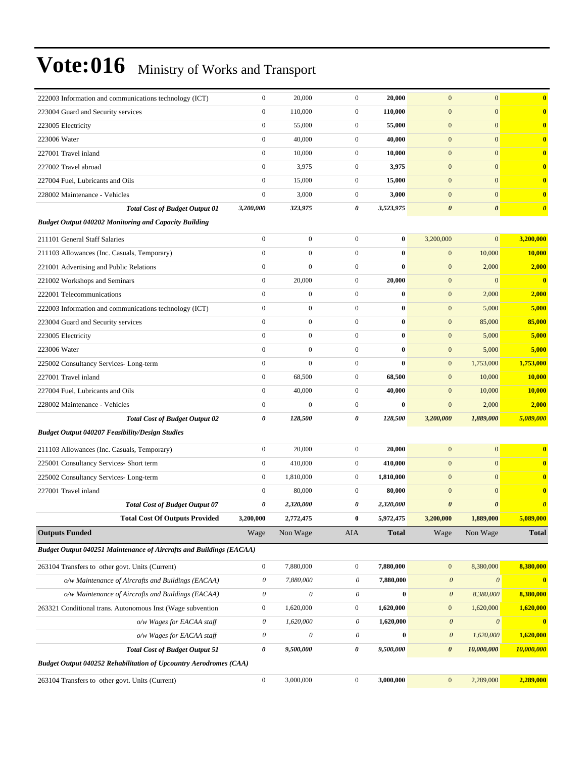# Vote:016 Ministry of Works and Transport

| | | | | | | | |
|---|---|---|---|---|---|---|---|
| 222003 Information and communications technology (ICT) | 0 | 20,000 | 0 | **20,000** | 0 | 0 | **0** |
| 223004 Guard and Security services | 0 | 110,000 | 0 | **110,000** | 0 | 0 | **0** |
| 223005 Electricity | 0 | 55,000 | 0 | **55,000** | 0 | 0 | **0** |
| 223006 Water | 0 | 40,000 | 0 | **40,000** | 0 | 0 | **0** |
| 227001 Travel inland | 0 | 10,000 | 0 | **10,000** | 0 | 0 | **0** |
| 227002 Travel abroad | 0 | 3,975 | 0 | **3,975** | 0 | 0 | **0** |
| 227004 Fuel, Lubricants and Oils | 0 | 15,000 | 0 | **15,000** | 0 | 0 | **0** |
| 228002 Maintenance - Vehicles | 0 | 3,000 | 0 | **3,000** | 0 | 0 | **0** |
| ***Total Cost of Budget Output 01*** | ***3,200,000*** | ***323,975*** | ***0*** | ***3,523,975*** | ***0*** | ***0*** | ***0*** |
| ***Budget Output 040202 Monitoring and Capacity Building*** | | | | | | | |
| 211101 General Staff Salaries | 0 | 0 | 0 | **0** | 3,200,000 | 0 | **3,200,000** |
| 211103 Allowances (Inc. Casuals, Temporary) | 0 | 0 | 0 | **0** | 0 | 10,000 | **10,000** |
| 221001 Advertising and Public Relations | 0 | 0 | 0 | **0** | 0 | 2,000 | **2,000** |
| 221002 Workshops and Seminars | 0 | 20,000 | 0 | **20,000** | 0 | 0 | **0** |
| 222001 Telecommunications | 0 | 0 | 0 | **0** | 0 | 2,000 | **2,000** |
| 222003 Information and communications technology (ICT) | 0 | 0 | 0 | **0** | 0 | 5,000 | **5,000** |
| 223004 Guard and Security services | 0 | 0 | 0 | **0** | 0 | 85,000 | **85,000** |
| 223005 Electricity | 0 | 0 | 0 | **0** | 0 | 5,000 | **5,000** |
| 223006 Water | 0 | 0 | 0 | **0** | 0 | 5,000 | **5,000** |
| 225002 Consultancy Services- Long-term | 0 | 0 | 0 | **0** | 0 | 1,753,000 | **1,753,000** |
| 227001 Travel inland | 0 | 68,500 | 0 | **68,500** | 0 | 10,000 | **10,000** |
| 227004 Fuel, Lubricants and Oils | 0 | 40,000 | 0 | **40,000** | 0 | 10,000 | **10,000** |
| 228002 Maintenance - Vehicles | 0 | 0 | 0 | **0** | 0 | 2,000 | **2,000** |
| ***Total Cost of Budget Output 02*** | ***0*** | ***128,500*** | ***0*** | ***128,500*** | ***3,200,000*** | ***1,889,000*** | ***5,089,000*** |
| ***Budget Output 040207 Feasibility/Design Studies*** | | | | | | | |
| 211103 Allowances (Inc. Casuals, Temporary) | 0 | 20,000 | 0 | **20,000** | 0 | 0 | **0** |
| 225001 Consultancy Services- Short term | 0 | 410,000 | 0 | **410,000** | 0 | 0 | **0** |
| 225002 Consultancy Services- Long-term | 0 | 1,810,000 | 0 | **1,810,000** | 0 | 0 | **0** |
| 227001 Travel inland | 0 | 80,000 | 0 | **80,000** | 0 | 0 | **0** |
| ***Total Cost of Budget Output 07*** | ***0*** | ***2,320,000*** | ***0*** | ***2,320,000*** | ***0*** | ***0*** | ***0*** |
| **Total Cost Of Outputs Provided** | **3,200,000** | **2,772,475** | **0** | **5,972,475** | **3,200,000** | **1,889,000** | **5,089,000** |
| **Outputs Funded** | Wage | Non Wage | AIA | **Total** | Wage | Non Wage | **Total** |
| ***Budget Output 040251 Maintenance of Aircrafts and Buildings (EACAA)*** | | | | | | | |
| 263104 Transfers to other govt. Units (Current) | 0 | 7,880,000 | 0 | **7,880,000** | 0 | 8,380,000 | **8,380,000** |
| *o/w Maintenance of Aircrafts and Buildings (EACAA)* | *0* | *7,880,000* | *0* | **7,880,000** | *0* | *0* | **0** |
| *o/w Maintenance of Aircrafts and Buildings (EACAA)* | *0* | *0* | *0* | **0** | *0* | *8,380,000* | **8,380,000** |
| 263321 Conditional trans. Autonomous Inst (Wage subvention | 0 | 1,620,000 | 0 | **1,620,000** | 0 | 1,620,000 | **1,620,000** |
| *o/w Wages for EACAA staff* | *0* | *1,620,000* | *0* | **1,620,000** | *0* | *0* | **0** |
| *o/w Wages for EACAA staff* | *0* | *0* | *0* | **0** | *0* | *1,620,000* | **1,620,000** |
| ***Total Cost of Budget Output 51*** | ***0*** | ***9,500,000*** | ***0*** | ***9,500,000*** | ***0*** | ***10,000,000*** | ***10,000,000*** |
| ***Budget Output 040252 Rehabilitation of Upcountry Aerodromes (CAA)*** | | | | | | | |
| 263104 Transfers to other govt. Units (Current) | 0 | 3,000,000 | 0 | **3,000,000** | 0 | 2,289,000 | **2,289,000** |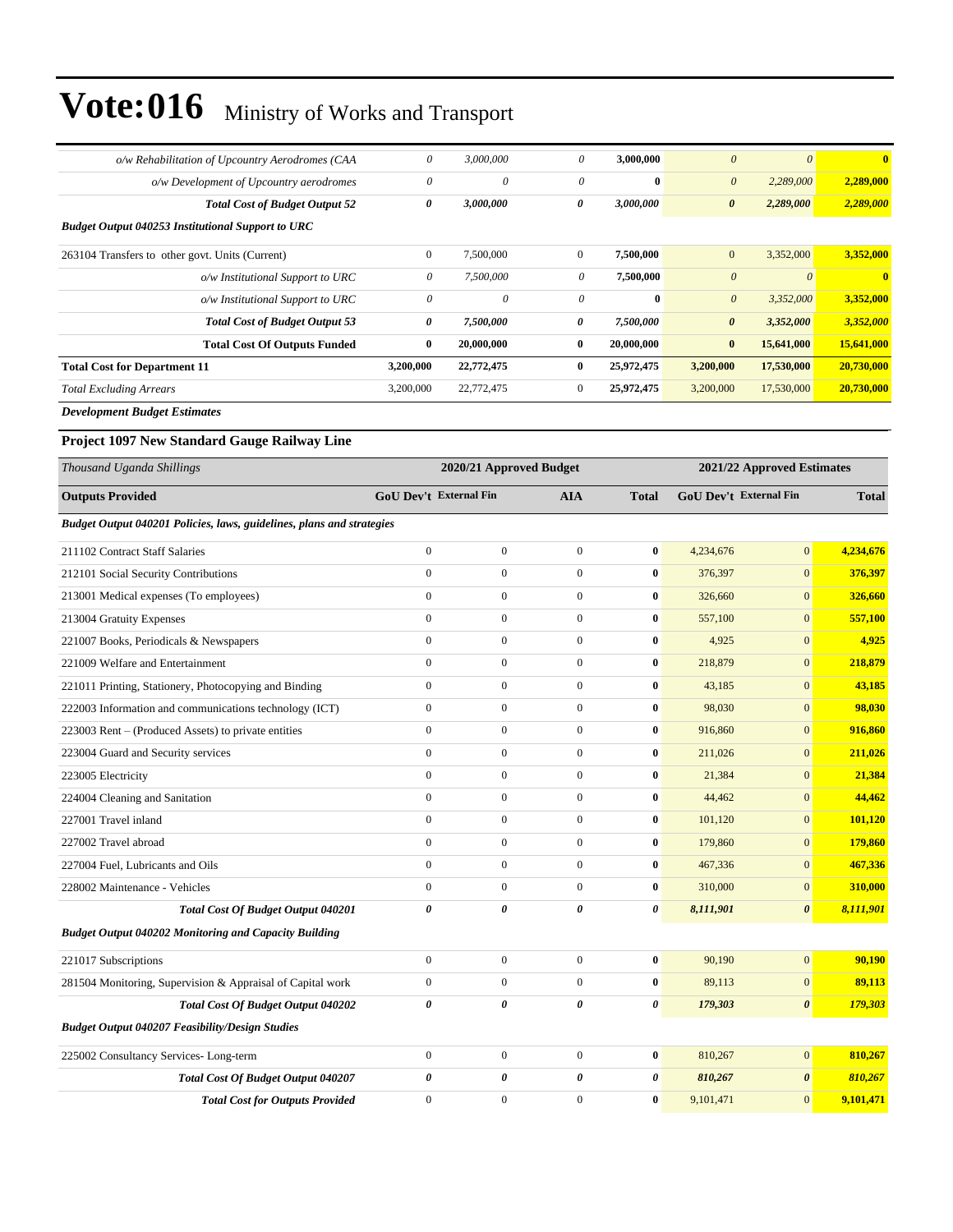# Vote:016 Ministry of Works and Transport

| | | | | | | | |
|---|---|---|---|---|---|---|---|
| *o/w Rehabilitation of Upcountry Aerodromes (CAA* | *0* | *3,000,000* | *0* | **3,000,000** | *0* | *0* | **0** |
| *o/w Development of Upcountry aerodromes* | *0* | *0* | *0* | **0** | *0* | *2,289,000* | **2,289,000** |
| ***Total Cost of Budget Output 52*** | ***0*** | ***3,000,000*** | ***0*** | ***3,000,000*** | ***0*** | ***2,289,000*** | ***2,289,000*** |
| ***Budget Output 040253 Institutional Support to URC*** | | | | | | | |
| 263104 Transfers to other govt. Units (Current) | 0 | 7,500,000 | 0 | **7,500,000** | 0 | 3,352,000 | **3,352,000** |
| *o/w Institutional Support to URC* | *0* | *7,500,000* | *0* | **7,500,000** | *0* | *0* | **0** |
| *o/w Institutional Support to URC* | *0* | *0* | *0* | **0** | *0* | *3,352,000* | **3,352,000** |
| ***Total Cost of Budget Output 53*** | ***0*** | ***7,500,000*** | ***0*** | ***7,500,000*** | ***0*** | ***3,352,000*** | ***3,352,000*** |
| **Total Cost Of Outputs Funded** | **0** | **20,000,000** | **0** | **20,000,000** | **0** | **15,641,000** | **15,641,000** |
| **Total Cost for Department 11** | **3,200,000** | **22,772,475** | **0** | **25,972,475** | **3,200,000** | **17,530,000** | **20,730,000** |
| *Total Excluding Arrears* | 3,200,000 | 22,772,475 | 0 | **25,972,475** | 3,200,000 | 17,530,000 | **20,730,000** |

***Development Budget Estimates***

**Project 1097 New Standard Gauge Railway Line**

| *Thousand Uganda Shillings* | **2020/21 Approved Budget** | | | | **2021/22 Approved Estimates** | | |
|---|---|---|---|---|---|---|---|
| **Outputs Provided** | **GoU Dev't** | **External Fin** | **AIA** | **Total** | **GoU Dev't** | **External Fin** | **Total** |
| ***Budget Output 040201 Policies, laws, guidelines, plans and strategies*** | | | | | | | |
| 211102 Contract Staff Salaries | 0 | 0 | 0 | **0** | 4,234,676 | 0 | **4,234,676** |
| 212101 Social Security Contributions | 0 | 0 | 0 | **0** | 376,397 | 0 | **376,397** |
| 213001 Medical expenses (To employees) | 0 | 0 | 0 | **0** | 326,660 | 0 | **326,660** |
| 213004 Gratuity Expenses | 0 | 0 | 0 | **0** | 557,100 | 0 | **557,100** |
| 221007 Books, Periodicals & Newspapers | 0 | 0 | 0 | **0** | 4,925 | 0 | **4,925** |
| 221009 Welfare and Entertainment | 0 | 0 | 0 | **0** | 218,879 | 0 | **218,879** |
| 221011 Printing, Stationery, Photocopying and Binding | 0 | 0 | 0 | **0** | 43,185 | 0 | **43,185** |
| 222003 Information and communications technology (ICT) | 0 | 0 | 0 | **0** | 98,030 | 0 | **98,030** |
| 223003 Rent – (Produced Assets) to private entities | 0 | 0 | 0 | **0** | 916,860 | 0 | **916,860** |
| 223004 Guard and Security services | 0 | 0 | 0 | **0** | 211,026 | 0 | **211,026** |
| 223005 Electricity | 0 | 0 | 0 | **0** | 21,384 | 0 | **21,384** |
| 224004 Cleaning and Sanitation | 0 | 0 | 0 | **0** | 44,462 | 0 | **44,462** |
| 227001 Travel inland | 0 | 0 | 0 | **0** | 101,120 | 0 | **101,120** |
| 227002 Travel abroad | 0 | 0 | 0 | **0** | 179,860 | 0 | **179,860** |
| 227004 Fuel, Lubricants and Oils | 0 | 0 | 0 | **0** | 467,336 | 0 | **467,336** |
| 228002 Maintenance - Vehicles | 0 | 0 | 0 | **0** | 310,000 | 0 | **310,000** |
| ***Total Cost Of Budget Output 040201*** | ***0*** | ***0*** | ***0*** | ***0*** | ***8,111,901*** | ***0*** | ***8,111,901*** |
| ***Budget Output 040202 Monitoring and Capacity Building*** | | | | | | | |
| 221017 Subscriptions | 0 | 0 | 0 | **0** | 90,190 | 0 | **90,190** |
| 281504 Monitoring, Supervision & Appraisal of Capital work | 0 | 0 | 0 | **0** | 89,113 | 0 | **89,113** |
| ***Total Cost Of Budget Output 040202*** | ***0*** | ***0*** | ***0*** | ***0*** | ***179,303*** | ***0*** | ***179,303*** |
| ***Budget Output 040207 Feasibility/Design Studies*** | | | | | | | |
| 225002 Consultancy Services- Long-term | 0 | 0 | 0 | **0** | 810,267 | 0 | **810,267** |
| ***Total Cost Of Budget Output 040207*** | ***0*** | ***0*** | ***0*** | ***0*** | ***810,267*** | ***0*** | ***810,267*** |
| ***Total Cost for Outputs Provided*** | 0 | 0 | 0 | **0** | 9,101,471 | 0 | **9,101,471** |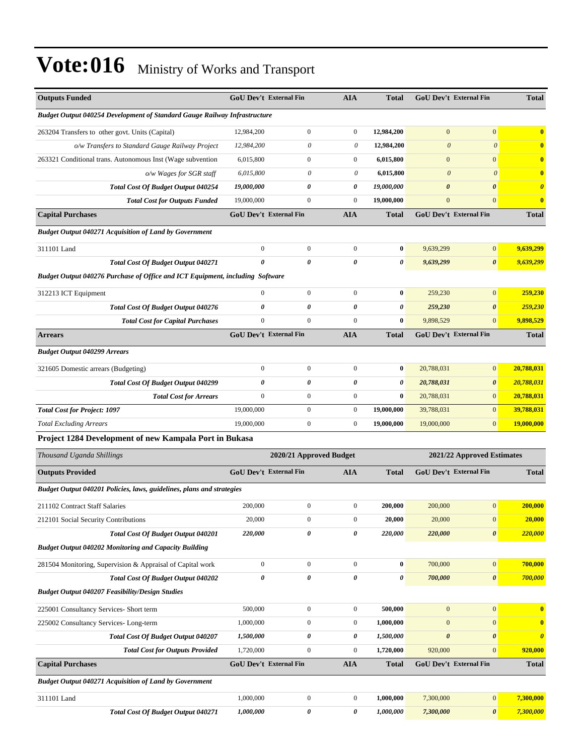# Vote:016 Ministry of Works and Transport

| Outputs Funded | GoU Dev't | External Fin | AIA | Total | GoU Dev't | External Fin | Total |
|---|---|---|---|---|---|---|---|
| *Budget Output 040254 Development of Standard Gauge Railway Infrastructure* | | | | | | | |
| 263204 Transfers to other govt. Units (Capital) | 12,984,200 | 0 | 0 | **12,984,200** | 0 | 0 | **0** |
| *o/w Transfers to Standard Gauge Railway Project* | *12,984,200* | *0* | *0* | **12,984,200** | *0* | *0* | **0** |
| 263321 Conditional trans. Autonomous Inst (Wage subvention | 6,015,800 | 0 | 0 | **6,015,800** | 0 | 0 | **0** |
| *o/w Wages for SGR staff* | *6,015,800* | *0* | *0* | **6,015,800** | *0* | *0* | **0** |
| ***Total Cost Of Budget Output 040254*** | ***19,000,000*** | ***0*** | ***0*** | ***19,000,000*** | ***0*** | ***0*** | ***0*** |
| ***Total Cost for Outputs Funded*** | 19,000,000 | 0 | 0 | **19,000,000** | 0 | 0 | **0** |
| **Capital Purchases** | **GoU Dev't** | **External Fin** | **AIA** | **Total** | **GoU Dev't** | **External Fin** | **Total** |
| *Budget Output 040271 Acquisition of Land by Government* | | | | | | | |
| 311101 Land | 0 | 0 | 0 | **0** | 9,639,299 | 0 | **9,639,299** |
| ***Total Cost Of Budget Output 040271*** | ***0*** | ***0*** | ***0*** | ***0*** | ***9,639,299*** | ***0*** | ***9,639,299*** |
| *Budget Output 040276 Purchase of Office and ICT Equipment, including Software* | | | | | | | |
| 312213 ICT Equipment | 0 | 0 | 0 | **0** | 259,230 | 0 | **259,230** |
| ***Total Cost Of Budget Output 040276*** | ***0*** | ***0*** | ***0*** | ***0*** | ***259,230*** | ***0*** | ***259,230*** |
| ***Total Cost for Capital Purchases*** | 0 | 0 | 0 | **0** | 9,898,529 | 0 | **9,898,529** |
| **Arrears** | **GoU Dev't** | **External Fin** | **AIA** | **Total** | **GoU Dev't** | **External Fin** | **Total** |
| *Budget Output 040299 Arrears* | | | | | | | |
| 321605 Domestic arrears (Budgeting) | 0 | 0 | 0 | **0** | 20,788,031 | 0 | **20,788,031** |
| ***Total Cost Of Budget Output 040299*** | ***0*** | ***0*** | ***0*** | ***0*** | ***20,788,031*** | ***0*** | ***20,788,031*** |
| ***Total Cost for Arrears*** | 0 | 0 | 0 | **0** | 20,788,031 | 0 | **20,788,031** |
| ***Total Cost for Project: 1097*** | 19,000,000 | 0 | 0 | **19,000,000** | 39,788,031 | 0 | **39,788,031** |
| *Total Excluding Arrears* | 19,000,000 | 0 | 0 | **19,000,000** | 19,000,000 | 0 | **19,000,000** |

### Project 1284 Development of new Kampala Port in Bukasa

| *Thousand Uganda Shillings* | 2020/21 Approved Budget | | | | 2021/22 Approved Estimates | | |
|---|---|---|---|---|---|---|---|
| **Outputs Provided** | **GoU Dev't** | **External Fin** | **AIA** | **Total** | **GoU Dev't** | **External Fin** | **Total** |
| *Budget Output 040201 Policies, laws, guidelines, plans and strategies* | | | | | | | |
| 211102 Contract Staff Salaries | 200,000 | 0 | 0 | **200,000** | 200,000 | 0 | **200,000** |
| 212101 Social Security Contributions | 20,000 | 0 | 0 | **20,000** | 20,000 | 0 | **20,000** |
| ***Total Cost Of Budget Output 040201*** | ***220,000*** | ***0*** | ***0*** | ***220,000*** | ***220,000*** | ***0*** | ***220,000*** |
| *Budget Output 040202 Monitoring and Capacity Building* | | | | | | | |
| 281504 Monitoring, Supervision & Appraisal of Capital work | 0 | 0 | 0 | **0** | 700,000 | 0 | **700,000** |
| ***Total Cost Of Budget Output 040202*** | ***0*** | ***0*** | ***0*** | ***0*** | ***700,000*** | ***0*** | ***700,000*** |
| *Budget Output 040207 Feasibility/Design Studies* | | | | | | | |
| 225001 Consultancy Services- Short term | 500,000 | 0 | 0 | **500,000** | 0 | 0 | **0** |
| 225002 Consultancy Services- Long-term | 1,000,000 | 0 | 0 | **1,000,000** | 0 | 0 | **0** |
| ***Total Cost Of Budget Output 040207*** | ***1,500,000*** | ***0*** | ***0*** | ***1,500,000*** | ***0*** | ***0*** | ***0*** |
| ***Total Cost for Outputs Provided*** | 1,720,000 | 0 | 0 | **1,720,000** | 920,000 | 0 | **920,000** |
| **Capital Purchases** | **GoU Dev't** | **External Fin** | **AIA** | **Total** | **GoU Dev't** | **External Fin** | **Total** |
| *Budget Output 040271 Acquisition of Land by Government* | | | | | | | |
| 311101 Land | 1,000,000 | 0 | 0 | **1,000,000** | 7,300,000 | 0 | **7,300,000** |
| ***Total Cost Of Budget Output 040271*** | ***1,000,000*** | ***0*** | ***0*** | ***1,000,000*** | ***7,300,000*** | ***0*** | ***7,300,000*** |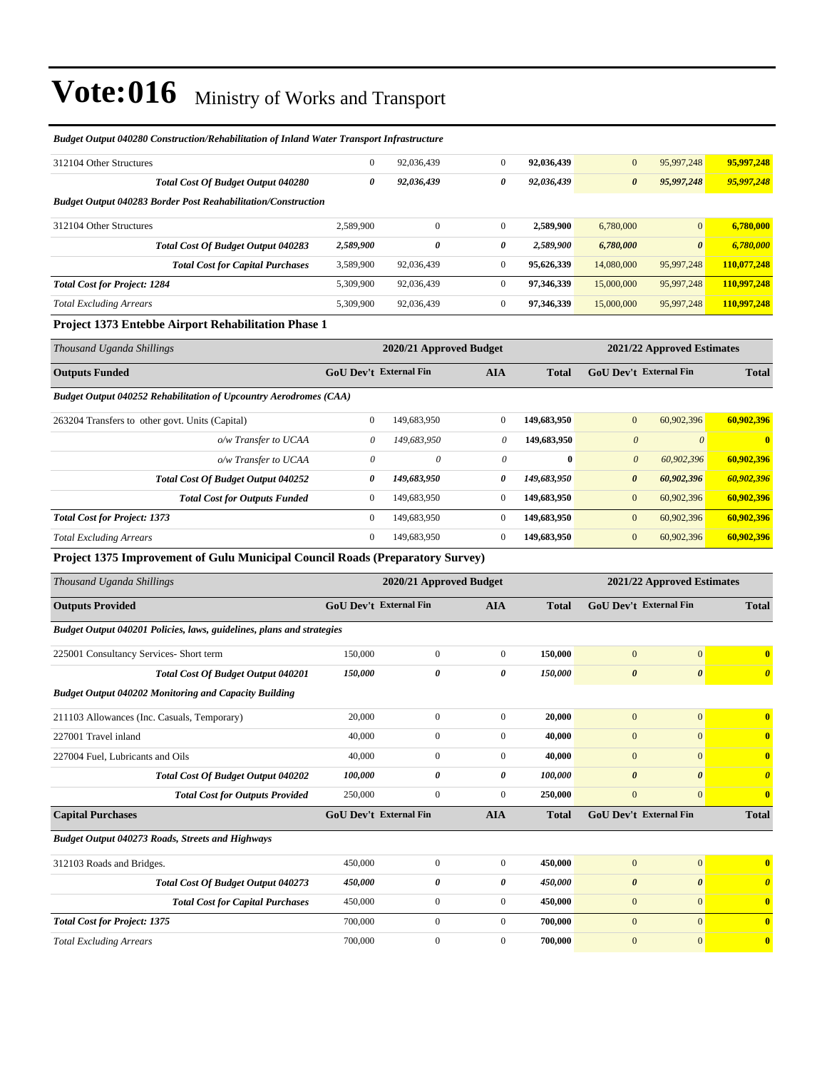# Vote:016 Ministry of Works and Transport

| | | | | | | | |
|---|---|---|---|---|---|---|---|
| ***Budget Output 040280 Construction/Rehabilitation of Inland Water Transport Infrastructure*** | | | | | | | |
| 312104 Other Structures | 0 | 92,036,439 | 0 | **92,036,439** | 0 | 95,997,248 | **95,997,248** |
| ***Total Cost Of Budget Output 040280*** | ***0*** | ***92,036,439*** | ***0*** | ***92,036,439*** | ***0*** | ***95,997,248*** | ***95,997,248*** |
| ***Budget Output 040283 Border Post Reahabilitation/Construction*** | | | | | | | |
| 312104 Other Structures | 2,589,900 | 0 | 0 | **2,589,900** | 6,780,000 | 0 | **6,780,000** |
| ***Total Cost Of Budget Output 040283*** | ***2,589,900*** | ***0*** | ***0*** | ***2,589,900*** | ***6,780,000*** | ***0*** | ***6,780,000*** |
| ***Total Cost for Capital Purchases*** | 3,589,900 | 92,036,439 | 0 | **95,626,339** | 14,080,000 | 95,997,248 | **110,077,248** |
| ***Total Cost for Project: 1284*** | 5,309,900 | 92,036,439 | 0 | **97,346,339** | 15,000,000 | 95,997,248 | **110,997,248** |
| *Total Excluding Arrears* | 5,309,900 | 92,036,439 | 0 | **97,346,339** | 15,000,000 | 95,997,248 | **110,997,248** |

### Project 1373 Entebbe Airport Rehabilitation Phase 1

| *Thousand Uganda Shillings* | 2020/21 Approved Budget | | | | 2021/22 Approved Estimates | | |
|---|---|---|---|---|---|---|---|
| **Outputs Funded** | **GoU Dev't** | **External Fin** | **AIA** | **Total** | **GoU Dev't** | **External Fin** | **Total** |
| ***Budget Output 040252 Rehabilitation of Upcountry Aerodromes (CAA)*** | | | | | | | |
| 263204 Transfers to other govt. Units (Capital) | 0 | 149,683,950 | 0 | **149,683,950** | 0 | 60,902,396 | **60,902,396** |
| *o/w Transfer to UCAA* | *0* | *149,683,950* | *0* | **149,683,950** | *0* | *0* | **0** |
| *o/w Transfer to UCAA* | *0* | *0* | *0* | **0** | *0* | *60,902,396* | **60,902,396** |
| ***Total Cost Of Budget Output 040252*** | ***0*** | ***149,683,950*** | ***0*** | ***149,683,950*** | ***0*** | ***60,902,396*** | ***60,902,396*** |
| ***Total Cost for Outputs Funded*** | 0 | 149,683,950 | 0 | **149,683,950** | 0 | 60,902,396 | **60,902,396** |
| ***Total Cost for Project: 1373*** | 0 | 149,683,950 | 0 | **149,683,950** | 0 | 60,902,396 | **60,902,396** |
| *Total Excluding Arrears* | 0 | 149,683,950 | 0 | **149,683,950** | 0 | 60,902,396 | **60,902,396** |

### Project 1375 Improvement of Gulu Municipal Council Roads (Preparatory Survey)

| *Thousand Uganda Shillings* | 2020/21 Approved Budget | | | | 2021/22 Approved Estimates | | |
|---|---|---|---|---|---|---|---|
| **Outputs Provided** | **GoU Dev't** | **External Fin** | **AIA** | **Total** | **GoU Dev't** | **External Fin** | **Total** |
| ***Budget Output 040201 Policies, laws, guidelines, plans and strategies*** | | | | | | | |
| 225001 Consultancy Services- Short term | 150,000 | 0 | 0 | **150,000** | 0 | 0 | **0** |
| ***Total Cost Of Budget Output 040201*** | ***150,000*** | ***0*** | ***0*** | ***150,000*** | ***0*** | ***0*** | ***0*** |
| ***Budget Output 040202 Monitoring and Capacity Building*** | | | | | | | |
| 211103 Allowances (Inc. Casuals, Temporary) | 20,000 | 0 | 0 | **20,000** | 0 | 0 | **0** |
| 227001 Travel inland | 40,000 | 0 | 0 | **40,000** | 0 | 0 | **0** |
| 227004 Fuel, Lubricants and Oils | 40,000 | 0 | 0 | **40,000** | 0 | 0 | **0** |
| ***Total Cost Of Budget Output 040202*** | ***100,000*** | ***0*** | ***0*** | ***100,000*** | ***0*** | ***0*** | ***0*** |
| ***Total Cost for Outputs Provided*** | 250,000 | 0 | 0 | **250,000** | 0 | 0 | **0** |
| **Capital Purchases** | **GoU Dev't** | **External Fin** | **AIA** | **Total** | **GoU Dev't** | **External Fin** | **Total** |
| ***Budget Output 040273 Roads, Streets and Highways*** | | | | | | | |
| 312103 Roads and Bridges. | 450,000 | 0 | 0 | **450,000** | 0 | 0 | **0** |
| ***Total Cost Of Budget Output 040273*** | ***450,000*** | ***0*** | ***0*** | ***450,000*** | ***0*** | ***0*** | ***0*** |
| ***Total Cost for Capital Purchases*** | 450,000 | 0 | 0 | **450,000** | 0 | 0 | **0** |
| ***Total Cost for Project: 1375*** | 700,000 | 0 | 0 | **700,000** | 0 | 0 | **0** |
| *Total Excluding Arrears* | 700,000 | 0 | 0 | **700,000** | 0 | 0 | **0** |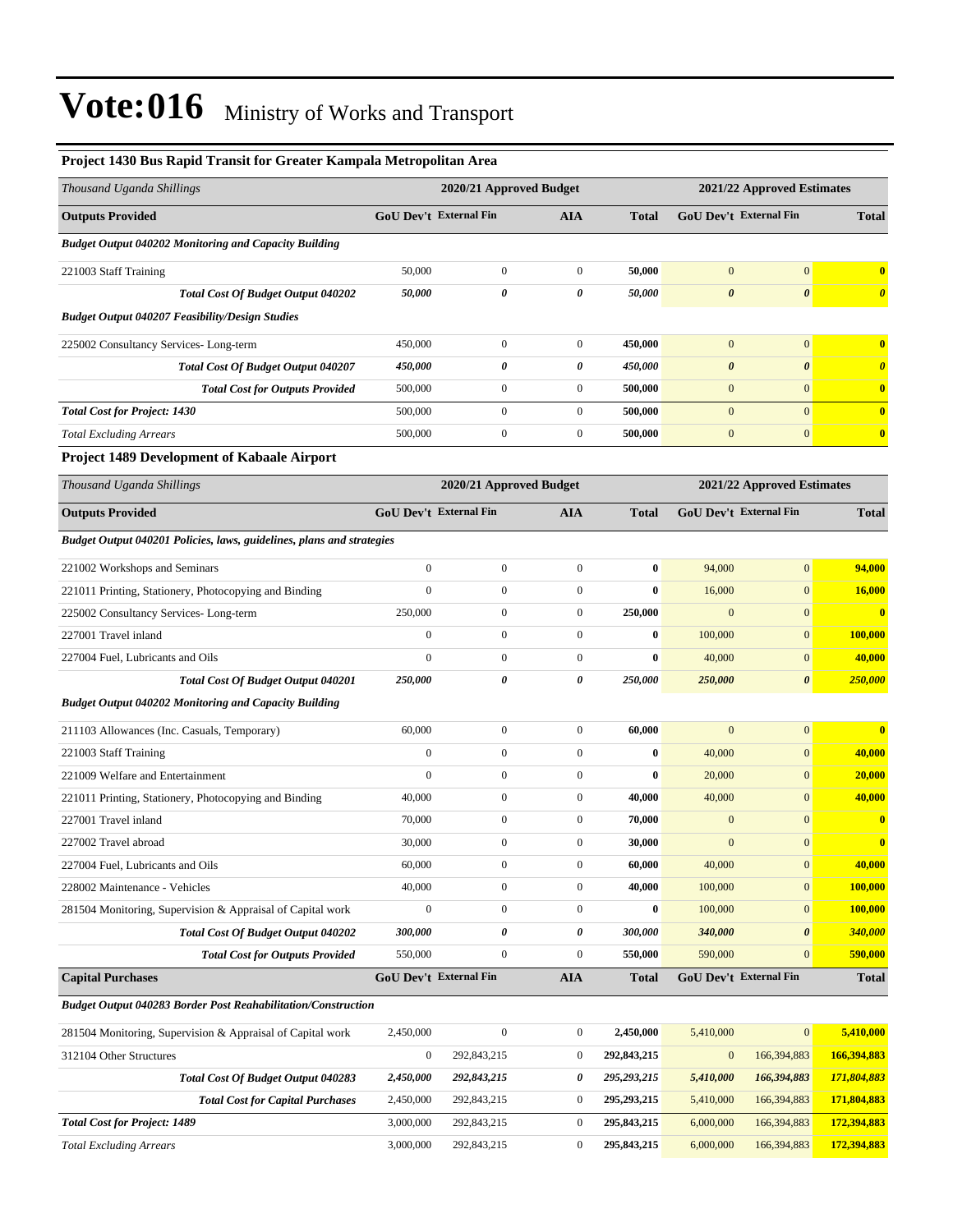# Vote:016 Ministry of Works and Transport

### Project 1430 Bus Rapid Transit for Greater Kampala Metropolitan Area

| *Thousand Uganda Shillings* | 2020/21 Approved Budget | | | | 2021/22 Approved Estimates | | |
|---|---|---|---|---|---|---|---|
| **Outputs Provided** | **GoU Dev't** | **External Fin** | **AIA** | **Total** | **GoU Dev't** | **External Fin** | **Total** |
| ***Budget Output 040202 Monitoring and Capacity Building*** | | | | | | | |
| 221003 Staff Training | 50,000 | 0 | 0 | **50,000** | 0 | 0 | **0** |
| ***Total Cost Of Budget Output 040202*** | ***50,000*** | ***0*** | ***0*** | ***50,000*** | ***0*** | ***0*** | ***0*** |
| ***Budget Output 040207 Feasibility/Design Studies*** | | | | | | | |
| 225002 Consultancy Services- Long-term | 450,000 | 0 | 0 | **450,000** | 0 | 0 | **0** |
| ***Total Cost Of Budget Output 040207*** | ***450,000*** | ***0*** | ***0*** | ***450,000*** | ***0*** | ***0*** | ***0*** |
| ***Total Cost for Outputs Provided*** | 500,000 | 0 | 0 | **500,000** | 0 | 0 | **0** |
| ***Total Cost for Project: 1430*** | 500,000 | 0 | 0 | **500,000** | 0 | 0 | **0** |
| *Total Excluding Arrears* | 500,000 | 0 | 0 | **500,000** | 0 | 0 | **0** |

### Project 1489 Development of Kabaale Airport

| *Thousand Uganda Shillings* | 2020/21 Approved Budget | | | | 2021/22 Approved Estimates | | |
|---|---|---|---|---|---|---|---|
| **Outputs Provided** | **GoU Dev't** | **External Fin** | **AIA** | **Total** | **GoU Dev't** | **External Fin** | **Total** |
| ***Budget Output 040201 Policies, laws, guidelines, plans and strategies*** | | | | | | | |
| 221002 Workshops and Seminars | 0 | 0 | 0 | **0** | 94,000 | 0 | **94,000** |
| 221011 Printing, Stationery, Photocopying and Binding | 0 | 0 | 0 | **0** | 16,000 | 0 | **16,000** |
| 225002 Consultancy Services- Long-term | 250,000 | 0 | 0 | **250,000** | 0 | 0 | **0** |
| 227001 Travel inland | 0 | 0 | 0 | **0** | 100,000 | 0 | **100,000** |
| 227004 Fuel, Lubricants and Oils | 0 | 0 | 0 | **0** | 40,000 | 0 | **40,000** |
| ***Total Cost Of Budget Output 040201*** | ***250,000*** | ***0*** | ***0*** | ***250,000*** | ***250,000*** | ***0*** | ***250,000*** |
| ***Budget Output 040202 Monitoring and Capacity Building*** | | | | | | | |
| 211103 Allowances (Inc. Casuals, Temporary) | 60,000 | 0 | 0 | **60,000** | 0 | 0 | **0** |
| 221003 Staff Training | 0 | 0 | 0 | **0** | 40,000 | 0 | **40,000** |
| 221009 Welfare and Entertainment | 0 | 0 | 0 | **0** | 20,000 | 0 | **20,000** |
| 221011 Printing, Stationery, Photocopying and Binding | 40,000 | 0 | 0 | **40,000** | 40,000 | 0 | **40,000** |
| 227001 Travel inland | 70,000 | 0 | 0 | **70,000** | 0 | 0 | **0** |
| 227002 Travel abroad | 30,000 | 0 | 0 | **30,000** | 0 | 0 | **0** |
| 227004 Fuel, Lubricants and Oils | 60,000 | 0 | 0 | **60,000** | 40,000 | 0 | **40,000** |
| 228002 Maintenance - Vehicles | 40,000 | 0 | 0 | **40,000** | 100,000 | 0 | **100,000** |
| 281504 Monitoring, Supervision & Appraisal of Capital work | 0 | 0 | 0 | **0** | 100,000 | 0 | **100,000** |
| ***Total Cost Of Budget Output 040202*** | ***300,000*** | ***0*** | ***0*** | ***300,000*** | ***340,000*** | ***0*** | ***340,000*** |
| ***Total Cost for Outputs Provided*** | 550,000 | 0 | 0 | **550,000** | 590,000 | 0 | **590,000** |
| **Capital Purchases** | **GoU Dev't** | **External Fin** | **AIA** | **Total** | **GoU Dev't** | **External Fin** | **Total** |
| ***Budget Output 040283 Border Post Reahabilitation/Construction*** | | | | | | | |
| 281504 Monitoring, Supervision & Appraisal of Capital work | 2,450,000 | 0 | 0 | **2,450,000** | 5,410,000 | 0 | **5,410,000** |
| 312104 Other Structures | 0 | 292,843,215 | 0 | **292,843,215** | 0 | 166,394,883 | **166,394,883** |
| ***Total Cost Of Budget Output 040283*** | ***2,450,000*** | ***292,843,215*** | ***0*** | ***295,293,215*** | ***5,410,000*** | ***166,394,883*** | ***171,804,883*** |
| ***Total Cost for Capital Purchases*** | 2,450,000 | 292,843,215 | 0 | **295,293,215** | 5,410,000 | 166,394,883 | **171,804,883** |
| ***Total Cost for Project: 1489*** | 3,000,000 | 292,843,215 | 0 | **295,843,215** | 6,000,000 | 166,394,883 | **172,394,883** |
| *Total Excluding Arrears* | 3,000,000 | 292,843,215 | 0 | **295,843,215** | 6,000,000 | 166,394,883 | **172,394,883** |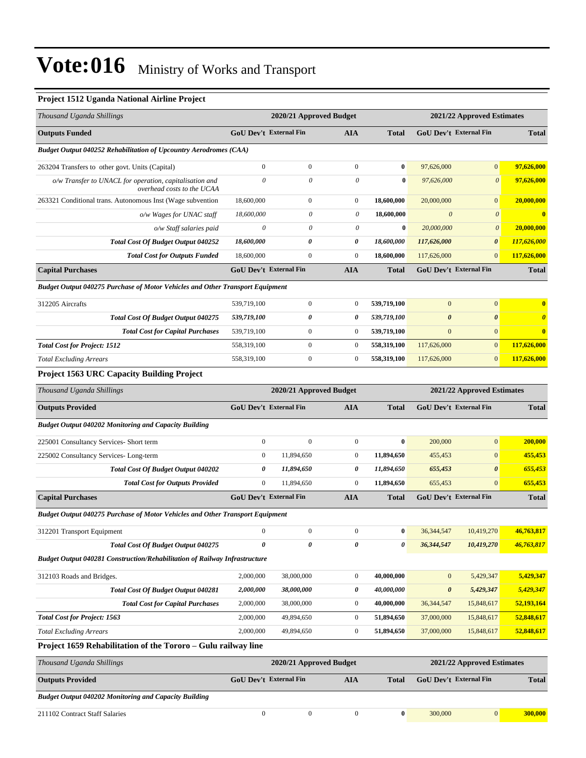# Vote:016 Ministry of Works and Transport

### Project 1512 Uganda National Airline Project

| Thousand Uganda Shillings | 2020/21 Approved Budget | | | | 2021/22 Approved Estimates | | |
|---|---|---|---|---|---|---|---|
| **Outputs Funded** | **GoU Dev't** | **External Fin** | **AIA** | **Total** | **GoU Dev't** | **External Fin** | **Total** |
| ***Budget Output 040252 Rehabilitation of Upcountry Aerodromes (CAA)*** | | | | | | | |
| 263204 Transfers to other govt. Units (Capital) | 0 | 0 | 0 | **0** | 97,626,000 | 0 | **97,626,000** |
| *o/w Transfer to UNACL for operation, capitalisation and overhead costs to the UCAA* | *0* | *0* | *0* | **0** | *97,626,000* | *0* | **97,626,000** |
| 263321 Conditional trans. Autonomous Inst (Wage subvention | 18,600,000 | 0 | 0 | **18,600,000** | 20,000,000 | 0 | **20,000,000** |
| *o/w Wages for UNAC staff* | *18,600,000* | *0* | *0* | **18,600,000** | *0* | *0* | **0** |
| *o/w Staff salaries paid* | *0* | *0* | *0* | **0** | *20,000,000* | *0* | **20,000,000** |
| ***Total Cost Of Budget Output 040252*** | ***18,600,000*** | ***0*** | ***0*** | ***18,600,000*** | ***117,626,000*** | ***0*** | ***117,626,000*** |
| ***Total Cost for Outputs Funded*** | 18,600,000 | 0 | 0 | **18,600,000** | 117,626,000 | 0 | **117,626,000** |
| **Capital Purchases** | **GoU Dev't** | **External Fin** | **AIA** | **Total** | **GoU Dev't** | **External Fin** | **Total** |
| ***Budget Output 040275 Purchase of Motor Vehicles and Other Transport Equipment*** | | | | | | | |
| 312205 Aircrafts | 539,719,100 | 0 | 0 | **539,719,100** | 0 | 0 | **0** |
| ***Total Cost Of Budget Output 040275*** | ***539,719,100*** | ***0*** | ***0*** | ***539,719,100*** | ***0*** | ***0*** | ***0*** |
| ***Total Cost for Capital Purchases*** | 539,719,100 | 0 | 0 | **539,719,100** | 0 | 0 | **0** |
| ***Total Cost for Project: 1512*** | 558,319,100 | 0 | 0 | **558,319,100** | 117,626,000 | 0 | **117,626,000** |
| *Total Excluding Arrears* | 558,319,100 | 0 | 0 | **558,319,100** | 117,626,000 | 0 | **117,626,000** |

### Project 1563 URC Capacity Building Project

| Thousand Uganda Shillings | 2020/21 Approved Budget | | | | 2021/22 Approved Estimates | | |
|---|---|---|---|---|---|---|---|
| **Outputs Provided** | **GoU Dev't** | **External Fin** | **AIA** | **Total** | **GoU Dev't** | **External Fin** | **Total** |
| ***Budget Output 040202 Monitoring and Capacity Building*** | | | | | | | |
| 225001 Consultancy Services- Short term | 0 | 0 | 0 | **0** | 200,000 | 0 | **200,000** |
| 225002 Consultancy Services- Long-term | 0 | 11,894,650 | 0 | **11,894,650** | 455,453 | 0 | **455,453** |
| ***Total Cost Of Budget Output 040202*** | ***0*** | ***11,894,650*** | ***0*** | ***11,894,650*** | ***655,453*** | ***0*** | ***655,453*** |
| ***Total Cost for Outputs Provided*** | 0 | 11,894,650 | 0 | **11,894,650** | 655,453 | 0 | **655,453** |
| **Capital Purchases** | **GoU Dev't** | **External Fin** | **AIA** | **Total** | **GoU Dev't** | **External Fin** | **Total** |
| ***Budget Output 040275 Purchase of Motor Vehicles and Other Transport Equipment*** | | | | | | | |
| 312201 Transport Equipment | 0 | 0 | 0 | **0** | 36,344,547 | 10,419,270 | **46,763,817** |
| ***Total Cost Of Budget Output 040275*** | ***0*** | ***0*** | ***0*** | ***0*** | ***36,344,547*** | ***10,419,270*** | ***46,763,817*** |
| ***Budget Output 040281 Construction/Rehabilitation of Railway Infrastructure*** | | | | | | | |
| 312103 Roads and Bridges. | 2,000,000 | 38,000,000 | 0 | **40,000,000** | 0 | 5,429,347 | **5,429,347** |
| ***Total Cost Of Budget Output 040281*** | ***2,000,000*** | ***38,000,000*** | ***0*** | ***40,000,000*** | ***0*** | ***5,429,347*** | ***5,429,347*** |
| ***Total Cost for Capital Purchases*** | 2,000,000 | 38,000,000 | 0 | **40,000,000** | 36,344,547 | 15,848,617 | **52,193,164** |
| ***Total Cost for Project: 1563*** | 2,000,000 | 49,894,650 | 0 | **51,894,650** | 37,000,000 | 15,848,617 | **52,848,617** |
| *Total Excluding Arrears* | 2,000,000 | 49,894,650 | 0 | **51,894,650** | 37,000,000 | 15,848,617 | **52,848,617** |

### Project 1659 Rehabilitation of the Tororo – Gulu railway line

| Thousand Uganda Shillings | 2020/21 Approved Budget | | | | 2021/22 Approved Estimates | | |
|---|---|---|---|---|---|---|---|
| **Outputs Provided** | **GoU Dev't** | **External Fin** | **AIA** | **Total** | **GoU Dev't** | **External Fin** | **Total** |
| ***Budget Output 040202 Monitoring and Capacity Building*** | | | | | | | |
| 211102 Contract Staff Salaries | 0 | 0 | 0 | **0** | 300,000 | 0 | **300,000** |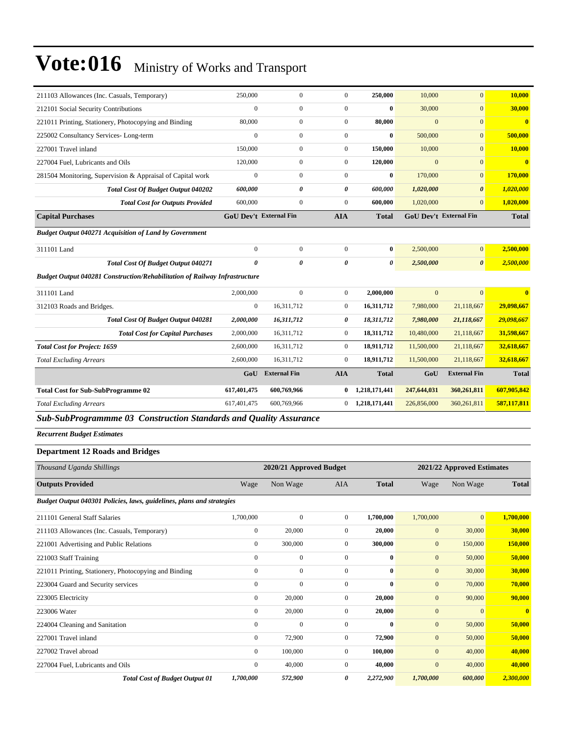| | | | | | | | |
|---|---|---|---|---|---|---|---|
| 211103 Allowances (Inc. Casuals, Temporary) | 250,000 | 0 | 0 | **250,000** | 10,000 | 0 | **10,000** |
| 212101 Social Security Contributions | 0 | 0 | 0 | **0** | 30,000 | 0 | **30,000** |
| 221011 Printing, Stationery, Photocopying and Binding | 80,000 | 0 | 0 | **80,000** | 0 | 0 | **0** |
| 225002 Consultancy Services- Long-term | 0 | 0 | 0 | **0** | 500,000 | 0 | **500,000** |
| 227001 Travel inland | 150,000 | 0 | 0 | **150,000** | 10,000 | 0 | **10,000** |
| 227004 Fuel, Lubricants and Oils | 120,000 | 0 | 0 | **120,000** | 0 | 0 | **0** |
| 281504 Monitoring, Supervision & Appraisal of Capital work | 0 | 0 | 0 | **0** | 170,000 | 0 | **170,000** |
| ***Total Cost Of Budget Output 040202*** | ***600,000*** | ***0*** | ***0*** | ***600,000*** | ***1,020,000*** | ***0*** | ***1,020,000*** |
| ***Total Cost for Outputs Provided*** | 600,000 | 0 | 0 | **600,000** | 1,020,000 | 0 | **1,020,000** |
| **Capital Purchases** | **GoU Dev't** | **External Fin** | **AIA** | **Total** | **GoU Dev't** | **External Fin** | **Total** |
| ***Budget Output 040271 Acquisition of Land by Government*** | | | | | | | |
| 311101 Land | 0 | 0 | 0 | **0** | 2,500,000 | 0 | **2,500,000** |
| ***Total Cost Of Budget Output 040271*** | ***0*** | ***0*** | ***0*** | ***0*** | ***2,500,000*** | ***0*** | ***2,500,000*** |
| ***Budget Output 040281 Construction/Rehabilitation of Railway Infrastructure*** | | | | | | | |
| 311101 Land | 2,000,000 | 0 | 0 | **2,000,000** | 0 | 0 | **0** |
| 312103 Roads and Bridges. | 0 | 16,311,712 | 0 | **16,311,712** | 7,980,000 | 21,118,667 | **29,098,667** |
| ***Total Cost Of Budget Output 040281*** | ***2,000,000*** | ***16,311,712*** | ***0*** | ***18,311,712*** | ***7,980,000*** | ***21,118,667*** | ***29,098,667*** |
| ***Total Cost for Capital Purchases*** | 2,000,000 | 16,311,712 | 0 | **18,311,712** | 10,480,000 | 21,118,667 | **31,598,667** |
| ***Total Cost for Project: 1659*** | 2,600,000 | 16,311,712 | 0 | **18,911,712** | 11,500,000 | 21,118,667 | **32,618,667** |
| *Total Excluding Arrears* | 2,600,000 | 16,311,712 | 0 | **18,911,712** | 11,500,000 | 21,118,667 | **32,618,667** |
| | **GoU** | **External Fin** | **AIA** | **Total** | **GoU** | **External Fin** | **Total** |
| **Total Cost for Sub-SubProgramme 02** | **617,401,475** | **600,769,966** | **0** | **1,218,171,441** | **247,644,031** | **360,261,811** | **607,905,842** |
| *Total Excluding Arrears* | 617,401,475 | 600,769,966 | 0 | 1,218,171,441 | 226,856,000 | 360,261,811 | **587,117,811** |

## *Sub-SubProgrammme 03 Construction Standards and Quality Assurance*

***Recurrent Budget Estimates***

### Department 12 Roads and Bridges

| *Thousand Uganda Shillings* | | **2020/21 Approved Budget** | | | | **2021/22 Approved Estimates** | |
|---|---|---|---|---|---|---|---|
| **Outputs Provided** | Wage | Non Wage | AIA | **Total** | Wage | Non Wage | **Total** |
| ***Budget Output 040301 Policies, laws, guidelines, plans and strategies*** | | | | | | | |
| 211101 General Staff Salaries | 1,700,000 | 0 | 0 | **1,700,000** | 1,700,000 | 0 | **1,700,000** |
| 211103 Allowances (Inc. Casuals, Temporary) | 0 | 20,000 | 0 | **20,000** | 0 | 30,000 | **30,000** |
| 221001 Advertising and Public Relations | 0 | 300,000 | 0 | **300,000** | 0 | 150,000 | **150,000** |
| 221003 Staff Training | 0 | 0 | 0 | **0** | 0 | 50,000 | **50,000** |
| 221011 Printing, Stationery, Photocopying and Binding | 0 | 0 | 0 | **0** | 0 | 30,000 | **30,000** |
| 223004 Guard and Security services | 0 | 0 | 0 | **0** | 0 | 70,000 | **70,000** |
| 223005 Electricity | 0 | 20,000 | 0 | **20,000** | 0 | 90,000 | **90,000** |
| 223006 Water | 0 | 20,000 | 0 | **20,000** | 0 | 0 | **0** |
| 224004 Cleaning and Sanitation | 0 | 0 | 0 | **0** | 0 | 50,000 | **50,000** |
| 227001 Travel inland | 0 | 72,900 | 0 | **72,900** | 0 | 50,000 | **50,000** |
| 227002 Travel abroad | 0 | 100,000 | 0 | **100,000** | 0 | 40,000 | **40,000** |
| 227004 Fuel, Lubricants and Oils | 0 | 40,000 | 0 | **40,000** | 0 | 40,000 | **40,000** |
| ***Total Cost of Budget Output 01*** | ***1,700,000*** | ***572,900*** | ***0*** | ***2,272,900*** | ***1,700,000*** | ***600,000*** | ***2,300,000*** |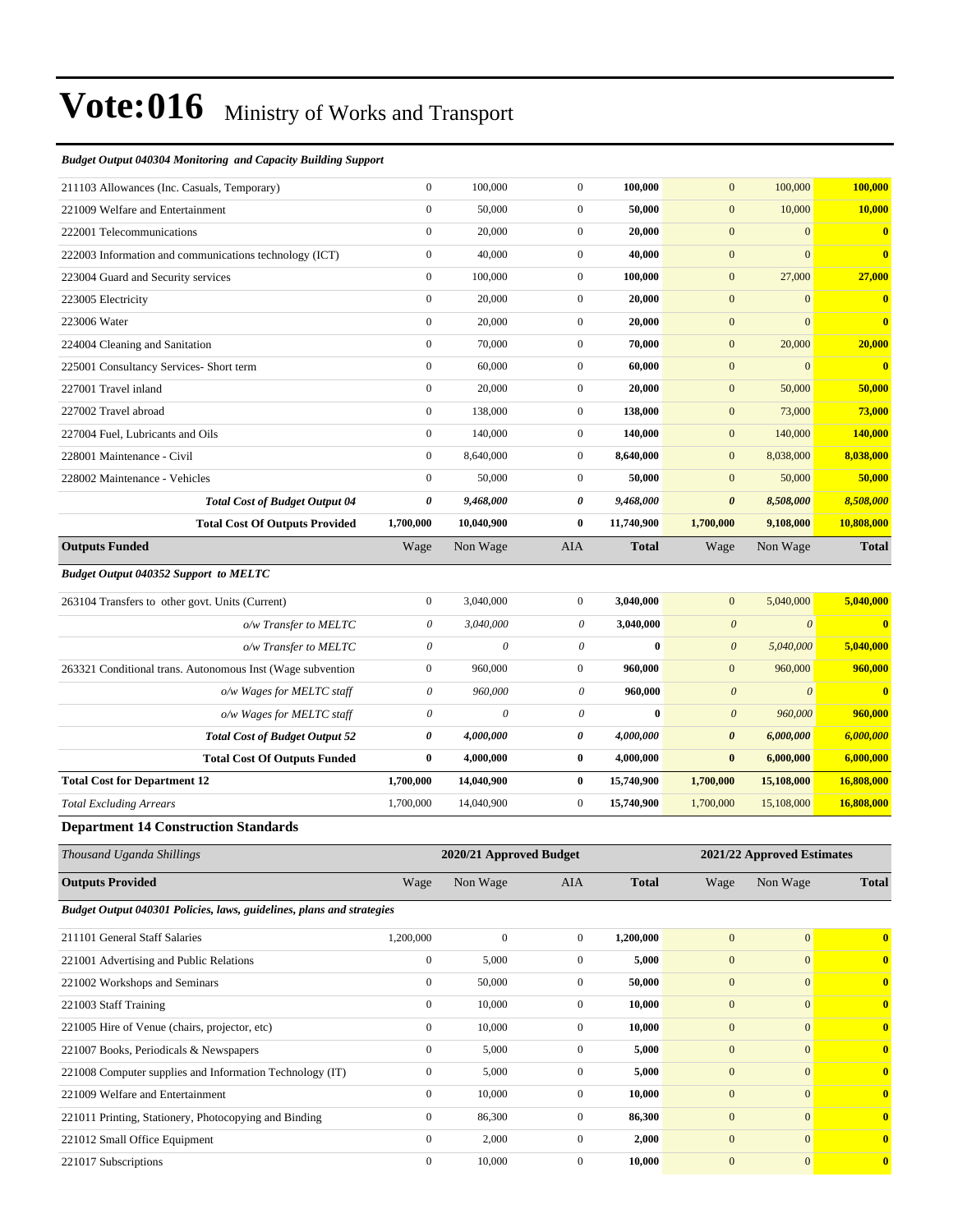# Vote:016 Ministry of Works and Transport

***Budget Output 040304 Monitoring and Capacity Building Support***

| | | | | | | | |
|---|---|---|---|---|---|---|---|
| 211103 Allowances (Inc. Casuals, Temporary) | 0 | 100,000 | 0 | **100,000** | 0 | 100,000 | **100,000** |
| 221009 Welfare and Entertainment | 0 | 50,000 | 0 | **50,000** | 0 | 10,000 | **10,000** |
| 222001 Telecommunications | 0 | 20,000 | 0 | **20,000** | 0 | 0 | **0** |
| 222003 Information and communications technology (ICT) | 0 | 40,000 | 0 | **40,000** | 0 | 0 | **0** |
| 223004 Guard and Security services | 0 | 100,000 | 0 | **100,000** | 0 | 27,000 | **27,000** |
| 223005 Electricity | 0 | 20,000 | 0 | **20,000** | 0 | 0 | **0** |
| 223006 Water | 0 | 20,000 | 0 | **20,000** | 0 | 0 | **0** |
| 224004 Cleaning and Sanitation | 0 | 70,000 | 0 | **70,000** | 0 | 20,000 | **20,000** |
| 225001 Consultancy Services- Short term | 0 | 60,000 | 0 | **60,000** | 0 | 0 | **0** |
| 227001 Travel inland | 0 | 20,000 | 0 | **20,000** | 0 | 50,000 | **50,000** |
| 227002 Travel abroad | 0 | 138,000 | 0 | **138,000** | 0 | 73,000 | **73,000** |
| 227004 Fuel, Lubricants and Oils | 0 | 140,000 | 0 | **140,000** | 0 | 140,000 | **140,000** |
| 228001 Maintenance - Civil | 0 | 8,640,000 | 0 | **8,640,000** | 0 | 8,038,000 | **8,038,000** |
| 228002 Maintenance - Vehicles | 0 | 50,000 | 0 | **50,000** | 0 | 50,000 | **50,000** |
| ***Total Cost of Budget Output 04*** | ***0*** | ***9,468,000*** | ***0*** | ***9,468,000*** | ***0*** | ***8,508,000*** | ***8,508,000*** |
| **Total Cost Of Outputs Provided** | **1,700,000** | **10,040,900** | **0** | **11,740,900** | **1,700,000** | **9,108,000** | **10,808,000** |
| **Outputs Funded** | Wage | Non Wage | AIA | **Total** | Wage | Non Wage | **Total** |
| ***Budget Output 040352 Support to MELTC*** | | | | | | | |
| 263104 Transfers to other govt. Units (Current) | 0 | 3,040,000 | 0 | **3,040,000** | 0 | 5,040,000 | **5,040,000** |
| *o/w Transfer to MELTC* | *0* | *3,040,000* | *0* | **3,040,000** | *0* | *0* | **0** |
| *o/w Transfer to MELTC* | *0* | *0* | *0* | **0** | *0* | *5,040,000* | **5,040,000** |
| 263321 Conditional trans. Autonomous Inst (Wage subvention | 0 | 960,000 | 0 | **960,000** | 0 | 960,000 | **960,000** |
| *o/w Wages for MELTC staff* | *0* | *960,000* | *0* | **960,000** | *0* | *0* | **0** |
| *o/w Wages for MELTC staff* | *0* | *0* | *0* | **0** | *0* | *960,000* | **960,000** |
| ***Total Cost of Budget Output 52*** | ***0*** | ***4,000,000*** | ***0*** | ***4,000,000*** | ***0*** | ***6,000,000*** | ***6,000,000*** |
| **Total Cost Of Outputs Funded** | **0** | **4,000,000** | **0** | **4,000,000** | **0** | **6,000,000** | **6,000,000** |
| **Total Cost for Department 12** | **1,700,000** | **14,040,900** | **0** | **15,740,900** | **1,700,000** | **15,108,000** | **16,808,000** |
| *Total Excluding Arrears* | 1,700,000 | 14,040,900 | 0 | **15,740,900** | 1,700,000 | 15,108,000 | **16,808,000** |

### Department 14 Construction Standards

| *Thousand Uganda Shillings* | 2020/21 Approved Budget | | | | 2021/22 Approved Estimates | | |
|---|---|---|---|---|---|---|---|
| **Outputs Provided** | Wage | Non Wage | AIA | **Total** | Wage | Non Wage | **Total** |
| ***Budget Output 040301 Policies, laws, guidelines, plans and strategies*** | | | | | | | |
| 211101 General Staff Salaries | 1,200,000 | 0 | 0 | **1,200,000** | 0 | 0 | **0** |
| 221001 Advertising and Public Relations | 0 | 5,000 | 0 | **5,000** | 0 | 0 | **0** |
| 221002 Workshops and Seminars | 0 | 50,000 | 0 | **50,000** | 0 | 0 | **0** |
| 221003 Staff Training | 0 | 10,000 | 0 | **10,000** | 0 | 0 | **0** |
| 221005 Hire of Venue (chairs, projector, etc) | 0 | 10,000 | 0 | **10,000** | 0 | 0 | **0** |
| 221007 Books, Periodicals & Newspapers | 0 | 5,000 | 0 | **5,000** | 0 | 0 | **0** |
| 221008 Computer supplies and Information Technology (IT) | 0 | 5,000 | 0 | **5,000** | 0 | 0 | **0** |
| 221009 Welfare and Entertainment | 0 | 10,000 | 0 | **10,000** | 0 | 0 | **0** |
| 221011 Printing, Stationery, Photocopying and Binding | 0 | 86,300 | 0 | **86,300** | 0 | 0 | **0** |
| 221012 Small Office Equipment | 0 | 2,000 | 0 | **2,000** | 0 | 0 | **0** |
| 221017 Subscriptions | 0 | 10,000 | 0 | **10,000** | 0 | 0 | **0** |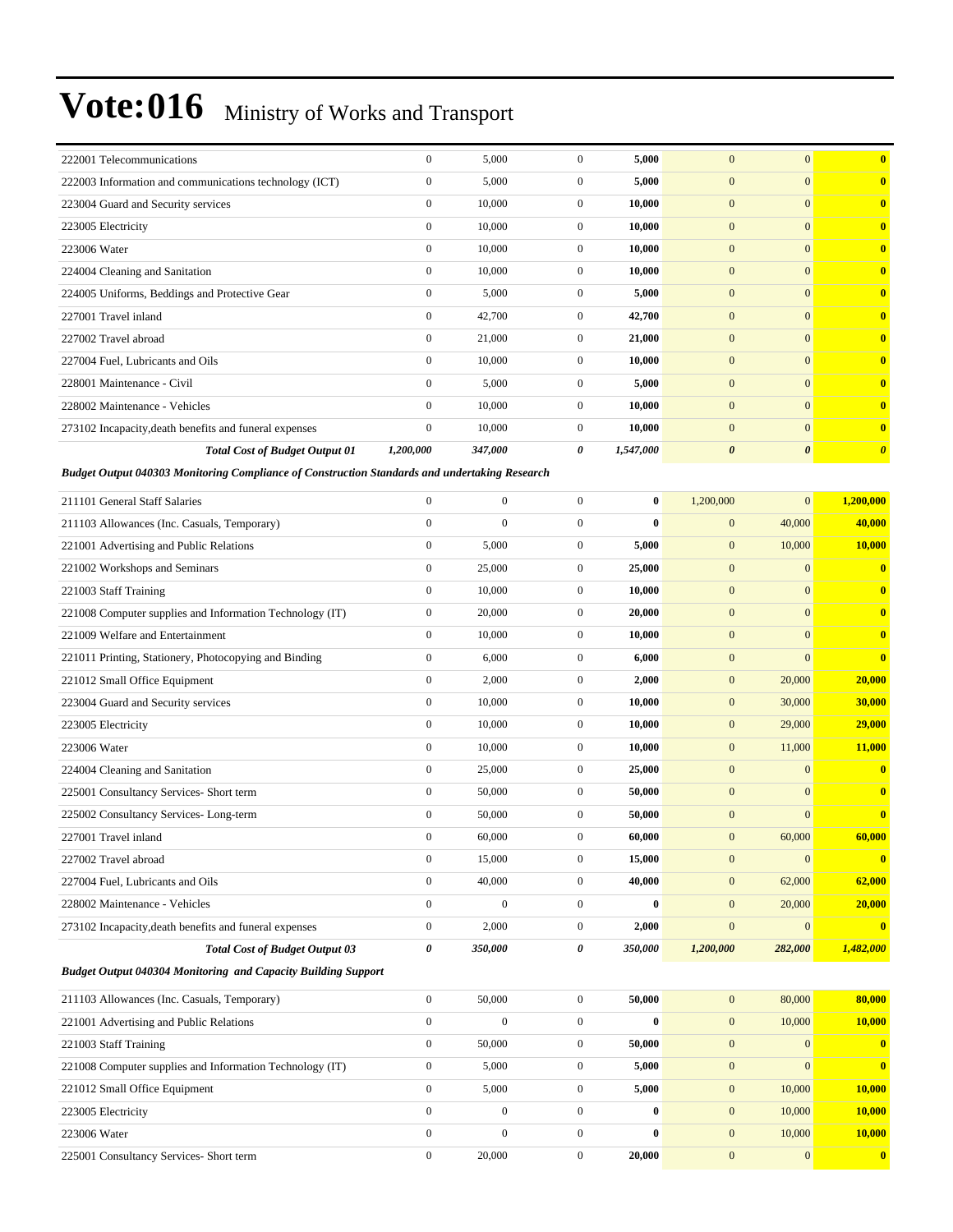# Vote:016 Ministry of Works and Transport

| | | | | | | | |
|---|---|---|---|---|---|---|---|
| 222001 Telecommunications | 0 | 5,000 | 0 | **5,000** | 0 | 0 | **0** |
| 222003 Information and communications technology (ICT) | 0 | 5,000 | 0 | **5,000** | 0 | 0 | **0** |
| 223004 Guard and Security services | 0 | 10,000 | 0 | **10,000** | 0 | 0 | **0** |
| 223005 Electricity | 0 | 10,000 | 0 | **10,000** | 0 | 0 | **0** |
| 223006 Water | 0 | 10,000 | 0 | **10,000** | 0 | 0 | **0** |
| 224004 Cleaning and Sanitation | 0 | 10,000 | 0 | **10,000** | 0 | 0 | **0** |
| 224005 Uniforms, Beddings and Protective Gear | 0 | 5,000 | 0 | **5,000** | 0 | 0 | **0** |
| 227001 Travel inland | 0 | 42,700 | 0 | **42,700** | 0 | 0 | **0** |
| 227002 Travel abroad | 0 | 21,000 | 0 | **21,000** | 0 | 0 | **0** |
| 227004 Fuel, Lubricants and Oils | 0 | 10,000 | 0 | **10,000** | 0 | 0 | **0** |
| 228001 Maintenance - Civil | 0 | 5,000 | 0 | **5,000** | 0 | 0 | **0** |
| 228002 Maintenance - Vehicles | 0 | 10,000 | 0 | **10,000** | 0 | 0 | **0** |
| 273102 Incapacity,death benefits and funeral expenses | 0 | 10,000 | 0 | **10,000** | 0 | 0 | **0** |
| ***Total Cost of Budget Output 01*** | ***1,200,000*** | ***347,000*** | ***0*** | ***1,547,000*** | ***0*** | ***0*** | ***0*** |
| ***Budget Output 040303 Monitoring Compliance of Construction Standards and undertaking Research*** | | | | | | | |
| 211101 General Staff Salaries | 0 | 0 | 0 | **0** | 1,200,000 | 0 | **1,200,000** |
| 211103 Allowances (Inc. Casuals, Temporary) | 0 | 0 | 0 | **0** | 0 | 40,000 | **40,000** |
| 221001 Advertising and Public Relations | 0 | 5,000 | 0 | **5,000** | 0 | 10,000 | **10,000** |
| 221002 Workshops and Seminars | 0 | 25,000 | 0 | **25,000** | 0 | 0 | **0** |
| 221003 Staff Training | 0 | 10,000 | 0 | **10,000** | 0 | 0 | **0** |
| 221008 Computer supplies and Information Technology (IT) | 0 | 20,000 | 0 | **20,000** | 0 | 0 | **0** |
| 221009 Welfare and Entertainment | 0 | 10,000 | 0 | **10,000** | 0 | 0 | **0** |
| 221011 Printing, Stationery, Photocopying and Binding | 0 | 6,000 | 0 | **6,000** | 0 | 0 | **0** |
| 221012 Small Office Equipment | 0 | 2,000 | 0 | **2,000** | 0 | 20,000 | **20,000** |
| 223004 Guard and Security services | 0 | 10,000 | 0 | **10,000** | 0 | 30,000 | **30,000** |
| 223005 Electricity | 0 | 10,000 | 0 | **10,000** | 0 | 29,000 | **29,000** |
| 223006 Water | 0 | 10,000 | 0 | **10,000** | 0 | 11,000 | **11,000** |
| 224004 Cleaning and Sanitation | 0 | 25,000 | 0 | **25,000** | 0 | 0 | **0** |
| 225001 Consultancy Services- Short term | 0 | 50,000 | 0 | **50,000** | 0 | 0 | **0** |
| 225002 Consultancy Services- Long-term | 0 | 50,000 | 0 | **50,000** | 0 | 0 | **0** |
| 227001 Travel inland | 0 | 60,000 | 0 | **60,000** | 0 | 60,000 | **60,000** |
| 227002 Travel abroad | 0 | 15,000 | 0 | **15,000** | 0 | 0 | **0** |
| 227004 Fuel, Lubricants and Oils | 0 | 40,000 | 0 | **40,000** | 0 | 62,000 | **62,000** |
| 228002 Maintenance - Vehicles | 0 | 0 | 0 | **0** | 0 | 20,000 | **20,000** |
| 273102 Incapacity,death benefits and funeral expenses | 0 | 2,000 | 0 | **2,000** | 0 | 0 | **0** |
| ***Total Cost of Budget Output 03*** | ***0*** | ***350,000*** | ***0*** | ***350,000*** | ***1,200,000*** | ***282,000*** | ***1,482,000*** |
| ***Budget Output 040304 Monitoring and Capacity Building Support*** | | | | | | | |
| 211103 Allowances (Inc. Casuals, Temporary) | 0 | 50,000 | 0 | **50,000** | 0 | 80,000 | **80,000** |
| 221001 Advertising and Public Relations | 0 | 0 | 0 | **0** | 0 | 10,000 | **10,000** |
| 221003 Staff Training | 0 | 50,000 | 0 | **50,000** | 0 | 0 | **0** |
| 221008 Computer supplies and Information Technology (IT) | 0 | 5,000 | 0 | **5,000** | 0 | 0 | **0** |
| 221012 Small Office Equipment | 0 | 5,000 | 0 | **5,000** | 0 | 10,000 | **10,000** |
| 223005 Electricity | 0 | 0 | 0 | **0** | 0 | 10,000 | **10,000** |
| 223006 Water | 0 | 0 | 0 | **0** | 0 | 10,000 | **10,000** |
| 225001 Consultancy Services- Short term | 0 | 20,000 | 0 | **20,000** | 0 | 0 | **0** |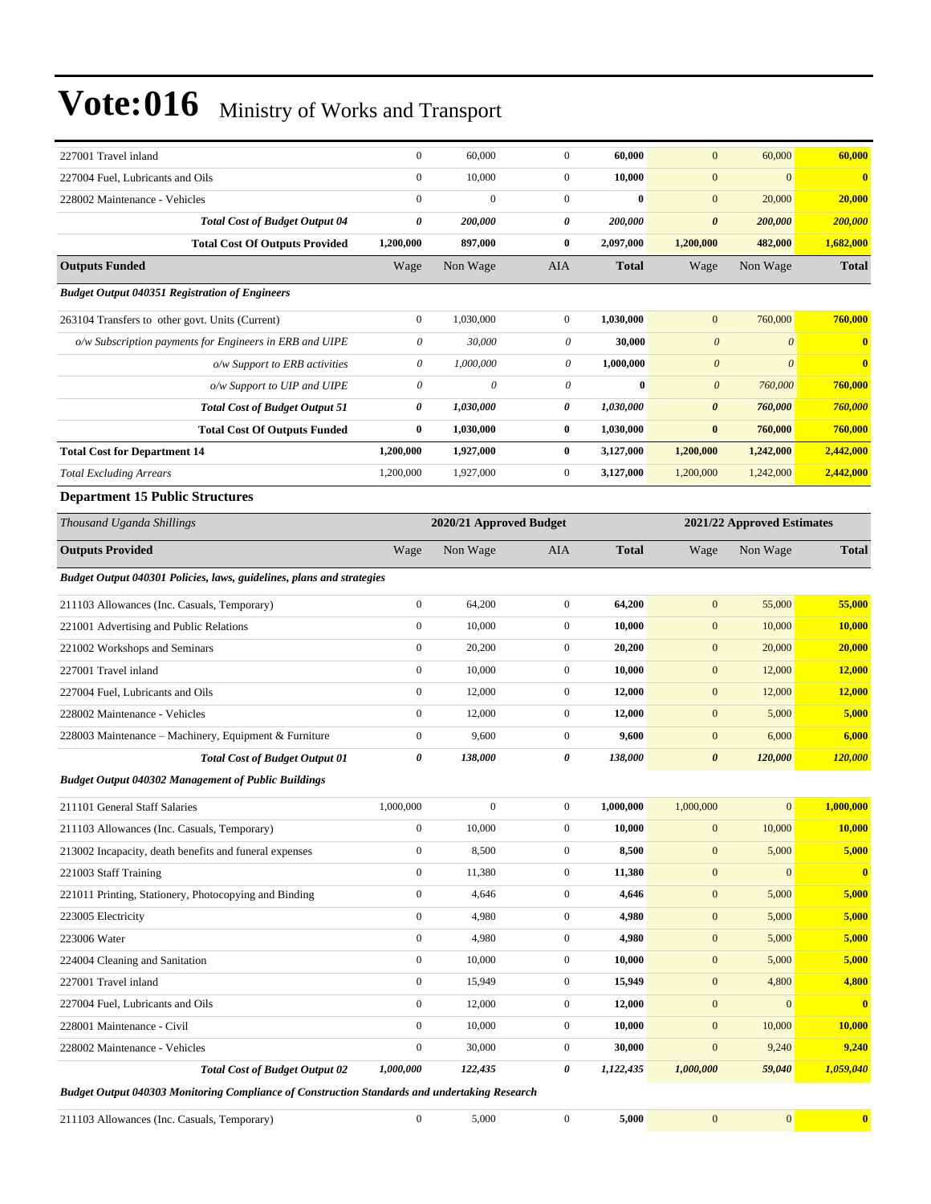# Vote:016 Ministry of Works and Transport

| | | | | | | | |
|---|---|---|---|---|---|---|---|
| 227001 Travel inland | 0 | 60,000 | 0 | **60,000** | 0 | 60,000 | **60,000** |
| 227004 Fuel, Lubricants and Oils | 0 | 10,000 | 0 | **10,000** | 0 | 0 | **0** |
| 228002 Maintenance - Vehicles | 0 | 0 | 0 | **0** | 0 | 20,000 | **20,000** |
| ***Total Cost of Budget Output 04*** | ***0*** | ***200,000*** | ***0*** | ***200,000*** | ***0*** | ***200,000*** | ***200,000*** |
| **Total Cost Of Outputs Provided** | **1,200,000** | **897,000** | **0** | **2,097,000** | **1,200,000** | **482,000** | **1,682,000** |
| **Outputs Funded** | Wage | Non Wage | AIA | **Total** | Wage | Non Wage | **Total** |
| ***Budget Output 040351 Registration of Engineers*** | | | | | | | |
| 263104 Transfers to other govt. Units (Current) | 0 | 1,030,000 | 0 | **1,030,000** | 0 | 760,000 | **760,000** |
| *o/w Subscription payments for Engineers in ERB and UIPE* | *0* | *30,000* | *0* | **30,000** | *0* | *0* | **0** |
| *o/w Support to ERB activities* | *0* | *1,000,000* | *0* | **1,000,000** | *0* | *0* | **0** |
| *o/w Support to UIP and UIPE* | *0* | *0* | *0* | **0** | *0* | *760,000* | **760,000** |
| ***Total Cost of Budget Output 51*** | ***0*** | ***1,030,000*** | ***0*** | ***1,030,000*** | ***0*** | ***760,000*** | ***760,000*** |
| **Total Cost Of Outputs Funded** | **0** | **1,030,000** | **0** | **1,030,000** | **0** | **760,000** | **760,000** |
| **Total Cost for Department 14** | **1,200,000** | **1,927,000** | **0** | **3,127,000** | **1,200,000** | **1,242,000** | **2,442,000** |
| *Total Excluding Arrears* | 1,200,000 | 1,927,000 | 0 | **3,127,000** | 1,200,000 | 1,242,000 | **2,442,000** |

**Department 15 Public Structures**

| *Thousand Uganda Shillings* | | **2020/21 Approved Budget** | | | | **2021/22 Approved Estimates** | |
|---|---|---|---|---|---|---|---|
| **Outputs Provided** | Wage | Non Wage | AIA | **Total** | Wage | Non Wage | **Total** |
| ***Budget Output 040301 Policies, laws, guidelines, plans and strategies*** | | | | | | | |
| 211103 Allowances (Inc. Casuals, Temporary) | 0 | 64,200 | 0 | **64,200** | 0 | 55,000 | **55,000** |
| 221001 Advertising and Public Relations | 0 | 10,000 | 0 | **10,000** | 0 | 10,000 | **10,000** |
| 221002 Workshops and Seminars | 0 | 20,200 | 0 | **20,200** | 0 | 20,000 | **20,000** |
| 227001 Travel inland | 0 | 10,000 | 0 | **10,000** | 0 | 12,000 | **12,000** |
| 227004 Fuel, Lubricants and Oils | 0 | 12,000 | 0 | **12,000** | 0 | 12,000 | **12,000** |
| 228002 Maintenance - Vehicles | 0 | 12,000 | 0 | **12,000** | 0 | 5,000 | **5,000** |
| 228003 Maintenance – Machinery, Equipment & Furniture | 0 | 9,600 | 0 | **9,600** | 0 | 6,000 | **6,000** |
| ***Total Cost of Budget Output 01*** | ***0*** | ***138,000*** | ***0*** | ***138,000*** | ***0*** | ***120,000*** | ***120,000*** |
| ***Budget Output 040302 Management of Public Buildings*** | | | | | | | |
| 211101 General Staff Salaries | 1,000,000 | 0 | 0 | **1,000,000** | 1,000,000 | 0 | **1,000,000** |
| 211103 Allowances (Inc. Casuals, Temporary) | 0 | 10,000 | 0 | **10,000** | 0 | 10,000 | **10,000** |
| 213002 Incapacity, death benefits and funeral expenses | 0 | 8,500 | 0 | **8,500** | 0 | 5,000 | **5,000** |
| 221003 Staff Training | 0 | 11,380 | 0 | **11,380** | 0 | 0 | **0** |
| 221011 Printing, Stationery, Photocopying and Binding | 0 | 4,646 | 0 | **4,646** | 0 | 5,000 | **5,000** |
| 223005 Electricity | 0 | 4,980 | 0 | **4,980** | 0 | 5,000 | **5,000** |
| 223006 Water | 0 | 4,980 | 0 | **4,980** | 0 | 5,000 | **5,000** |
| 224004 Cleaning and Sanitation | 0 | 10,000 | 0 | **10,000** | 0 | 5,000 | **5,000** |
| 227001 Travel inland | 0 | 15,949 | 0 | **15,949** | 0 | 4,800 | **4,800** |
| 227004 Fuel, Lubricants and Oils | 0 | 12,000 | 0 | **12,000** | 0 | 0 | **0** |
| 228001 Maintenance - Civil | 0 | 10,000 | 0 | **10,000** | 0 | 10,000 | **10,000** |
| 228002 Maintenance - Vehicles | 0 | 30,000 | 0 | **30,000** | 0 | 9,240 | **9,240** |
| ***Total Cost of Budget Output 02*** | ***1,000,000*** | ***122,435*** | ***0*** | ***1,122,435*** | ***1,000,000*** | ***59,040*** | ***1,059,040*** |
| ***Budget Output 040303 Monitoring Compliance of Construction Standards and undertaking Research*** | | | | | | | |
| 211103 Allowances (Inc. Casuals, Temporary) | 0 | 5,000 | 0 | **5,000** | 0 | 0 | **0** |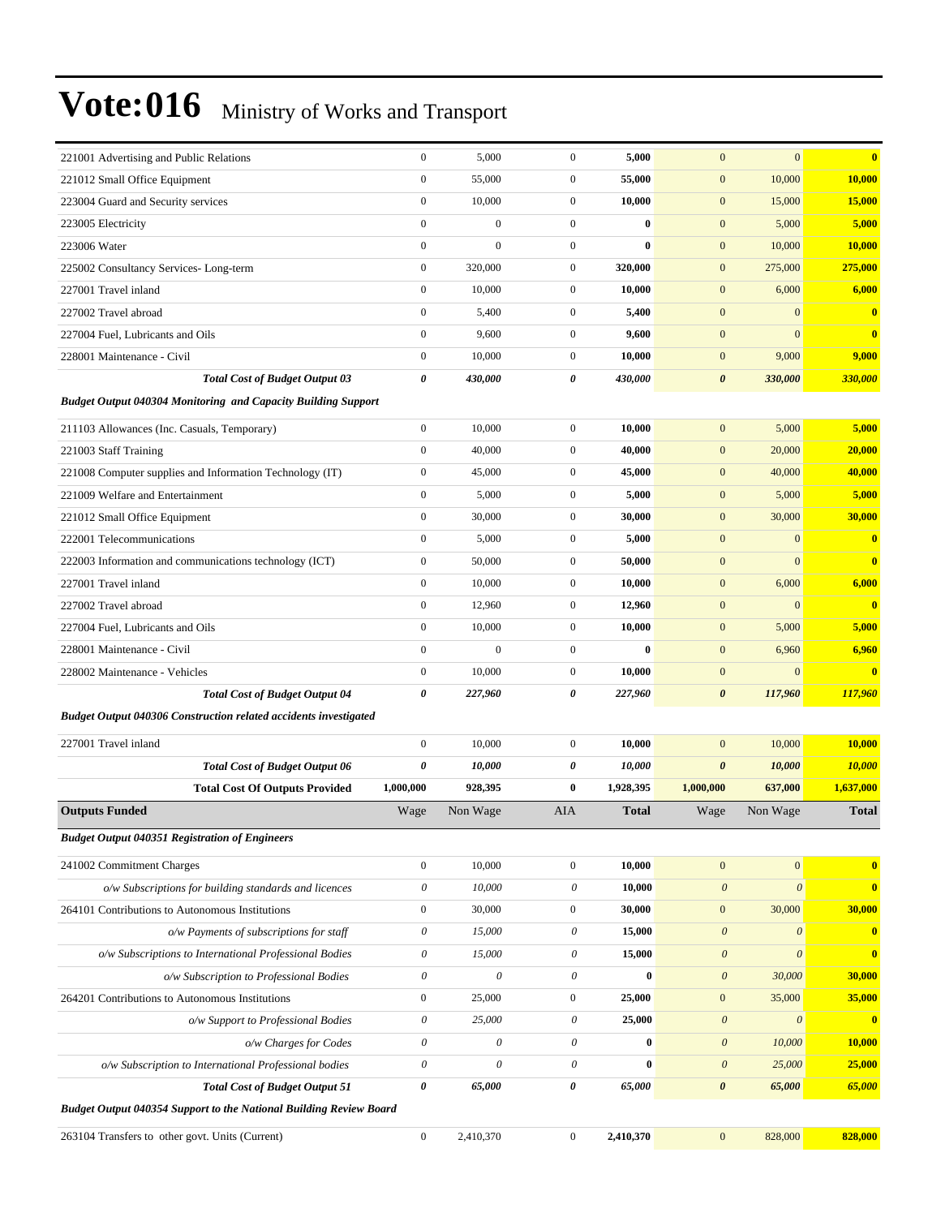# Vote:016 Ministry of Works and Transport

| | | | | | | | |
|---|---|---|---|---|---|---|---|
| 221001 Advertising and Public Relations | 0 | 5,000 | 0 | **5,000** | 0 | 0 | **0** |
| 221012 Small Office Equipment | 0 | 55,000 | 0 | **55,000** | 0 | 10,000 | **10,000** |
| 223004 Guard and Security services | 0 | 10,000 | 0 | **10,000** | 0 | 15,000 | **15,000** |
| 223005 Electricity | 0 | 0 | 0 | **0** | 0 | 5,000 | **5,000** |
| 223006 Water | 0 | 0 | 0 | **0** | 0 | 10,000 | **10,000** |
| 225002 Consultancy Services- Long-term | 0 | 320,000 | 0 | **320,000** | 0 | 275,000 | **275,000** |
| 227001 Travel inland | 0 | 10,000 | 0 | **10,000** | 0 | 6,000 | **6,000** |
| 227002 Travel abroad | 0 | 5,400 | 0 | **5,400** | 0 | 0 | **0** |
| 227004 Fuel, Lubricants and Oils | 0 | 9,600 | 0 | **9,600** | 0 | 0 | **0** |
| 228001 Maintenance - Civil | 0 | 10,000 | 0 | **10,000** | 0 | 9,000 | **9,000** |
| ***Total Cost of Budget Output 03*** | ***0*** | ***430,000*** | ***0*** | ***430,000*** | ***0*** | ***330,000*** | ***330,000*** |
| ***Budget Output 040304 Monitoring and Capacity Building Support*** | | | | | | | |
| 211103 Allowances (Inc. Casuals, Temporary) | 0 | 10,000 | 0 | **10,000** | 0 | 5,000 | **5,000** |
| 221003 Staff Training | 0 | 40,000 | 0 | **40,000** | 0 | 20,000 | **20,000** |
| 221008 Computer supplies and Information Technology (IT) | 0 | 45,000 | 0 | **45,000** | 0 | 40,000 | **40,000** |
| 221009 Welfare and Entertainment | 0 | 5,000 | 0 | **5,000** | 0 | 5,000 | **5,000** |
| 221012 Small Office Equipment | 0 | 30,000 | 0 | **30,000** | 0 | 30,000 | **30,000** |
| 222001 Telecommunications | 0 | 5,000 | 0 | **5,000** | 0 | 0 | **0** |
| 222003 Information and communications technology (ICT) | 0 | 50,000 | 0 | **50,000** | 0 | 0 | **0** |
| 227001 Travel inland | 0 | 10,000 | 0 | **10,000** | 0 | 6,000 | **6,000** |
| 227002 Travel abroad | 0 | 12,960 | 0 | **12,960** | 0 | 0 | **0** |
| 227004 Fuel, Lubricants and Oils | 0 | 10,000 | 0 | **10,000** | 0 | 5,000 | **5,000** |
| 228001 Maintenance - Civil | 0 | 0 | 0 | **0** | 0 | 6,960 | **6,960** |
| 228002 Maintenance - Vehicles | 0 | 10,000 | 0 | **10,000** | 0 | 0 | **0** |
| ***Total Cost of Budget Output 04*** | ***0*** | ***227,960*** | ***0*** | ***227,960*** | ***0*** | ***117,960*** | ***117,960*** |
| ***Budget Output 040306 Construction related accidents investigated*** | | | | | | | |
| 227001 Travel inland | 0 | 10,000 | 0 | **10,000** | 0 | 10,000 | **10,000** |
| ***Total Cost of Budget Output 06*** | ***0*** | ***10,000*** | ***0*** | ***10,000*** | ***0*** | ***10,000*** | ***10,000*** |
| **Total Cost Of Outputs Provided** | **1,000,000** | **928,395** | **0** | **1,928,395** | **1,000,000** | **637,000** | **1,637,000** |
| **Outputs Funded** | Wage | Non Wage | AIA | **Total** | Wage | Non Wage | **Total** |
| ***Budget Output 040351 Registration of Engineers*** | | | | | | | |
| 241002 Commitment Charges | 0 | 10,000 | 0 | **10,000** | 0 | 0 | **0** |
| *o/w Subscriptions for building standards and licences* | *0* | *10,000* | *0* | **10,000** | *0* | *0* | **0** |
| 264101 Contributions to Autonomous Institutions | 0 | 30,000 | 0 | **30,000** | 0 | 30,000 | **30,000** |
| *o/w Payments of subscriptions for staff* | *0* | *15,000* | *0* | **15,000** | *0* | *0* | **0** |
| *o/w Subscriptions to International Professional Bodies* | *0* | *15,000* | *0* | **15,000** | *0* | *0* | **0** |
| *o/w Subscription to Professional Bodies* | *0* | *0* | *0* | **0** | *0* | *30,000* | **30,000** |
| 264201 Contributions to Autonomous Institutions | 0 | 25,000 | 0 | **25,000** | 0 | 35,000 | **35,000** |
| *o/w Support to Professional Bodies* | *0* | *25,000* | *0* | **25,000** | *0* | *0* | **0** |
| *o/w Charges for Codes* | *0* | *0* | *0* | **0** | *0* | *10,000* | **10,000** |
| *o/w Subscription to International Professional bodies* | *0* | *0* | *0* | **0** | *0* | *25,000* | **25,000** |
| ***Total Cost of Budget Output 51*** | ***0*** | ***65,000*** | ***0*** | ***65,000*** | ***0*** | ***65,000*** | ***65,000*** |
| ***Budget Output 040354 Support to the National Building Review Board*** | | | | | | | |
| 263104 Transfers to other govt. Units (Current) | 0 | 2,410,370 | 0 | **2,410,370** | 0 | 828,000 | **828,000** |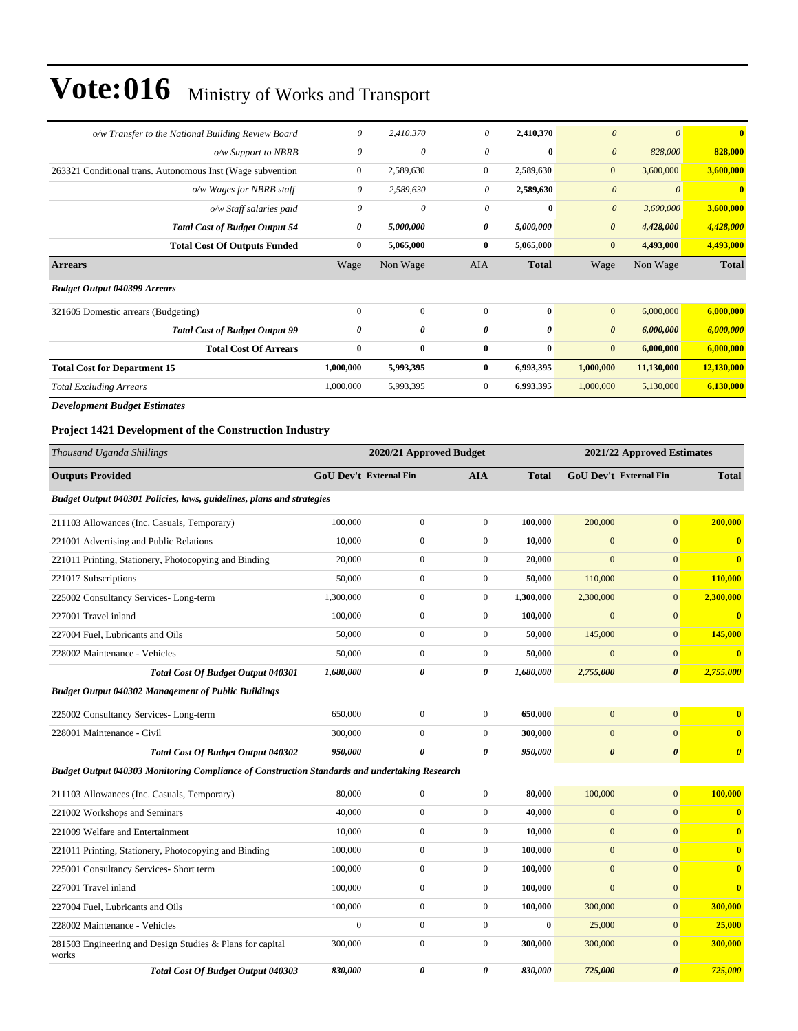# Vote:016 Ministry of Works and Transport

| | | | | | | | |
|---|---|---|---|---|---|---|---|
| *o/w Transfer to the National Building Review Board* | *0* | *2,410,370* | *0* | **2,410,370** | *0* | *0* | **0** |
| *o/w Support to NBRB* | *0* | *0* | *0* | **0** | *0* | *828,000* | **828,000** |
| 263321 Conditional trans. Autonomous Inst (Wage subvention | 0 | 2,589,630 | 0 | **2,589,630** | 0 | 3,600,000 | **3,600,000** |
| *o/w Wages for NBRB staff* | *0* | *2,589,630* | *0* | **2,589,630** | *0* | *0* | **0** |
| *o/w Staff salaries paid* | *0* | *0* | *0* | **0** | *0* | *3,600,000* | **3,600,000** |
| ***Total Cost of Budget Output 54*** | ***0*** | ***5,000,000*** | ***0*** | ***5,000,000*** | ***0*** | ***4,428,000*** | ***4,428,000*** |
| **Total Cost Of Outputs Funded** | **0** | **5,065,000** | **0** | **5,065,000** | **0** | **4,493,000** | **4,493,000** |
| **Arrears** | Wage | Non Wage | AIA | **Total** | Wage | Non Wage | **Total** |
| ***Budget Output 040399 Arrears*** | | | | | | | |
| 321605 Domestic arrears (Budgeting) | 0 | 0 | 0 | **0** | 0 | 6,000,000 | **6,000,000** |
| ***Total Cost of Budget Output 99*** | ***0*** | ***0*** | ***0*** | ***0*** | ***0*** | ***6,000,000*** | ***6,000,000*** |
| **Total Cost Of Arrears** | **0** | **0** | **0** | **0** | **0** | **6,000,000** | **6,000,000** |
| **Total Cost for Department 15** | **1,000,000** | **5,993,395** | **0** | **6,993,395** | **1,000,000** | **11,130,000** | **12,130,000** |
| *Total Excluding Arrears* | 1,000,000 | 5,993,395 | 0 | **6,993,395** | 1,000,000 | 5,130,000 | **6,130,000** |

***Development Budget Estimates***

### Project 1421 Development of the Construction Industry

| *Thousand Uganda Shillings* | 2020/21 Approved Budget | | | | 2021/22 Approved Estimates | | |
|---|---|---|---|---|---|---|---|
| **Outputs Provided** | **GoU Dev't** | **External Fin** | **AIA** | **Total** | **GoU Dev't** | **External Fin** | **Total** |
| ***Budget Output 040301 Policies, laws, guidelines, plans and strategies*** | | | | | | | |
| 211103 Allowances (Inc. Casuals, Temporary) | 100,000 | 0 | 0 | **100,000** | 200,000 | 0 | **200,000** |
| 221001 Advertising and Public Relations | 10,000 | 0 | 0 | **10,000** | 0 | 0 | **0** |
| 221011 Printing, Stationery, Photocopying and Binding | 20,000 | 0 | 0 | **20,000** | 0 | 0 | **0** |
| 221017 Subscriptions | 50,000 | 0 | 0 | **50,000** | 110,000 | 0 | **110,000** |
| 225002 Consultancy Services- Long-term | 1,300,000 | 0 | 0 | **1,300,000** | 2,300,000 | 0 | **2,300,000** |
| 227001 Travel inland | 100,000 | 0 | 0 | **100,000** | 0 | 0 | **0** |
| 227004 Fuel, Lubricants and Oils | 50,000 | 0 | 0 | **50,000** | 145,000 | 0 | **145,000** |
| 228002 Maintenance - Vehicles | 50,000 | 0 | 0 | **50,000** | 0 | 0 | **0** |
| ***Total Cost Of Budget Output 040301*** | ***1,680,000*** | ***0*** | ***0*** | ***1,680,000*** | ***2,755,000*** | ***0*** | ***2,755,000*** |
| ***Budget Output 040302 Management of Public Buildings*** | | | | | | | |
| 225002 Consultancy Services- Long-term | 650,000 | 0 | 0 | **650,000** | 0 | 0 | **0** |
| 228001 Maintenance - Civil | 300,000 | 0 | 0 | **300,000** | 0 | 0 | **0** |
| ***Total Cost Of Budget Output 040302*** | ***950,000*** | ***0*** | ***0*** | ***950,000*** | ***0*** | ***0*** | ***0*** |
| ***Budget Output 040303 Monitoring Compliance of Construction Standards and undertaking Research*** | | | | | | | |
| 211103 Allowances (Inc. Casuals, Temporary) | 80,000 | 0 | 0 | **80,000** | 100,000 | 0 | **100,000** |
| 221002 Workshops and Seminars | 40,000 | 0 | 0 | **40,000** | 0 | 0 | **0** |
| 221009 Welfare and Entertainment | 10,000 | 0 | 0 | **10,000** | 0 | 0 | **0** |
| 221011 Printing, Stationery, Photocopying and Binding | 100,000 | 0 | 0 | **100,000** | 0 | 0 | **0** |
| 225001 Consultancy Services- Short term | 100,000 | 0 | 0 | **100,000** | 0 | 0 | **0** |
| 227001 Travel inland | 100,000 | 0 | 0 | **100,000** | 0 | 0 | **0** |
| 227004 Fuel, Lubricants and Oils | 100,000 | 0 | 0 | **100,000** | 300,000 | 0 | **300,000** |
| 228002 Maintenance - Vehicles | 0 | 0 | 0 | **0** | 25,000 | 0 | **25,000** |
| 281503 Engineering and Design Studies & Plans for capital works | 300,000 | 0 | 0 | **300,000** | 300,000 | 0 | **300,000** |
| ***Total Cost Of Budget Output 040303*** | ***830,000*** | ***0*** | ***0*** | ***830,000*** | ***725,000*** | ***0*** | ***725,000*** |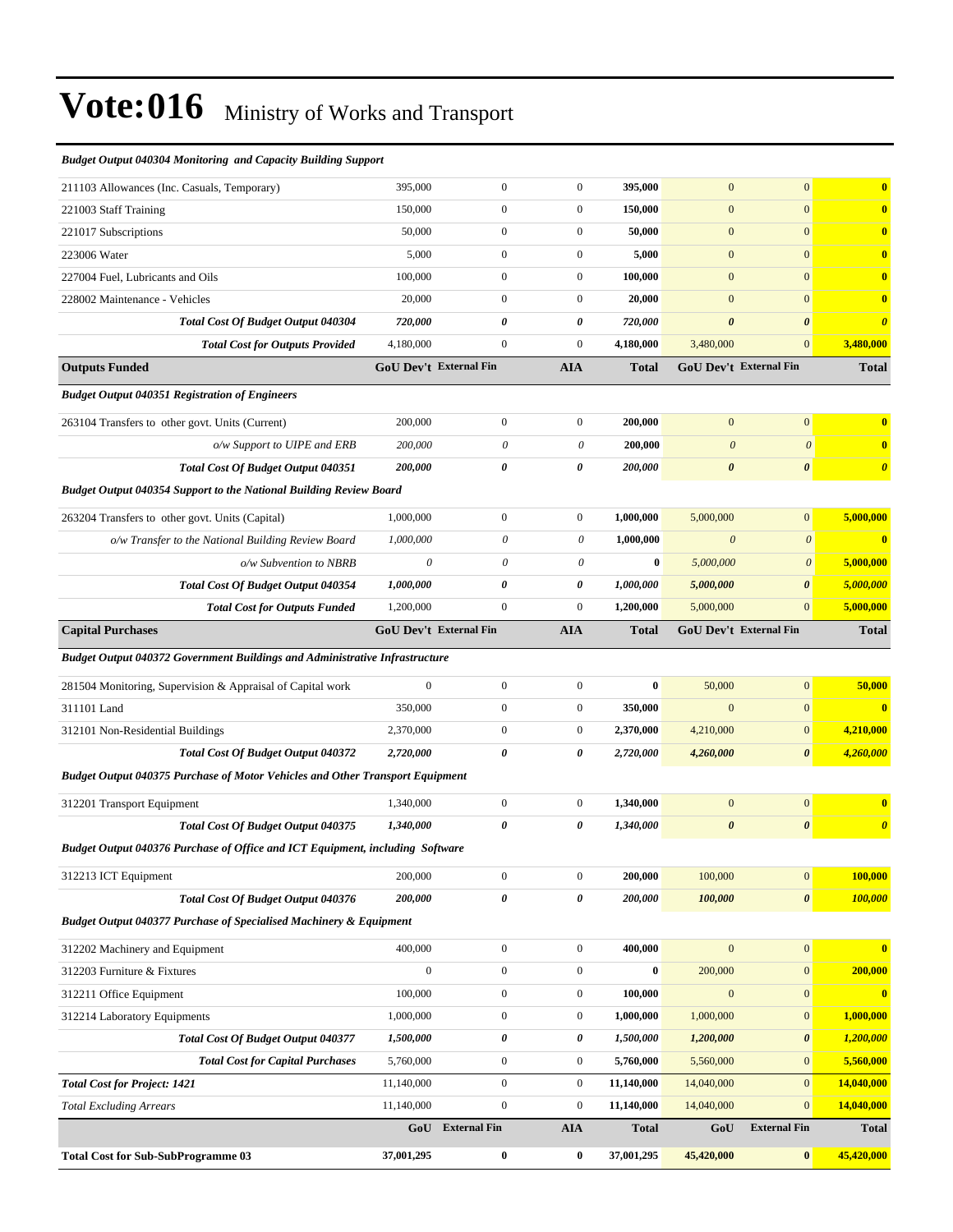# Vote:016 Ministry of Works and Transport

| | | | | | | | |
|---|---|---|---|---|---|---|---|
| ***Budget Output 040304 Monitoring and Capacity Building Support*** | | | | | | | |
| 211103 Allowances (Inc. Casuals, Temporary) | 395,000 | 0 | 0 | **395,000** | 0 | 0 | **0** |
| 221003 Staff Training | 150,000 | 0 | 0 | **150,000** | 0 | 0 | **0** |
| 221017 Subscriptions | 50,000 | 0 | 0 | **50,000** | 0 | 0 | **0** |
| 223006 Water | 5,000 | 0 | 0 | **5,000** | 0 | 0 | **0** |
| 227004 Fuel, Lubricants and Oils | 100,000 | 0 | 0 | **100,000** | 0 | 0 | **0** |
| 228002 Maintenance - Vehicles | 20,000 | 0 | 0 | **20,000** | 0 | 0 | **0** |
| ***Total Cost Of Budget Output 040304*** | ***720,000*** | ***0*** | ***0*** | ***720,000*** | ***0*** | ***0*** | ***0*** |
| ***Total Cost for Outputs Provided*** | 4,180,000 | 0 | 0 | **4,180,000** | 3,480,000 | 0 | **3,480,000** |
| **Outputs Funded** | **GoU Dev't** | **External Fin** | **AIA** | **Total** | **GoU Dev't** | **External Fin** | **Total** |
| ***Budget Output 040351 Registration of Engineers*** | | | | | | | |
| 263104 Transfers to other govt. Units (Current) | 200,000 | 0 | 0 | **200,000** | 0 | 0 | **0** |
| *o/w Support to UIPE and ERB* | *200,000* | *0* | *0* | **200,000** | *0* | *0* | **0** |
| ***Total Cost Of Budget Output 040351*** | ***200,000*** | ***0*** | ***0*** | ***200,000*** | ***0*** | ***0*** | ***0*** |
| ***Budget Output 040354 Support to the National Building Review Board*** | | | | | | | |
| 263204 Transfers to other govt. Units (Capital) | 1,000,000 | 0 | 0 | **1,000,000** | 5,000,000 | 0 | **5,000,000** |
| *o/w Transfer to the National Building Review Board* | *1,000,000* | *0* | *0* | **1,000,000** | *0* | *0* | **0** |
| *o/w Subvention to NBRB* | *0* | *0* | *0* | **0** | *5,000,000* | *0* | **5,000,000** |
| ***Total Cost Of Budget Output 040354*** | ***1,000,000*** | ***0*** | ***0*** | ***1,000,000*** | ***5,000,000*** | ***0*** | ***5,000,000*** |
| ***Total Cost for Outputs Funded*** | 1,200,000 | 0 | 0 | **1,200,000** | 5,000,000 | 0 | **5,000,000** |
| **Capital Purchases** | **GoU Dev't** | **External Fin** | **AIA** | **Total** | **GoU Dev't** | **External Fin** | **Total** |
| ***Budget Output 040372 Government Buildings and Administrative Infrastructure*** | | | | | | | |
| 281504 Monitoring, Supervision & Appraisal of Capital work | 0 | 0 | 0 | **0** | 50,000 | 0 | **50,000** |
| 311101 Land | 350,000 | 0 | 0 | **350,000** | 0 | 0 | **0** |
| 312101 Non-Residential Buildings | 2,370,000 | 0 | 0 | **2,370,000** | 4,210,000 | 0 | **4,210,000** |
| ***Total Cost Of Budget Output 040372*** | ***2,720,000*** | ***0*** | ***0*** | ***2,720,000*** | ***4,260,000*** | ***0*** | ***4,260,000*** |
| ***Budget Output 040375 Purchase of Motor Vehicles and Other Transport Equipment*** | | | | | | | |
| 312201 Transport Equipment | 1,340,000 | 0 | 0 | **1,340,000** | 0 | 0 | **0** |
| ***Total Cost Of Budget Output 040375*** | ***1,340,000*** | ***0*** | ***0*** | ***1,340,000*** | ***0*** | ***0*** | ***0*** |
| ***Budget Output 040376 Purchase of Office and ICT Equipment, including Software*** | | | | | | | |
| 312213 ICT Equipment | 200,000 | 0 | 0 | **200,000** | 100,000 | 0 | **100,000** |
| ***Total Cost Of Budget Output 040376*** | ***200,000*** | ***0*** | ***0*** | ***200,000*** | ***100,000*** | ***0*** | ***100,000*** |
| ***Budget Output 040377 Purchase of Specialised Machinery & Equipment*** | | | | | | | |
| 312202 Machinery and Equipment | 400,000 | 0 | 0 | **400,000** | 0 | 0 | **0** |
| 312203 Furniture & Fixtures | 0 | 0 | 0 | **0** | 200,000 | 0 | **200,000** |
| 312211 Office Equipment | 100,000 | 0 | 0 | **100,000** | 0 | 0 | **0** |
| 312214 Laboratory Equipments | 1,000,000 | 0 | 0 | **1,000,000** | 1,000,000 | 0 | **1,000,000** |
| ***Total Cost Of Budget Output 040377*** | ***1,500,000*** | ***0*** | ***0*** | ***1,500,000*** | ***1,200,000*** | ***0*** | ***1,200,000*** |
| ***Total Cost for Capital Purchases*** | 5,760,000 | 0 | 0 | **5,760,000** | 5,560,000 | 0 | **5,560,000** |
| ***Total Cost for Project: 1421*** | 11,140,000 | 0 | 0 | **11,140,000** | 14,040,000 | 0 | **14,040,000** |
| *Total Excluding Arrears* | 11,140,000 | 0 | 0 | **11,140,000** | 14,040,000 | 0 | **14,040,000** |
| | **GoU** | **External Fin** | **AIA** | **Total** | **GoU** | **External Fin** | **Total** |
| **Total Cost for Sub-SubProgramme 03** | **37,001,295** | **0** | **0** | **37,001,295** | **45,420,000** | **0** | **45,420,000** |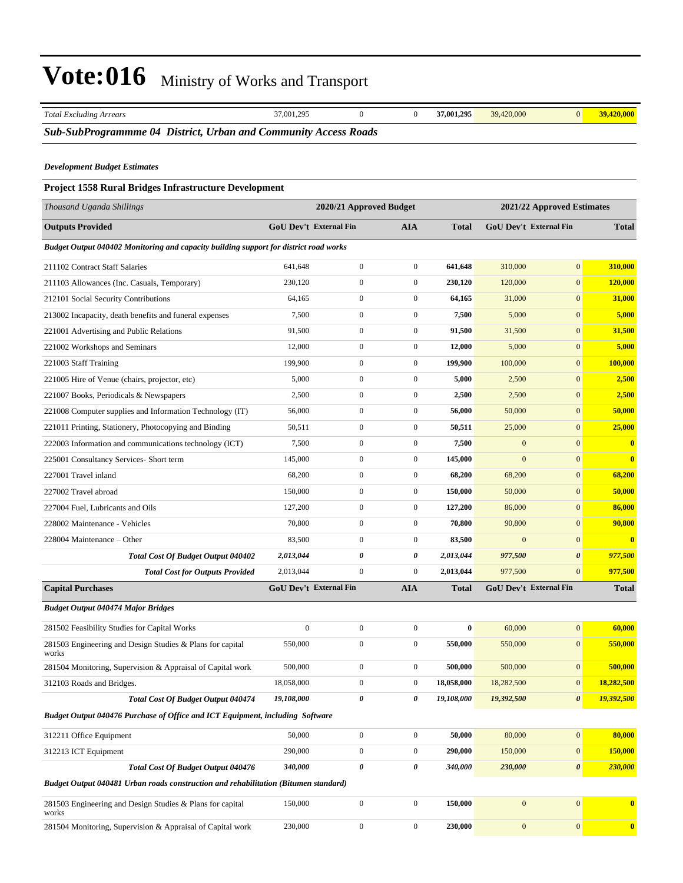# Vote:016 Ministry of Works and Transport

| *Total Excluding Arrears* | 37,001,295 | 0 | 0 | **37,001,295** | 39,420,000 | 0 | **39,420,000** |
|---|---|---|---|---|---|---|---|

***Sub-SubProgrammme 04 District, Urban and Community Access Roads***

***Development Budget Estimates***

**Project 1558 Rural Bridges Infrastructure Development**

| *Thousand Uganda Shillings* | 2020/21 Approved Budget | | | | 2021/22 Approved Estimates | | |
|---|---|---|---|---|---|---|---|
| **Outputs Provided** | **GoU Dev't** | **External Fin** | **AIA** | **Total** | **GoU Dev't** | **External Fin** | **Total** |
| ***Budget Output 040402 Monitoring and capacity building support for district road works*** | | | | | | | |
| 211102 Contract Staff Salaries | 641,648 | 0 | 0 | **641,648** | 310,000 | 0 | **310,000** |
| 211103 Allowances (Inc. Casuals, Temporary) | 230,120 | 0 | 0 | **230,120** | 120,000 | 0 | **120,000** |
| 212101 Social Security Contributions | 64,165 | 0 | 0 | **64,165** | 31,000 | 0 | **31,000** |
| 213002 Incapacity, death benefits and funeral expenses | 7,500 | 0 | 0 | **7,500** | 5,000 | 0 | **5,000** |
| 221001 Advertising and Public Relations | 91,500 | 0 | 0 | **91,500** | 31,500 | 0 | **31,500** |
| 221002 Workshops and Seminars | 12,000 | 0 | 0 | **12,000** | 5,000 | 0 | **5,000** |
| 221003 Staff Training | 199,900 | 0 | 0 | **199,900** | 100,000 | 0 | **100,000** |
| 221005 Hire of Venue (chairs, projector, etc) | 5,000 | 0 | 0 | **5,000** | 2,500 | 0 | **2,500** |
| 221007 Books, Periodicals & Newspapers | 2,500 | 0 | 0 | **2,500** | 2,500 | 0 | **2,500** |
| 221008 Computer supplies and Information Technology (IT) | 56,000 | 0 | 0 | **56,000** | 50,000 | 0 | **50,000** |
| 221011 Printing, Stationery, Photocopying and Binding | 50,511 | 0 | 0 | **50,511** | 25,000 | 0 | **25,000** |
| 222003 Information and communications technology (ICT) | 7,500 | 0 | 0 | **7,500** | 0 | 0 | **0** |
| 225001 Consultancy Services- Short term | 145,000 | 0 | 0 | **145,000** | 0 | 0 | **0** |
| 227001 Travel inland | 68,200 | 0 | 0 | **68,200** | 68,200 | 0 | **68,200** |
| 227002 Travel abroad | 150,000 | 0 | 0 | **150,000** | 50,000 | 0 | **50,000** |
| 227004 Fuel, Lubricants and Oils | 127,200 | 0 | 0 | **127,200** | 86,000 | 0 | **86,000** |
| 228002 Maintenance - Vehicles | 70,800 | 0 | 0 | **70,800** | 90,800 | 0 | **90,800** |
| 228004 Maintenance – Other | 83,500 | 0 | 0 | **83,500** | 0 | 0 | **0** |
| ***Total Cost Of Budget Output 040402*** | ***2,013,044*** | ***0*** | ***0*** | ***2,013,044*** | ***977,500*** | ***0*** | ***977,500*** |
| ***Total Cost for Outputs Provided*** | 2,013,044 | 0 | 0 | **2,013,044** | 977,500 | 0 | **977,500** |
| **Capital Purchases** | **GoU Dev't** | **External Fin** | **AIA** | **Total** | **GoU Dev't** | **External Fin** | **Total** |
| ***Budget Output 040474 Major Bridges*** | | | | | | | |
| 281502 Feasibility Studies for Capital Works | 0 | 0 | 0 | **0** | 60,000 | 0 | **60,000** |
| 281503 Engineering and Design Studies & Plans for capital works | 550,000 | 0 | 0 | **550,000** | 550,000 | 0 | **550,000** |
| 281504 Monitoring, Supervision & Appraisal of Capital work | 500,000 | 0 | 0 | **500,000** | 500,000 | 0 | **500,000** |
| 312103 Roads and Bridges. | 18,058,000 | 0 | 0 | **18,058,000** | 18,282,500 | 0 | **18,282,500** |
| ***Total Cost Of Budget Output 040474*** | ***19,108,000*** | ***0*** | ***0*** | ***19,108,000*** | ***19,392,500*** | ***0*** | ***19,392,500*** |
| ***Budget Output 040476 Purchase of Office and ICT Equipment, including Software*** | | | | | | | |
| 312211 Office Equipment | 50,000 | 0 | 0 | **50,000** | 80,000 | 0 | **80,000** |
| 312213 ICT Equipment | 290,000 | 0 | 0 | **290,000** | 150,000 | 0 | **150,000** |
| ***Total Cost Of Budget Output 040476*** | ***340,000*** | ***0*** | ***0*** | ***340,000*** | ***230,000*** | ***0*** | ***230,000*** |
| ***Budget Output 040481 Urban roads construction and rehabilitation (Bitumen standard)*** | | | | | | | |
| 281503 Engineering and Design Studies & Plans for capital works | 150,000 | 0 | 0 | **150,000** | 0 | 0 | **0** |
| 281504 Monitoring, Supervision & Appraisal of Capital work | 230,000 | 0 | 0 | **230,000** | 0 | 0 | **0** |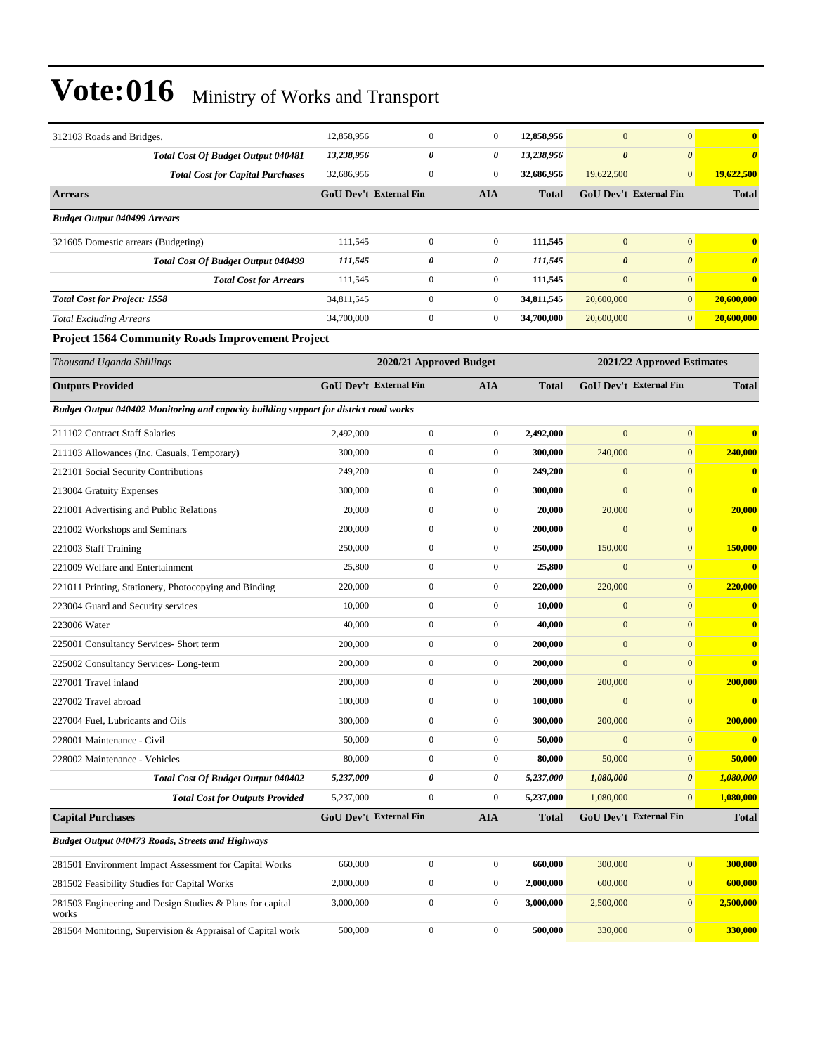# Vote:016 Ministry of Works and Transport

| | | | | | | | |
|---|---|---|---|---|---|---|---|
| 312103 Roads and Bridges. | 12,858,956 | 0 | 0 | **12,858,956** | 0 | 0 | **0** |
| ***Total Cost Of Budget Output 040481*** | ***13,238,956*** | ***0*** | ***0*** | ***13,238,956*** | ***0*** | ***0*** | ***0*** |
| ***Total Cost for Capital Purchases*** | 32,686,956 | 0 | 0 | **32,686,956** | 19,622,500 | 0 | **19,622,500** |
| **Arrears** | **GoU Dev't** | **External Fin** | **AIA** | **Total** | **GoU Dev't** | **External Fin** | **Total** |
| ***Budget Output 040499 Arrears*** | | | | | | | |
| 321605 Domestic arrears (Budgeting) | 111,545 | 0 | 0 | **111,545** | 0 | 0 | **0** |
| ***Total Cost Of Budget Output 040499*** | ***111,545*** | ***0*** | ***0*** | ***111,545*** | ***0*** | ***0*** | ***0*** |
| ***Total Cost for Arrears*** | 111,545 | 0 | 0 | **111,545** | 0 | 0 | **0** |
| ***Total Cost for Project: 1558*** | 34,811,545 | 0 | 0 | **34,811,545** | 20,600,000 | 0 | **20,600,000** |
| *Total Excluding Arrears* | 34,700,000 | 0 | 0 | **34,700,000** | 20,600,000 | 0 | **20,600,000** |

### Project 1564 Community Roads Improvement Project

| *Thousand Uganda Shillings* | **2020/21 Approved Budget** | | | | **2021/22 Approved Estimates** | | |
|---|---|---|---|---|---|---|---|
| **Outputs Provided** | **GoU Dev't** | **External Fin** | **AIA** | **Total** | **GoU Dev't** | **External Fin** | **Total** |
| ***Budget Output 040402 Monitoring and capacity building support for district road works*** | | | | | | | |
| 211102 Contract Staff Salaries | 2,492,000 | 0 | 0 | **2,492,000** | 0 | 0 | **0** |
| 211103 Allowances (Inc. Casuals, Temporary) | 300,000 | 0 | 0 | **300,000** | 240,000 | 0 | **240,000** |
| 212101 Social Security Contributions | 249,200 | 0 | 0 | **249,200** | 0 | 0 | **0** |
| 213004 Gratuity Expenses | 300,000 | 0 | 0 | **300,000** | 0 | 0 | **0** |
| 221001 Advertising and Public Relations | 20,000 | 0 | 0 | **20,000** | 20,000 | 0 | **20,000** |
| 221002 Workshops and Seminars | 200,000 | 0 | 0 | **200,000** | 0 | 0 | **0** |
| 221003 Staff Training | 250,000 | 0 | 0 | **250,000** | 150,000 | 0 | **150,000** |
| 221009 Welfare and Entertainment | 25,800 | 0 | 0 | **25,800** | 0 | 0 | **0** |
| 221011 Printing, Stationery, Photocopying and Binding | 220,000 | 0 | 0 | **220,000** | 220,000 | 0 | **220,000** |
| 223004 Guard and Security services | 10,000 | 0 | 0 | **10,000** | 0 | 0 | **0** |
| 223006 Water | 40,000 | 0 | 0 | **40,000** | 0 | 0 | **0** |
| 225001 Consultancy Services- Short term | 200,000 | 0 | 0 | **200,000** | 0 | 0 | **0** |
| 225002 Consultancy Services- Long-term | 200,000 | 0 | 0 | **200,000** | 0 | 0 | **0** |
| 227001 Travel inland | 200,000 | 0 | 0 | **200,000** | 200,000 | 0 | **200,000** |
| 227002 Travel abroad | 100,000 | 0 | 0 | **100,000** | 0 | 0 | **0** |
| 227004 Fuel, Lubricants and Oils | 300,000 | 0 | 0 | **300,000** | 200,000 | 0 | **200,000** |
| 228001 Maintenance - Civil | 50,000 | 0 | 0 | **50,000** | 0 | 0 | **0** |
| 228002 Maintenance - Vehicles | 80,000 | 0 | 0 | **80,000** | 50,000 | 0 | **50,000** |
| ***Total Cost Of Budget Output 040402*** | ***5,237,000*** | ***0*** | ***0*** | ***5,237,000*** | ***1,080,000*** | ***0*** | ***1,080,000*** |
| ***Total Cost for Outputs Provided*** | 5,237,000 | 0 | 0 | **5,237,000** | 1,080,000 | 0 | **1,080,000** |
| **Capital Purchases** | **GoU Dev't** | **External Fin** | **AIA** | **Total** | **GoU Dev't** | **External Fin** | **Total** |
| ***Budget Output 040473 Roads, Streets and Highways*** | | | | | | | |
| 281501 Environment Impact Assessment for Capital Works | 660,000 | 0 | 0 | **660,000** | 300,000 | 0 | **300,000** |
| 281502 Feasibility Studies for Capital Works | 2,000,000 | 0 | 0 | **2,000,000** | 600,000 | 0 | **600,000** |
| 281503 Engineering and Design Studies & Plans for capital works | 3,000,000 | 0 | 0 | **3,000,000** | 2,500,000 | 0 | **2,500,000** |
| 281504 Monitoring, Supervision & Appraisal of Capital work | 500,000 | 0 | 0 | **500,000** | 330,000 | 0 | **330,000** |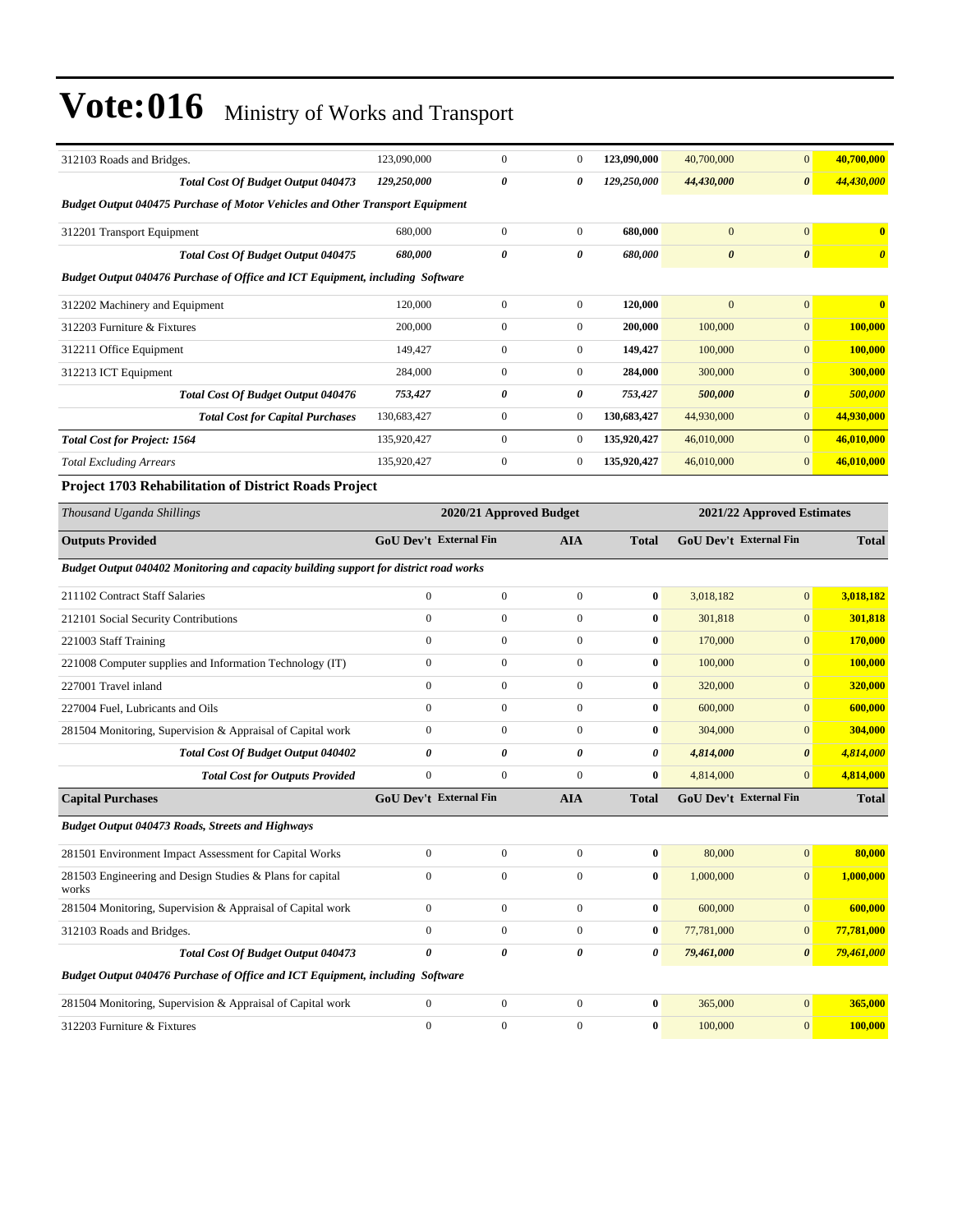# Vote:016 Ministry of Works and Transport

| | | | | | | | |
|---|---|---|---|---|---|---|---|
| 312103 Roads and Bridges. | 123,090,000 | 0 | 0 | **123,090,000** | 40,700,000 | 0 | **40,700,000** |
| ***Total Cost Of Budget Output 040473*** | ***129,250,000*** | ***0*** | ***0*** | ***129,250,000*** | ***44,430,000*** | ***0*** | ***44,430,000*** |
| ***Budget Output 040475 Purchase of Motor Vehicles and Other Transport Equipment*** | | | | | | | |
| 312201 Transport Equipment | 680,000 | 0 | 0 | **680,000** | 0 | 0 | **0** |
| ***Total Cost Of Budget Output 040475*** | ***680,000*** | ***0*** | ***0*** | ***680,000*** | ***0*** | ***0*** | ***0*** |
| ***Budget Output 040476 Purchase of Office and ICT Equipment, including Software*** | | | | | | | |
| 312202 Machinery and Equipment | 120,000 | 0 | 0 | **120,000** | 0 | 0 | **0** |
| 312203 Furniture & Fixtures | 200,000 | 0 | 0 | **200,000** | 100,000 | 0 | **100,000** |
| 312211 Office Equipment | 149,427 | 0 | 0 | **149,427** | 100,000 | 0 | **100,000** |
| 312213 ICT Equipment | 284,000 | 0 | 0 | **284,000** | 300,000 | 0 | **300,000** |
| ***Total Cost Of Budget Output 040476*** | ***753,427*** | ***0*** | ***0*** | ***753,427*** | ***500,000*** | ***0*** | ***500,000*** |
| ***Total Cost for Capital Purchases*** | 130,683,427 | 0 | 0 | **130,683,427** | 44,930,000 | 0 | **44,930,000** |
| ***Total Cost for Project: 1564*** | 135,920,427 | 0 | 0 | **135,920,427** | 46,010,000 | 0 | **46,010,000** |
| *Total Excluding Arrears* | 135,920,427 | 0 | 0 | **135,920,427** | 46,010,000 | 0 | **46,010,000** |

**Project 1703 Rehabilitation of District Roads Project**

| *Thousand Uganda Shillings* | 2020/21 Approved Budget | | | | 2021/22 Approved Estimates | | |
|---|---|---|---|---|---|---|---|
| **Outputs Provided** | **GoU Dev't** | **External Fin** | **AIA** | **Total** | **GoU Dev't** | **External Fin** | **Total** |
| ***Budget Output 040402 Monitoring and capacity building support for district road works*** | | | | | | | |
| 211102 Contract Staff Salaries | 0 | 0 | 0 | **0** | 3,018,182 | 0 | **3,018,182** |
| 212101 Social Security Contributions | 0 | 0 | 0 | **0** | 301,818 | 0 | **301,818** |
| 221003 Staff Training | 0 | 0 | 0 | **0** | 170,000 | 0 | **170,000** |
| 221008 Computer supplies and Information Technology (IT) | 0 | 0 | 0 | **0** | 100,000 | 0 | **100,000** |
| 227001 Travel inland | 0 | 0 | 0 | **0** | 320,000 | 0 | **320,000** |
| 227004 Fuel, Lubricants and Oils | 0 | 0 | 0 | **0** | 600,000 | 0 | **600,000** |
| 281504 Monitoring, Supervision & Appraisal of Capital work | 0 | 0 | 0 | **0** | 304,000 | 0 | **304,000** |
| ***Total Cost Of Budget Output 040402*** | ***0*** | ***0*** | ***0*** | ***0*** | ***4,814,000*** | ***0*** | ***4,814,000*** |
| ***Total Cost for Outputs Provided*** | 0 | 0 | 0 | **0** | 4,814,000 | 0 | **4,814,000** |
| **Capital Purchases** | **GoU Dev't** | **External Fin** | **AIA** | **Total** | **GoU Dev't** | **External Fin** | **Total** |
| ***Budget Output 040473 Roads, Streets and Highways*** | | | | | | | |
| 281501 Environment Impact Assessment for Capital Works | 0 | 0 | 0 | **0** | 80,000 | 0 | **80,000** |
| 281503 Engineering and Design Studies & Plans for capital works | 0 | 0 | 0 | **0** | 1,000,000 | 0 | **1,000,000** |
| 281504 Monitoring, Supervision & Appraisal of Capital work | 0 | 0 | 0 | **0** | 600,000 | 0 | **600,000** |
| 312103 Roads and Bridges. | 0 | 0 | 0 | **0** | 77,781,000 | 0 | **77,781,000** |
| ***Total Cost Of Budget Output 040473*** | ***0*** | ***0*** | ***0*** | ***0*** | ***79,461,000*** | ***0*** | ***79,461,000*** |
| ***Budget Output 040476 Purchase of Office and ICT Equipment, including Software*** | | | | | | | |
| 281504 Monitoring, Supervision & Appraisal of Capital work | 0 | 0 | 0 | **0** | 365,000 | 0 | **365,000** |
| 312203 Furniture & Fixtures | 0 | 0 | 0 | **0** | 100,000 | 0 | **100,000** |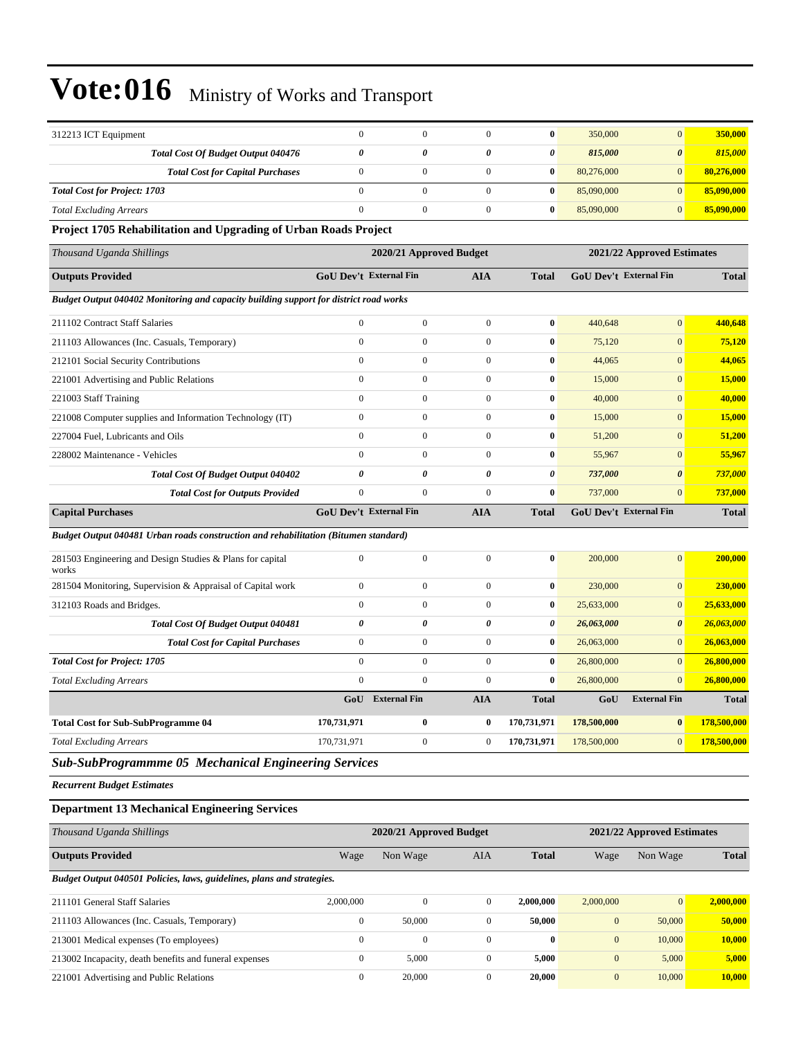# Vote:016 Ministry of Works and Transport

| | | | | | | | |
|---|---|---|---|---|---|---|---|
| 312213 ICT Equipment | 0 | 0 | 0 | **0** | 350,000 | 0 | **350,000** |
| ***Total Cost Of Budget Output 040476*** | ***0*** | ***0*** | ***0*** | ***0*** | ***815,000*** | ***0*** | ***815,000*** |
| ***Total Cost for Capital Purchases*** | 0 | 0 | 0 | **0** | 80,276,000 | 0 | **80,276,000** |
| ***Total Cost for Project: 1703*** | 0 | 0 | 0 | **0** | 85,090,000 | 0 | **85,090,000** |
| *Total Excluding Arrears* | 0 | 0 | 0 | **0** | 85,090,000 | 0 | **85,090,000** |

**Project 1705 Rehabilitation and Upgrading of Urban Roads Project**

| *Thousand Uganda Shillings* | 2020/21 Approved Budget | | | | 2021/22 Approved Estimates | | |
|---|---|---|---|---|---|---|---|
| **Outputs Provided** | **GoU Dev't** | **External Fin** | **AIA** | **Total** | **GoU Dev't** | **External Fin** | **Total** |
| ***Budget Output 040402 Monitoring and capacity building support for district road works*** | | | | | | | |
| 211102 Contract Staff Salaries | 0 | 0 | 0 | **0** | 440,648 | 0 | **440,648** |
| 211103 Allowances (Inc. Casuals, Temporary) | 0 | 0 | 0 | **0** | 75,120 | 0 | **75,120** |
| 212101 Social Security Contributions | 0 | 0 | 0 | **0** | 44,065 | 0 | **44,065** |
| 221001 Advertising and Public Relations | 0 | 0 | 0 | **0** | 15,000 | 0 | **15,000** |
| 221003 Staff Training | 0 | 0 | 0 | **0** | 40,000 | 0 | **40,000** |
| 221008 Computer supplies and Information Technology (IT) | 0 | 0 | 0 | **0** | 15,000 | 0 | **15,000** |
| 227004 Fuel, Lubricants and Oils | 0 | 0 | 0 | **0** | 51,200 | 0 | **51,200** |
| 228002 Maintenance - Vehicles | 0 | 0 | 0 | **0** | 55,967 | 0 | **55,967** |
| ***Total Cost Of Budget Output 040402*** | ***0*** | ***0*** | ***0*** | ***0*** | ***737,000*** | ***0*** | ***737,000*** |
| ***Total Cost for Outputs Provided*** | 0 | 0 | 0 | **0** | 737,000 | 0 | **737,000** |
| **Capital Purchases** | **GoU Dev't** | **External Fin** | **AIA** | **Total** | **GoU Dev't** | **External Fin** | **Total** |
| ***Budget Output 040481 Urban roads construction and rehabilitation (Bitumen standard)*** | | | | | | | |
| 281503 Engineering and Design Studies & Plans for capital works | 0 | 0 | 0 | **0** | 200,000 | 0 | **200,000** |
| 281504 Monitoring, Supervision & Appraisal of Capital work | 0 | 0 | 0 | **0** | 230,000 | 0 | **230,000** |
| 312103 Roads and Bridges. | 0 | 0 | 0 | **0** | 25,633,000 | 0 | **25,633,000** |
| ***Total Cost Of Budget Output 040481*** | ***0*** | ***0*** | ***0*** | ***0*** | ***26,063,000*** | ***0*** | ***26,063,000*** |
| ***Total Cost for Capital Purchases*** | 0 | 0 | 0 | **0** | 26,063,000 | 0 | **26,063,000** |
| ***Total Cost for Project: 1705*** | 0 | 0 | 0 | **0** | 26,800,000 | 0 | **26,800,000** |
| *Total Excluding Arrears* | 0 | 0 | 0 | **0** | 26,800,000 | 0 | **26,800,000** |
| | **GoU** | **External Fin** | **AIA** | **Total** | **GoU** | **External Fin** | **Total** |
| **Total Cost for Sub-SubProgramme 04** | **170,731,971** | **0** | **0** | **170,731,971** | **178,500,000** | **0** | **178,500,000** |
| *Total Excluding Arrears* | 170,731,971 | 0 | 0 | **170,731,971** | 178,500,000 | 0 | **178,500,000** |

## *Sub-SubProgrammme 05 Mechanical Engineering Services*

***Recurrent Budget Estimates***

**Department 13 Mechanical Engineering Services**

| *Thousand Uganda Shillings* | 2020/21 Approved Budget | | | | 2021/22 Approved Estimates | | |
|---|---|---|---|---|---|---|---|
| **Outputs Provided** | Wage | Non Wage | AIA | **Total** | Wage | Non Wage | **Total** |
| ***Budget Output 040501 Policies, laws, guidelines, plans and strategies.*** | | | | | | | |
| 211101 General Staff Salaries | 2,000,000 | 0 | 0 | **2,000,000** | 2,000,000 | 0 | **2,000,000** |
| 211103 Allowances (Inc. Casuals, Temporary) | 0 | 50,000 | 0 | **50,000** | 0 | 50,000 | **50,000** |
| 213001 Medical expenses (To employees) | 0 | 0 | 0 | **0** | 0 | 10,000 | **10,000** |
| 213002 Incapacity, death benefits and funeral expenses | 0 | 5,000 | 0 | **5,000** | 0 | 5,000 | **5,000** |
| 221001 Advertising and Public Relations | 0 | 20,000 | 0 | **20,000** | 0 | 10,000 | **10,000** |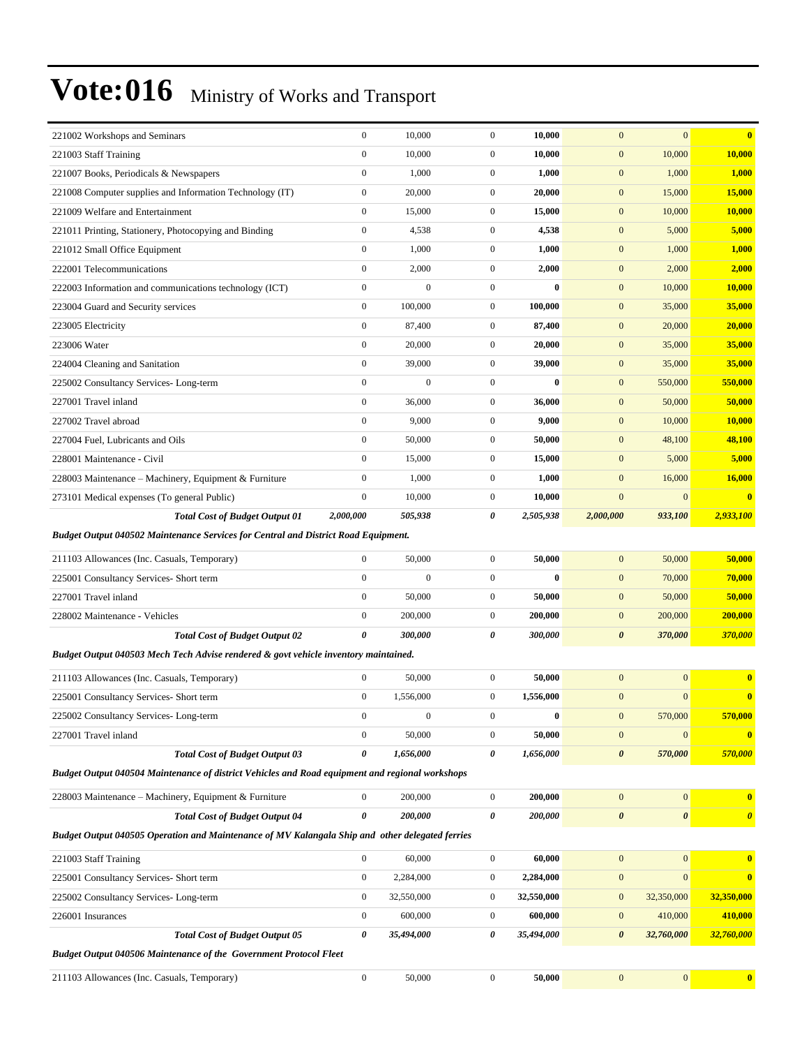# Vote:016 Ministry of Works and Transport

| | | | | | | | |
|---|---|---|---|---|---|---|---|
| 221002 Workshops and Seminars | 0 | 10,000 | 0 | **10,000** | 0 | 0 | **0** |
| 221003 Staff Training | 0 | 10,000 | 0 | **10,000** | 0 | 10,000 | **10,000** |
| 221007 Books, Periodicals & Newspapers | 0 | 1,000 | 0 | **1,000** | 0 | 1,000 | **1,000** |
| 221008 Computer supplies and Information Technology (IT) | 0 | 20,000 | 0 | **20,000** | 0 | 15,000 | **15,000** |
| 221009 Welfare and Entertainment | 0 | 15,000 | 0 | **15,000** | 0 | 10,000 | **10,000** |
| 221011 Printing, Stationery, Photocopying and Binding | 0 | 4,538 | 0 | **4,538** | 0 | 5,000 | **5,000** |
| 221012 Small Office Equipment | 0 | 1,000 | 0 | **1,000** | 0 | 1,000 | **1,000** |
| 222001 Telecommunications | 0 | 2,000 | 0 | **2,000** | 0 | 2,000 | **2,000** |
| 222003 Information and communications technology (ICT) | 0 | 0 | 0 | **0** | 0 | 10,000 | **10,000** |
| 223004 Guard and Security services | 0 | 100,000 | 0 | **100,000** | 0 | 35,000 | **35,000** |
| 223005 Electricity | 0 | 87,400 | 0 | **87,400** | 0 | 20,000 | **20,000** |
| 223006 Water | 0 | 20,000 | 0 | **20,000** | 0 | 35,000 | **35,000** |
| 224004 Cleaning and Sanitation | 0 | 39,000 | 0 | **39,000** | 0 | 35,000 | **35,000** |
| 225002 Consultancy Services- Long-term | 0 | 0 | 0 | **0** | 0 | 550,000 | **550,000** |
| 227001 Travel inland | 0 | 36,000 | 0 | **36,000** | 0 | 50,000 | **50,000** |
| 227002 Travel abroad | 0 | 9,000 | 0 | **9,000** | 0 | 10,000 | **10,000** |
| 227004 Fuel, Lubricants and Oils | 0 | 50,000 | 0 | **50,000** | 0 | 48,100 | **48,100** |
| 228001 Maintenance - Civil | 0 | 15,000 | 0 | **15,000** | 0 | 5,000 | **5,000** |
| 228003 Maintenance – Machinery, Equipment & Furniture | 0 | 1,000 | 0 | **1,000** | 0 | 16,000 | **16,000** |
| 273101 Medical expenses (To general Public) | 0 | 10,000 | 0 | **10,000** | 0 | 0 | **0** |
| ***Total Cost of Budget Output 01*** | ***2,000,000*** | ***505,938*** | ***0*** | ***2,505,938*** | ***2,000,000*** | ***933,100*** | ***2,933,100*** |
| ***Budget Output 040502 Maintenance Services for Central and District Road Equipment.*** | | | | | | | |
| 211103 Allowances (Inc. Casuals, Temporary) | 0 | 50,000 | 0 | **50,000** | 0 | 50,000 | **50,000** |
| 225001 Consultancy Services- Short term | 0 | 0 | 0 | **0** | 0 | 70,000 | **70,000** |
| 227001 Travel inland | 0 | 50,000 | 0 | **50,000** | 0 | 50,000 | **50,000** |
| 228002 Maintenance - Vehicles | 0 | 200,000 | 0 | **200,000** | 0 | 200,000 | **200,000** |
| ***Total Cost of Budget Output 02*** | ***0*** | ***300,000*** | ***0*** | ***300,000*** | ***0*** | ***370,000*** | ***370,000*** |
| ***Budget Output 040503 Mech Tech Advise rendered & govt vehicle inventory maintained.*** | | | | | | | |
| 211103 Allowances (Inc. Casuals, Temporary) | 0 | 50,000 | 0 | **50,000** | 0 | 0 | **0** |
| 225001 Consultancy Services- Short term | 0 | 1,556,000 | 0 | **1,556,000** | 0 | 0 | **0** |
| 225002 Consultancy Services- Long-term | 0 | 0 | 0 | **0** | 0 | 570,000 | **570,000** |
| 227001 Travel inland | 0 | 50,000 | 0 | **50,000** | 0 | 0 | **0** |
| ***Total Cost of Budget Output 03*** | ***0*** | ***1,656,000*** | ***0*** | ***1,656,000*** | ***0*** | ***570,000*** | ***570,000*** |
| ***Budget Output 040504 Maintenance of district Vehicles and Road equipment and regional workshops*** | | | | | | | |
| 228003 Maintenance – Machinery, Equipment & Furniture | 0 | 200,000 | 0 | **200,000** | 0 | 0 | **0** |
| ***Total Cost of Budget Output 04*** | ***0*** | ***200,000*** | ***0*** | ***200,000*** | ***0*** | ***0*** | ***0*** |
| ***Budget Output 040505 Operation and Maintenance of MV Kalangala Ship and other delegated ferries*** | | | | | | | |
| 221003 Staff Training | 0 | 60,000 | 0 | **60,000** | 0 | 0 | **0** |
| 225001 Consultancy Services- Short term | 0 | 2,284,000 | 0 | **2,284,000** | 0 | 0 | **0** |
| 225002 Consultancy Services- Long-term | 0 | 32,550,000 | 0 | **32,550,000** | 0 | 32,350,000 | **32,350,000** |
| 226001 Insurances | 0 | 600,000 | 0 | **600,000** | 0 | 410,000 | **410,000** |
| ***Total Cost of Budget Output 05*** | ***0*** | ***35,494,000*** | ***0*** | ***35,494,000*** | ***0*** | ***32,760,000*** | ***32,760,000*** |
| ***Budget Output 040506 Maintenance of the Government Protocol Fleet*** | | | | | | | |
| 211103 Allowances (Inc. Casuals, Temporary) | 0 | 50,000 | 0 | **50,000** | 0 | 0 | **0** |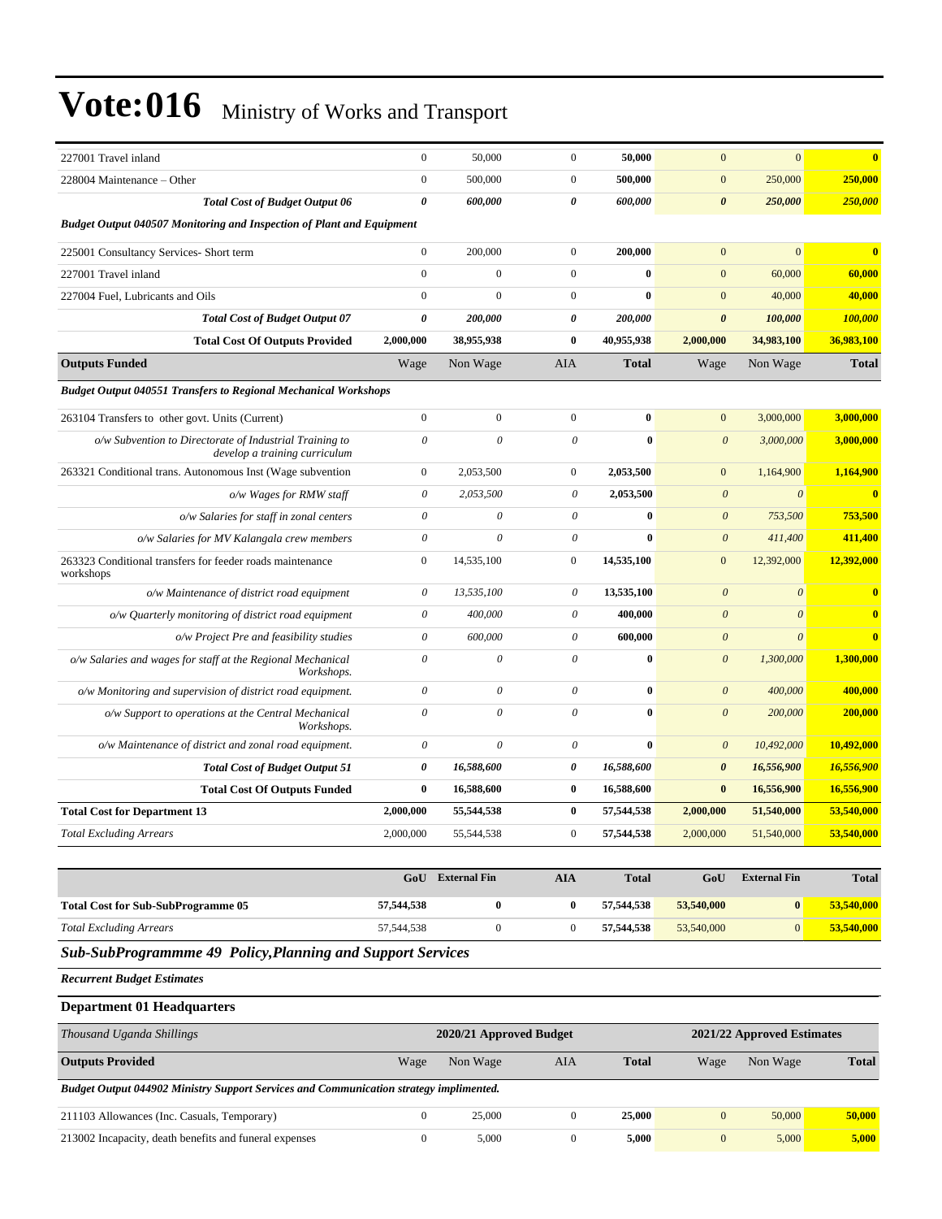# Vote:016 Ministry of Works and Transport

| | | | | | | | |
|---|---|---|---|---|---|---|---|
| 227001 Travel inland | 0 | 50,000 | 0 | **50,000** | 0 | 0 | **0** |
| 228004 Maintenance – Other | 0 | 500,000 | 0 | **500,000** | 0 | 250,000 | **250,000** |
| ***Total Cost of Budget Output 06*** | ***0*** | ***600,000*** | ***0*** | ***600,000*** | ***0*** | ***250,000*** | ***250,000*** |
| ***Budget Output 040507 Monitoring and Inspection of Plant and Equipment*** | | | | | | | |
| 225001 Consultancy Services- Short term | 0 | 200,000 | 0 | **200,000** | 0 | 0 | **0** |
| 227001 Travel inland | 0 | 0 | 0 | **0** | 0 | 60,000 | **60,000** |
| 227004 Fuel, Lubricants and Oils | 0 | 0 | 0 | **0** | 0 | 40,000 | **40,000** |
| ***Total Cost of Budget Output 07*** | ***0*** | ***200,000*** | ***0*** | ***200,000*** | ***0*** | ***100,000*** | ***100,000*** |
| **Total Cost Of Outputs Provided** | **2,000,000** | **38,955,938** | **0** | **40,955,938** | **2,000,000** | **34,983,100** | **36,983,100** |
| **Outputs Funded** | Wage | Non Wage | AIA | **Total** | Wage | Non Wage | **Total** |
| ***Budget Output 040551 Transfers to Regional Mechanical Workshops*** | | | | | | | |
| 263104 Transfers to other govt. Units (Current) | 0 | 0 | 0 | **0** | 0 | 3,000,000 | **3,000,000** |
| *o/w Subvention to Directorate of Industrial Training to develop a training curriculum* | *0* | *0* | *0* | **0** | *0* | *3,000,000* | **3,000,000** |
| 263321 Conditional trans. Autonomous Inst (Wage subvention | 0 | 2,053,500 | 0 | **2,053,500** | 0 | 1,164,900 | **1,164,900** |
| *o/w Wages for RMW staff* | *0* | *2,053,500* | *0* | **2,053,500** | *0* | *0* | **0** |
| *o/w Salaries for staff in zonal centers* | *0* | *0* | *0* | **0** | *0* | *753,500* | **753,500** |
| *o/w Salaries for MV Kalangala crew members* | *0* | *0* | *0* | **0** | *0* | *411,400* | **411,400** |
| 263323 Conditional transfers for feeder roads maintenance workshops | 0 | 14,535,100 | 0 | **14,535,100** | 0 | 12,392,000 | **12,392,000** |
| *o/w Maintenance of district road equipment* | *0* | *13,535,100* | *0* | **13,535,100** | *0* | *0* | **0** |
| *o/w Quarterly monitoring of district road equipment* | *0* | *400,000* | *0* | **400,000** | *0* | *0* | **0** |
| *o/w Project Pre and feasibility studies* | *0* | *600,000* | *0* | **600,000** | *0* | *0* | **0** |
| *o/w Salaries and wages for staff at the Regional Mechanical Workshops.* | *0* | *0* | *0* | **0** | *0* | *1,300,000* | **1,300,000** |
| *o/w Monitoring and supervision of district road equipment.* | *0* | *0* | *0* | **0** | *0* | *400,000* | **400,000** |
| *o/w Support to operations at the Central Mechanical Workshops.* | *0* | *0* | *0* | **0** | *0* | *200,000* | **200,000** |
| *o/w Maintenance of district and zonal road equipment.* | *0* | *0* | *0* | **0** | *0* | *10,492,000* | **10,492,000** |
| ***Total Cost of Budget Output 51*** | ***0*** | ***16,588,600*** | ***0*** | ***16,588,600*** | ***0*** | ***16,556,900*** | ***16,556,900*** |
| **Total Cost Of Outputs Funded** | **0** | **16,588,600** | **0** | **16,588,600** | **0** | **16,556,900** | **16,556,900** |
| **Total Cost for Department 13** | **2,000,000** | **55,544,538** | **0** | **57,544,538** | **2,000,000** | **51,540,000** | **53,540,000** |
| *Total Excluding Arrears* | 2,000,000 | 55,544,538 | 0 | **57,544,538** | 2,000,000 | 51,540,000 | **53,540,000** |

| | GoU | External Fin | AIA | Total | GoU | External Fin | Total |
|---|---|---|---|---|---|---|---|
| **Total Cost for Sub-SubProgramme 05** | **57,544,538** | **0** | **0** | **57,544,538** | **53,540,000** | **0** | **53,540,000** |
| *Total Excluding Arrears* | 57,544,538 | 0 | 0 | **57,544,538** | 53,540,000 | 0 | **53,540,000** |

## *Sub-SubProgrammme 49 Policy,Planning and Support Services*

***Recurrent Budget Estimates***

### Department 01 Headquarters

| *Thousand Uganda Shillings* | 2020/21 Approved Budget | | | | 2021/22 Approved Estimates | | |
|---|---|---|---|---|---|---|---|
| **Outputs Provided** | Wage | Non Wage | AIA | **Total** | Wage | Non Wage | **Total** |
| ***Budget Output 044902 Ministry Support Services and Communication strategy implimented.*** | | | | | | | |
| 211103 Allowances (Inc. Casuals, Temporary) | 0 | 25,000 | 0 | **25,000** | 0 | 50,000 | **50,000** |
| 213002 Incapacity, death benefits and funeral expenses | 0 | 5,000 | 0 | **5,000** | 0 | 5,000 | **5,000** |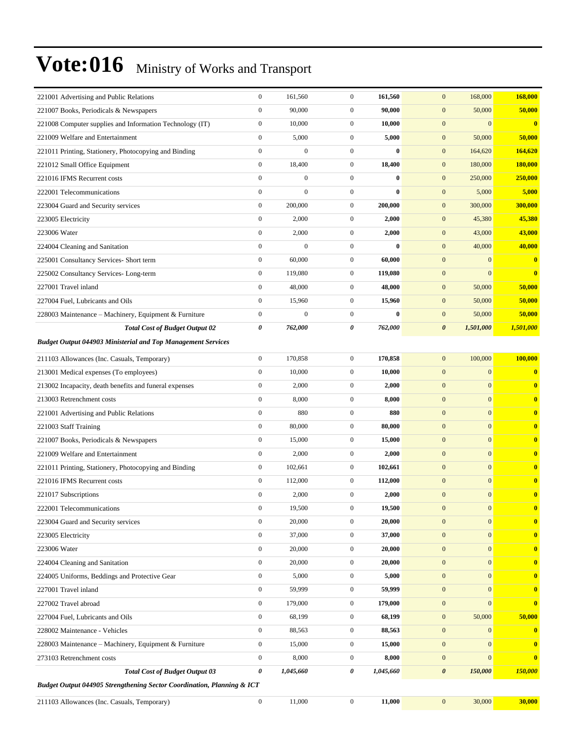# Vote:016 Ministry of Works and Transport

| | | | | | | | |
|---|---|---|---|---|---|---|---|
| 221001 Advertising and Public Relations | 0 | 161,560 | 0 | **161,560** | 0 | 168,000 | **168,000** |
| 221007 Books, Periodicals & Newspapers | 0 | 90,000 | 0 | **90,000** | 0 | 50,000 | **50,000** |
| 221008 Computer supplies and Information Technology (IT) | 0 | 10,000 | 0 | **10,000** | 0 | 0 | **0** |
| 221009 Welfare and Entertainment | 0 | 5,000 | 0 | **5,000** | 0 | 50,000 | **50,000** |
| 221011 Printing, Stationery, Photocopying and Binding | 0 | 0 | 0 | **0** | 0 | 164,620 | **164,620** |
| 221012 Small Office Equipment | 0 | 18,400 | 0 | **18,400** | 0 | 180,000 | **180,000** |
| 221016 IFMS Recurrent costs | 0 | 0 | 0 | **0** | 0 | 250,000 | **250,000** |
| 222001 Telecommunications | 0 | 0 | 0 | **0** | 0 | 5,000 | **5,000** |
| 223004 Guard and Security services | 0 | 200,000 | 0 | **200,000** | 0 | 300,000 | **300,000** |
| 223005 Electricity | 0 | 2,000 | 0 | **2,000** | 0 | 45,380 | **45,380** |
| 223006 Water | 0 | 2,000 | 0 | **2,000** | 0 | 43,000 | **43,000** |
| 224004 Cleaning and Sanitation | 0 | 0 | 0 | **0** | 0 | 40,000 | **40,000** |
| 225001 Consultancy Services- Short term | 0 | 60,000 | 0 | **60,000** | 0 | 0 | **0** |
| 225002 Consultancy Services- Long-term | 0 | 119,080 | 0 | **119,080** | 0 | 0 | **0** |
| 227001 Travel inland | 0 | 48,000 | 0 | **48,000** | 0 | 50,000 | **50,000** |
| 227004 Fuel, Lubricants and Oils | 0 | 15,960 | 0 | **15,960** | 0 | 50,000 | **50,000** |
| 228003 Maintenance – Machinery, Equipment & Furniture | 0 | 0 | 0 | **0** | 0 | 50,000 | **50,000** |
| ***Total Cost of Budget Output 02*** | ***0*** | ***762,000*** | ***0*** | ***762,000*** | ***0*** | ***1,501,000*** | ***1,501,000*** |
| ***Budget Output 044903 Ministerial and Top Management Services*** | | | | | | | |
| 211103 Allowances (Inc. Casuals, Temporary) | 0 | 170,858 | 0 | **170,858** | 0 | 100,000 | **100,000** |
| 213001 Medical expenses (To employees) | 0 | 10,000 | 0 | **10,000** | 0 | 0 | **0** |
| 213002 Incapacity, death benefits and funeral expenses | 0 | 2,000 | 0 | **2,000** | 0 | 0 | **0** |
| 213003 Retrenchment costs | 0 | 8,000 | 0 | **8,000** | 0 | 0 | **0** |
| 221001 Advertising and Public Relations | 0 | 880 | 0 | **880** | 0 | 0 | **0** |
| 221003 Staff Training | 0 | 80,000 | 0 | **80,000** | 0 | 0 | **0** |
| 221007 Books, Periodicals & Newspapers | 0 | 15,000 | 0 | **15,000** | 0 | 0 | **0** |
| 221009 Welfare and Entertainment | 0 | 2,000 | 0 | **2,000** | 0 | 0 | **0** |
| 221011 Printing, Stationery, Photocopying and Binding | 0 | 102,661 | 0 | **102,661** | 0 | 0 | **0** |
| 221016 IFMS Recurrent costs | 0 | 112,000 | 0 | **112,000** | 0 | 0 | **0** |
| 221017 Subscriptions | 0 | 2,000 | 0 | **2,000** | 0 | 0 | **0** |
| 222001 Telecommunications | 0 | 19,500 | 0 | **19,500** | 0 | 0 | **0** |
| 223004 Guard and Security services | 0 | 20,000 | 0 | **20,000** | 0 | 0 | **0** |
| 223005 Electricity | 0 | 37,000 | 0 | **37,000** | 0 | 0 | **0** |
| 223006 Water | 0 | 20,000 | 0 | **20,000** | 0 | 0 | **0** |
| 224004 Cleaning and Sanitation | 0 | 20,000 | 0 | **20,000** | 0 | 0 | **0** |
| 224005 Uniforms, Beddings and Protective Gear | 0 | 5,000 | 0 | **5,000** | 0 | 0 | **0** |
| 227001 Travel inland | 0 | 59,999 | 0 | **59,999** | 0 | 0 | **0** |
| 227002 Travel abroad | 0 | 179,000 | 0 | **179,000** | 0 | 0 | **0** |
| 227004 Fuel, Lubricants and Oils | 0 | 68,199 | 0 | **68,199** | 0 | 50,000 | **50,000** |
| 228002 Maintenance - Vehicles | 0 | 88,563 | 0 | **88,563** | 0 | 0 | **0** |
| 228003 Maintenance – Machinery, Equipment & Furniture | 0 | 15,000 | 0 | **15,000** | 0 | 0 | **0** |
| 273103 Retrenchment costs | 0 | 8,000 | 0 | **8,000** | 0 | 0 | **0** |
| ***Total Cost of Budget Output 03*** | ***0*** | ***1,045,660*** | ***0*** | ***1,045,660*** | ***0*** | ***150,000*** | ***150,000*** |
| ***Budget Output 044905 Strengthening Sector Coordination, Planning & ICT*** | | | | | | | |
| 211103 Allowances (Inc. Casuals, Temporary) | 0 | 11,000 | 0 | **11,000** | 0 | 30,000 | **30,000** |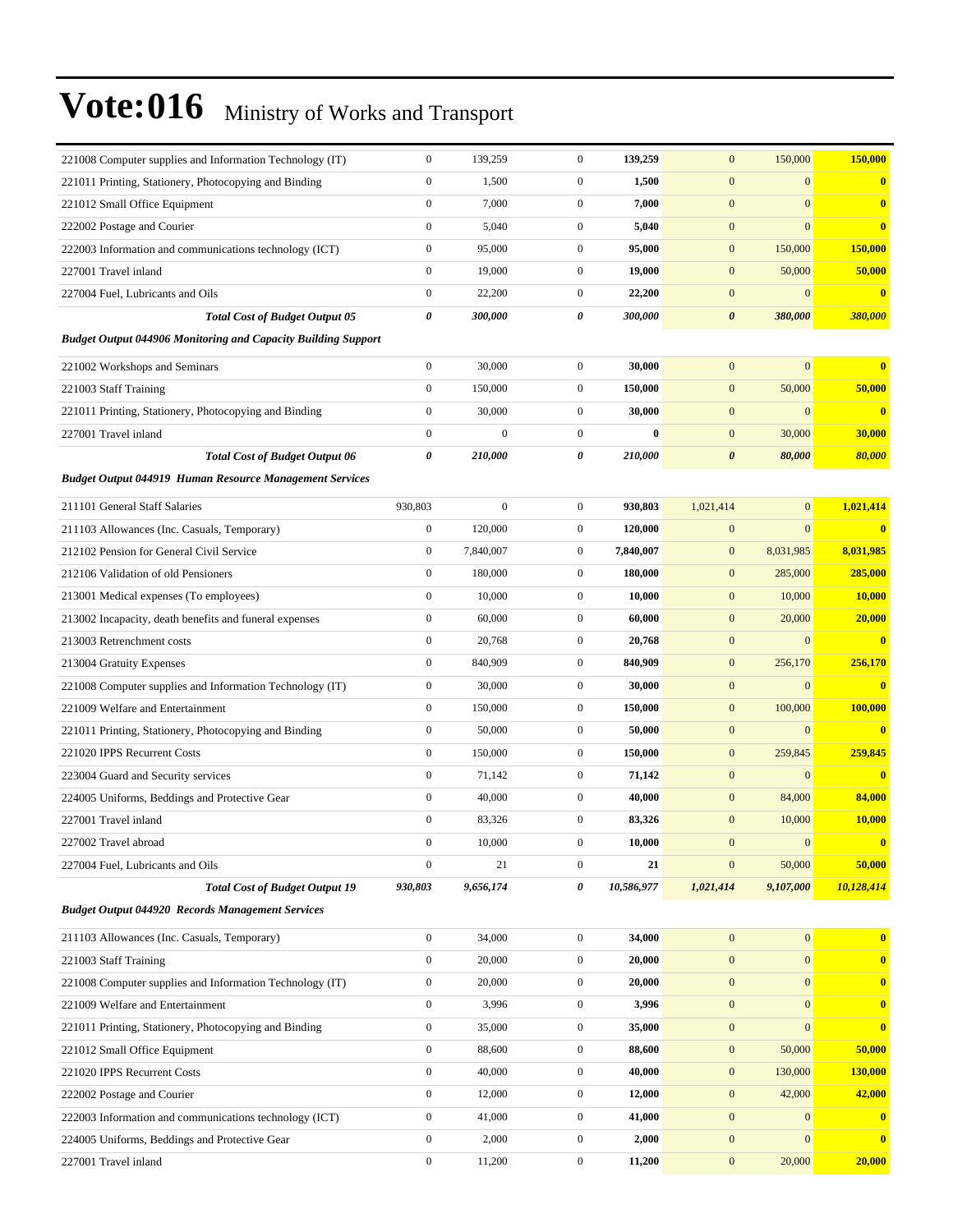# Vote:016 Ministry of Works and Transport

| | | | | | | | |
|---|---|---|---|---|---|---|---|
| 221008 Computer supplies and Information Technology (IT) | 0 | 139,259 | 0 | **139,259** | 0 | 150,000 | **150,000** |
| 221011 Printing, Stationery, Photocopying and Binding | 0 | 1,500 | 0 | **1,500** | 0 | 0 | **0** |
| 221012 Small Office Equipment | 0 | 7,000 | 0 | **7,000** | 0 | 0 | **0** |
| 222002 Postage and Courier | 0 | 5,040 | 0 | **5,040** | 0 | 0 | **0** |
| 222003 Information and communications technology (ICT) | 0 | 95,000 | 0 | **95,000** | 0 | 150,000 | **150,000** |
| 227001 Travel inland | 0 | 19,000 | 0 | **19,000** | 0 | 50,000 | **50,000** |
| 227004 Fuel, Lubricants and Oils | 0 | 22,200 | 0 | **22,200** | 0 | 0 | **0** |
| ***Total Cost of Budget Output 05*** | ***0*** | ***300,000*** | ***0*** | ***300,000*** | ***0*** | ***380,000*** | ***380,000*** |
| ***Budget Output 044906 Monitoring and Capacity Building Support*** | | | | | | | |
| 221002 Workshops and Seminars | 0 | 30,000 | 0 | **30,000** | 0 | 0 | **0** |
| 221003 Staff Training | 0 | 150,000 | 0 | **150,000** | 0 | 50,000 | **50,000** |
| 221011 Printing, Stationery, Photocopying and Binding | 0 | 30,000 | 0 | **30,000** | 0 | 0 | **0** |
| 227001 Travel inland | 0 | 0 | 0 | **0** | 0 | 30,000 | **30,000** |
| ***Total Cost of Budget Output 06*** | ***0*** | ***210,000*** | ***0*** | ***210,000*** | ***0*** | ***80,000*** | ***80,000*** |
| ***Budget Output 044919 Human Resource Management Services*** | | | | | | | |
| 211101 General Staff Salaries | 930,803 | 0 | 0 | **930,803** | 1,021,414 | 0 | **1,021,414** |
| 211103 Allowances (Inc. Casuals, Temporary) | 0 | 120,000 | 0 | **120,000** | 0 | 0 | **0** |
| 212102 Pension for General Civil Service | 0 | 7,840,007 | 0 | **7,840,007** | 0 | 8,031,985 | **8,031,985** |
| 212106 Validation of old Pensioners | 0 | 180,000 | 0 | **180,000** | 0 | 285,000 | **285,000** |
| 213001 Medical expenses (To employees) | 0 | 10,000 | 0 | **10,000** | 0 | 10,000 | **10,000** |
| 213002 Incapacity, death benefits and funeral expenses | 0 | 60,000 | 0 | **60,000** | 0 | 20,000 | **20,000** |
| 213003 Retrenchment costs | 0 | 20,768 | 0 | **20,768** | 0 | 0 | **0** |
| 213004 Gratuity Expenses | 0 | 840,909 | 0 | **840,909** | 0 | 256,170 | **256,170** |
| 221008 Computer supplies and Information Technology (IT) | 0 | 30,000 | 0 | **30,000** | 0 | 0 | **0** |
| 221009 Welfare and Entertainment | 0 | 150,000 | 0 | **150,000** | 0 | 100,000 | **100,000** |
| 221011 Printing, Stationery, Photocopying and Binding | 0 | 50,000 | 0 | **50,000** | 0 | 0 | **0** |
| 221020 IPPS Recurrent Costs | 0 | 150,000 | 0 | **150,000** | 0 | 259,845 | **259,845** |
| 223004 Guard and Security services | 0 | 71,142 | 0 | **71,142** | 0 | 0 | **0** |
| 224005 Uniforms, Beddings and Protective Gear | 0 | 40,000 | 0 | **40,000** | 0 | 84,000 | **84,000** |
| 227001 Travel inland | 0 | 83,326 | 0 | **83,326** | 0 | 10,000 | **10,000** |
| 227002 Travel abroad | 0 | 10,000 | 0 | **10,000** | 0 | 0 | **0** |
| 227004 Fuel, Lubricants and Oils | 0 | 21 | 0 | **21** | 0 | 50,000 | **50,000** |
| ***Total Cost of Budget Output 19*** | ***930,803*** | ***9,656,174*** | ***0*** | ***10,586,977*** | ***1,021,414*** | ***9,107,000*** | ***10,128,414*** |
| ***Budget Output 044920 Records Management Services*** | | | | | | | |
| 211103 Allowances (Inc. Casuals, Temporary) | 0 | 34,000 | 0 | **34,000** | 0 | 0 | **0** |
| 221003 Staff Training | 0 | 20,000 | 0 | **20,000** | 0 | 0 | **0** |
| 221008 Computer supplies and Information Technology (IT) | 0 | 20,000 | 0 | **20,000** | 0 | 0 | **0** |
| 221009 Welfare and Entertainment | 0 | 3,996 | 0 | **3,996** | 0 | 0 | **0** |
| 221011 Printing, Stationery, Photocopying and Binding | 0 | 35,000 | 0 | **35,000** | 0 | 0 | **0** |
| 221012 Small Office Equipment | 0 | 88,600 | 0 | **88,600** | 0 | 50,000 | **50,000** |
| 221020 IPPS Recurrent Costs | 0 | 40,000 | 0 | **40,000** | 0 | 130,000 | **130,000** |
| 222002 Postage and Courier | 0 | 12,000 | 0 | **12,000** | 0 | 42,000 | **42,000** |
| 222003 Information and communications technology (ICT) | 0 | 41,000 | 0 | **41,000** | 0 | 0 | **0** |
| 224005 Uniforms, Beddings and Protective Gear | 0 | 2,000 | 0 | **2,000** | 0 | 0 | **0** |
| 227001 Travel inland | 0 | 11,200 | 0 | **11,200** | 0 | 20,000 | **20,000** |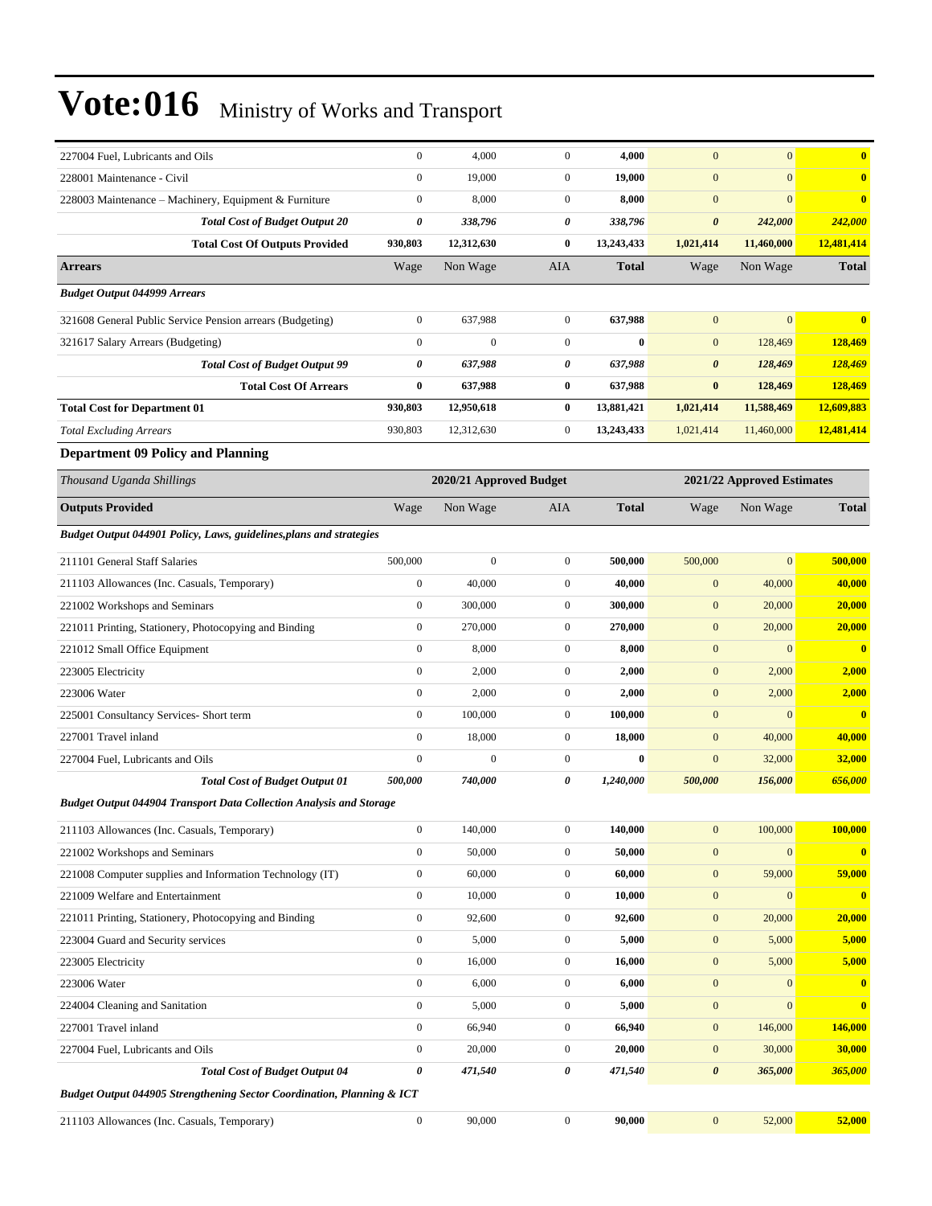# Vote:016 Ministry of Works and Transport

| | | | | | | | |
|---|---|---|---|---|---|---|---|
| 227004 Fuel, Lubricants and Oils | 0 | 4,000 | 0 | **4,000** | 0 | 0 | **0** |
| 228001 Maintenance - Civil | 0 | 19,000 | 0 | **19,000** | 0 | 0 | **0** |
| 228003 Maintenance – Machinery, Equipment & Furniture | 0 | 8,000 | 0 | **8,000** | 0 | 0 | **0** |
| ***Total Cost of Budget Output 20*** | ***0*** | ***338,796*** | ***0*** | ***338,796*** | ***0*** | ***242,000*** | ***242,000*** |
| **Total Cost Of Outputs Provided** | **930,803** | **12,312,630** | **0** | **13,243,433** | **1,021,414** | **11,460,000** | **12,481,414** |
| **Arrears** | Wage | Non Wage | AIA | **Total** | Wage | Non Wage | **Total** |
| ***Budget Output 044999 Arrears*** | | | | | | | |
| 321608 General Public Service Pension arrears (Budgeting) | 0 | 637,988 | 0 | **637,988** | 0 | 0 | **0** |
| 321617 Salary Arrears (Budgeting) | 0 | 0 | 0 | **0** | 0 | 128,469 | **128,469** |
| ***Total Cost of Budget Output 99*** | ***0*** | ***637,988*** | ***0*** | ***637,988*** | ***0*** | ***128,469*** | ***128,469*** |
| **Total Cost Of Arrears** | **0** | **637,988** | **0** | **637,988** | **0** | **128,469** | **128,469** |
| **Total Cost for Department 01** | **930,803** | **12,950,618** | **0** | **13,881,421** | **1,021,414** | **11,588,469** | **12,609,883** |
| *Total Excluding Arrears* | 930,803 | 12,312,630 | 0 | **13,243,433** | 1,021,414 | 11,460,000 | **12,481,414** |

**Department 09 Policy and Planning**

| *Thousand Uganda Shillings* | 2020/21 Approved Budget | | | | 2021/22 Approved Estimates | | |
|---|---|---|---|---|---|---|---|
| **Outputs Provided** | Wage | Non Wage | AIA | **Total** | Wage | Non Wage | **Total** |
| ***Budget Output 044901 Policy, Laws, guidelines,plans and strategies*** | | | | | | | |
| 211101 General Staff Salaries | 500,000 | 0 | 0 | **500,000** | 500,000 | 0 | **500,000** |
| 211103 Allowances (Inc. Casuals, Temporary) | 0 | 40,000 | 0 | **40,000** | 0 | 40,000 | **40,000** |
| 221002 Workshops and Seminars | 0 | 300,000 | 0 | **300,000** | 0 | 20,000 | **20,000** |
| 221011 Printing, Stationery, Photocopying and Binding | 0 | 270,000 | 0 | **270,000** | 0 | 20,000 | **20,000** |
| 221012 Small Office Equipment | 0 | 8,000 | 0 | **8,000** | 0 | 0 | **0** |
| 223005 Electricity | 0 | 2,000 | 0 | **2,000** | 0 | 2,000 | **2,000** |
| 223006 Water | 0 | 2,000 | 0 | **2,000** | 0 | 2,000 | **2,000** |
| 225001 Consultancy Services- Short term | 0 | 100,000 | 0 | **100,000** | 0 | 0 | **0** |
| 227001 Travel inland | 0 | 18,000 | 0 | **18,000** | 0 | 40,000 | **40,000** |
| 227004 Fuel, Lubricants and Oils | 0 | 0 | 0 | **0** | 0 | 32,000 | **32,000** |
| ***Total Cost of Budget Output 01*** | ***500,000*** | ***740,000*** | ***0*** | ***1,240,000*** | ***500,000*** | ***156,000*** | ***656,000*** |
| ***Budget Output 044904 Transport Data Collection Analysis and Storage*** | | | | | | | |
| 211103 Allowances (Inc. Casuals, Temporary) | 0 | 140,000 | 0 | **140,000** | 0 | 100,000 | **100,000** |
| 221002 Workshops and Seminars | 0 | 50,000 | 0 | **50,000** | 0 | 0 | **0** |
| 221008 Computer supplies and Information Technology (IT) | 0 | 60,000 | 0 | **60,000** | 0 | 59,000 | **59,000** |
| 221009 Welfare and Entertainment | 0 | 10,000 | 0 | **10,000** | 0 | 0 | **0** |
| 221011 Printing, Stationery, Photocopying and Binding | 0 | 92,600 | 0 | **92,600** | 0 | 20,000 | **20,000** |
| 223004 Guard and Security services | 0 | 5,000 | 0 | **5,000** | 0 | 5,000 | **5,000** |
| 223005 Electricity | 0 | 16,000 | 0 | **16,000** | 0 | 5,000 | **5,000** |
| 223006 Water | 0 | 6,000 | 0 | **6,000** | 0 | 0 | **0** |
| 224004 Cleaning and Sanitation | 0 | 5,000 | 0 | **5,000** | 0 | 0 | **0** |
| 227001 Travel inland | 0 | 66,940 | 0 | **66,940** | 0 | 146,000 | **146,000** |
| 227004 Fuel, Lubricants and Oils | 0 | 20,000 | 0 | **20,000** | 0 | 30,000 | **30,000** |
| ***Total Cost of Budget Output 04*** | ***0*** | ***471,540*** | ***0*** | ***471,540*** | ***0*** | ***365,000*** | ***365,000*** |
| ***Budget Output 044905 Strengthening Sector Coordination, Planning & ICT*** | | | | | | | |
| 211103 Allowances (Inc. Casuals, Temporary) | 0 | 90,000 | 0 | **90,000** | 0 | 52,000 | **52,000** |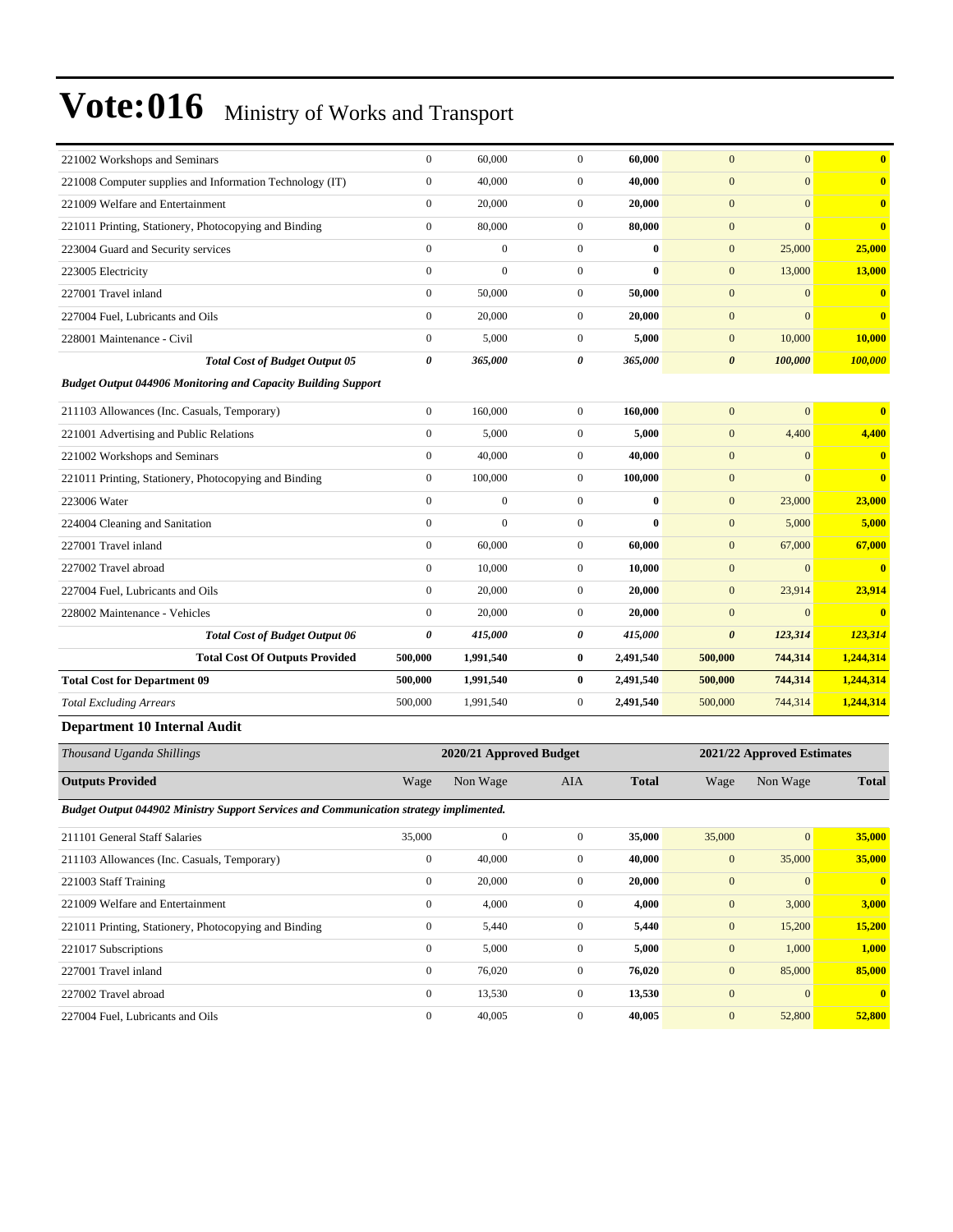# Vote:016 Ministry of Works and Transport

| | | | | | | | |
|---|---|---|---|---|---|---|---|
| 221002 Workshops and Seminars | 0 | 60,000 | 0 | **60,000** | 0 | 0 | **0** |
| 221008 Computer supplies and Information Technology (IT) | 0 | 40,000 | 0 | **40,000** | 0 | 0 | **0** |
| 221009 Welfare and Entertainment | 0 | 20,000 | 0 | **20,000** | 0 | 0 | **0** |
| 221011 Printing, Stationery, Photocopying and Binding | 0 | 80,000 | 0 | **80,000** | 0 | 0 | **0** |
| 223004 Guard and Security services | 0 | 0 | 0 | **0** | 0 | 25,000 | **25,000** |
| 223005 Electricity | 0 | 0 | 0 | **0** | 0 | 13,000 | **13,000** |
| 227001 Travel inland | 0 | 50,000 | 0 | **50,000** | 0 | 0 | **0** |
| 227004 Fuel, Lubricants and Oils | 0 | 20,000 | 0 | **20,000** | 0 | 0 | **0** |
| 228001 Maintenance - Civil | 0 | 5,000 | 0 | **5,000** | 0 | 10,000 | **10,000** |
| ***Total Cost of Budget Output 05*** | ***0*** | ***365,000*** | ***0*** | ***365,000*** | ***0*** | ***100,000*** | ***100,000*** |
| ***Budget Output 044906 Monitoring and Capacity Building Support*** | | | | | | | |
| 211103 Allowances (Inc. Casuals, Temporary) | 0 | 160,000 | 0 | **160,000** | 0 | 0 | **0** |
| 221001 Advertising and Public Relations | 0 | 5,000 | 0 | **5,000** | 0 | 4,400 | **4,400** |
| 221002 Workshops and Seminars | 0 | 40,000 | 0 | **40,000** | 0 | 0 | **0** |
| 221011 Printing, Stationery, Photocopying and Binding | 0 | 100,000 | 0 | **100,000** | 0 | 0 | **0** |
| 223006 Water | 0 | 0 | 0 | **0** | 0 | 23,000 | **23,000** |
| 224004 Cleaning and Sanitation | 0 | 0 | 0 | **0** | 0 | 5,000 | **5,000** |
| 227001 Travel inland | 0 | 60,000 | 0 | **60,000** | 0 | 67,000 | **67,000** |
| 227002 Travel abroad | 0 | 10,000 | 0 | **10,000** | 0 | 0 | **0** |
| 227004 Fuel, Lubricants and Oils | 0 | 20,000 | 0 | **20,000** | 0 | 23,914 | **23,914** |
| 228002 Maintenance - Vehicles | 0 | 20,000 | 0 | **20,000** | 0 | 0 | **0** |
| ***Total Cost of Budget Output 06*** | ***0*** | ***415,000*** | ***0*** | ***415,000*** | ***0*** | ***123,314*** | ***123,314*** |
| **Total Cost Of Outputs Provided** | **500,000** | **1,991,540** | **0** | **2,491,540** | **500,000** | **744,314** | **1,244,314** |
| **Total Cost for Department 09** | **500,000** | **1,991,540** | **0** | **2,491,540** | **500,000** | **744,314** | **1,244,314** |
| *Total Excluding Arrears* | 500,000 | 1,991,540 | 0 | **2,491,540** | 500,000 | 744,314 | **1,244,314** |

### Department 10 Internal Audit

| *Thousand Uganda Shillings* | 2020/21 Approved Budget | | | | 2021/22 Approved Estimates | | |
|---|---|---|---|---|---|---|---|
| **Outputs Provided** | Wage | Non Wage | AIA | **Total** | Wage | Non Wage | **Total** |
| ***Budget Output 044902 Ministry Support Services and Communication strategy implimented.*** | | | | | | | |
| 211101 General Staff Salaries | 35,000 | 0 | 0 | **35,000** | 35,000 | 0 | **35,000** |
| 211103 Allowances (Inc. Casuals, Temporary) | 0 | 40,000 | 0 | **40,000** | 0 | 35,000 | **35,000** |
| 221003 Staff Training | 0 | 20,000 | 0 | **20,000** | 0 | 0 | **0** |
| 221009 Welfare and Entertainment | 0 | 4,000 | 0 | **4,000** | 0 | 3,000 | **3,000** |
| 221011 Printing, Stationery, Photocopying and Binding | 0 | 5,440 | 0 | **5,440** | 0 | 15,200 | **15,200** |
| 221017 Subscriptions | 0 | 5,000 | 0 | **5,000** | 0 | 1,000 | **1,000** |
| 227001 Travel inland | 0 | 76,020 | 0 | **76,020** | 0 | 85,000 | **85,000** |
| 227002 Travel abroad | 0 | 13,530 | 0 | **13,530** | 0 | 0 | **0** |
| 227004 Fuel, Lubricants and Oils | 0 | 40,005 | 0 | **40,005** | 0 | 52,800 | **52,800** |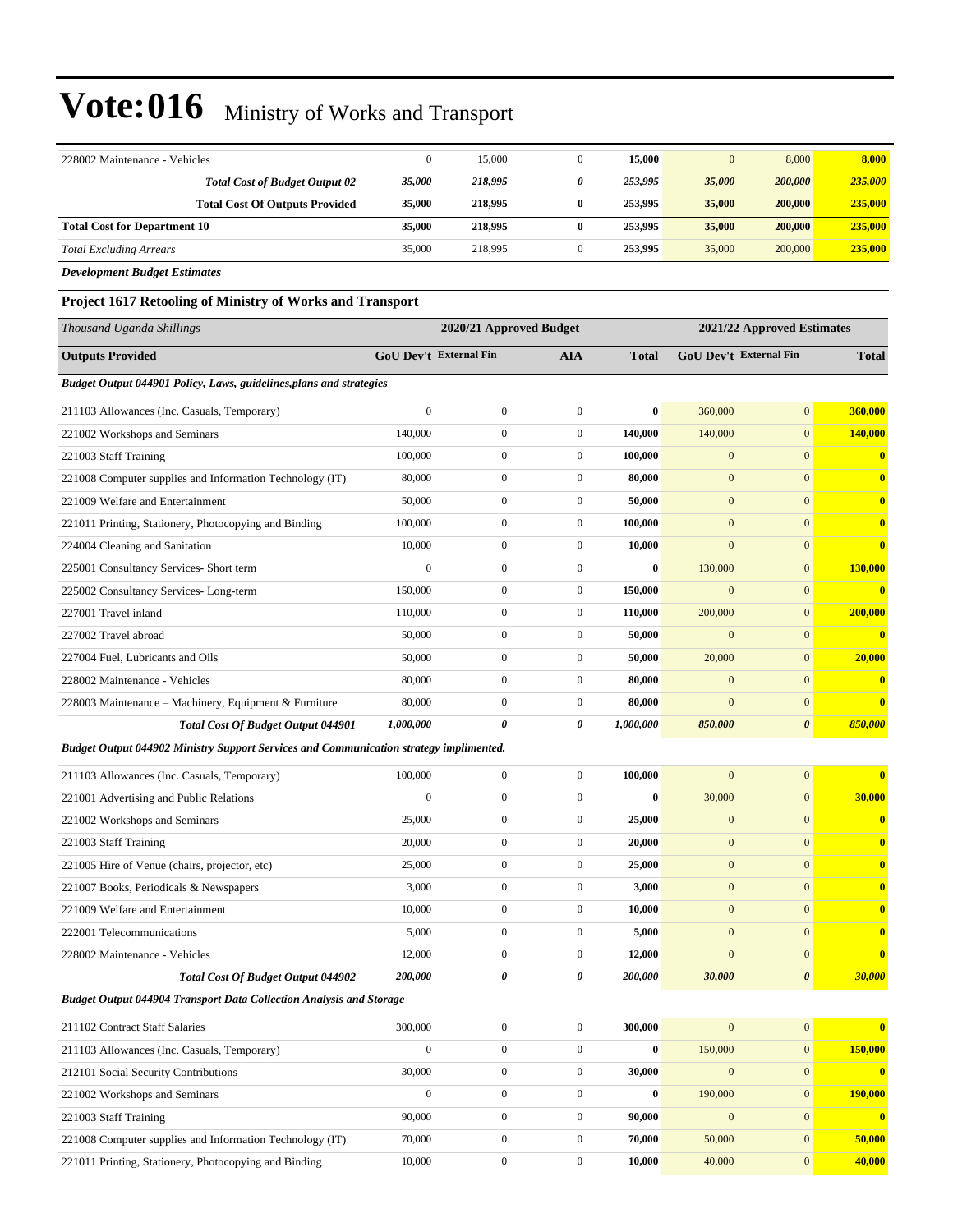# Vote:016 Ministry of Works and Transport

| | | | | | | | |
|---|---|---|---|---|---|---|---|
| 228002 Maintenance - Vehicles | 0 | 15,000 | 0 | **15,000** | 0 | 8,000 | **8,000** |
| ***Total Cost of Budget Output 02*** | ***35,000*** | ***218,995*** | ***0*** | ***253,995*** | ***35,000*** | ***200,000*** | ***235,000*** |
| **Total Cost Of Outputs Provided** | **35,000** | **218,995** | **0** | **253,995** | **35,000** | **200,000** | **235,000** |
| **Total Cost for Department 10** | **35,000** | **218,995** | **0** | **253,995** | **35,000** | **200,000** | **235,000** |
| *Total Excluding Arrears* | 35,000 | 218,995 | 0 | **253,995** | 35,000 | 200,000 | **235,000** |

***Development Budget Estimates***

### Project 1617 Retooling of Ministry of Works and Transport

| *Thousand Uganda Shillings* | 2020/21 Approved Budget | | | | 2021/22 Approved Estimates | | |
|---|---|---|---|---|---|---|---|
| **Outputs Provided** | **GoU Dev't** | **External Fin** | **AIA** | **Total** | **GoU Dev't** | **External Fin** | **Total** |
| ***Budget Output 044901 Policy, Laws, guidelines,plans and strategies*** | | | | | | | |
| 211103 Allowances (Inc. Casuals, Temporary) | 0 | 0 | 0 | **0** | 360,000 | 0 | **360,000** |
| 221002 Workshops and Seminars | 140,000 | 0 | 0 | **140,000** | 140,000 | 0 | **140,000** |
| 221003 Staff Training | 100,000 | 0 | 0 | **100,000** | 0 | 0 | **0** |
| 221008 Computer supplies and Information Technology (IT) | 80,000 | 0 | 0 | **80,000** | 0 | 0 | **0** |
| 221009 Welfare and Entertainment | 50,000 | 0 | 0 | **50,000** | 0 | 0 | **0** |
| 221011 Printing, Stationery, Photocopying and Binding | 100,000 | 0 | 0 | **100,000** | 0 | 0 | **0** |
| 224004 Cleaning and Sanitation | 10,000 | 0 | 0 | **10,000** | 0 | 0 | **0** |
| 225001 Consultancy Services- Short term | 0 | 0 | 0 | **0** | 130,000 | 0 | **130,000** |
| 225002 Consultancy Services- Long-term | 150,000 | 0 | 0 | **150,000** | 0 | 0 | **0** |
| 227001 Travel inland | 110,000 | 0 | 0 | **110,000** | 200,000 | 0 | **200,000** |
| 227002 Travel abroad | 50,000 | 0 | 0 | **50,000** | 0 | 0 | **0** |
| 227004 Fuel, Lubricants and Oils | 50,000 | 0 | 0 | **50,000** | 20,000 | 0 | **20,000** |
| 228002 Maintenance - Vehicles | 80,000 | 0 | 0 | **80,000** | 0 | 0 | **0** |
| 228003 Maintenance – Machinery, Equipment & Furniture | 80,000 | 0 | 0 | **80,000** | 0 | 0 | **0** |
| ***Total Cost Of Budget Output 044901*** | ***1,000,000*** | ***0*** | ***0*** | ***1,000,000*** | ***850,000*** | ***0*** | ***850,000*** |
| ***Budget Output 044902 Ministry Support Services and Communication strategy implimented.*** | | | | | | | |
| 211103 Allowances (Inc. Casuals, Temporary) | 100,000 | 0 | 0 | **100,000** | 0 | 0 | **0** |
| 221001 Advertising and Public Relations | 0 | 0 | 0 | **0** | 30,000 | 0 | **30,000** |
| 221002 Workshops and Seminars | 25,000 | 0 | 0 | **25,000** | 0 | 0 | **0** |
| 221003 Staff Training | 20,000 | 0 | 0 | **20,000** | 0 | 0 | **0** |
| 221005 Hire of Venue (chairs, projector, etc) | 25,000 | 0 | 0 | **25,000** | 0 | 0 | **0** |
| 221007 Books, Periodicals & Newspapers | 3,000 | 0 | 0 | **3,000** | 0 | 0 | **0** |
| 221009 Welfare and Entertainment | 10,000 | 0 | 0 | **10,000** | 0 | 0 | **0** |
| 222001 Telecommunications | 5,000 | 0 | 0 | **5,000** | 0 | 0 | **0** |
| 228002 Maintenance - Vehicles | 12,000 | 0 | 0 | **12,000** | 0 | 0 | **0** |
| ***Total Cost Of Budget Output 044902*** | ***200,000*** | ***0*** | ***0*** | ***200,000*** | ***30,000*** | ***0*** | ***30,000*** |
| ***Budget Output 044904 Transport Data Collection Analysis and Storage*** | | | | | | | |
| 211102 Contract Staff Salaries | 300,000 | 0 | 0 | **300,000** | 0 | 0 | **0** |
| 211103 Allowances (Inc. Casuals, Temporary) | 0 | 0 | 0 | **0** | 150,000 | 0 | **150,000** |
| 212101 Social Security Contributions | 30,000 | 0 | 0 | **30,000** | 0 | 0 | **0** |
| 221002 Workshops and Seminars | 0 | 0 | 0 | **0** | 190,000 | 0 | **190,000** |
| 221003 Staff Training | 90,000 | 0 | 0 | **90,000** | 0 | 0 | **0** |
| 221008 Computer supplies and Information Technology (IT) | 70,000 | 0 | 0 | **70,000** | 50,000 | 0 | **50,000** |
| 221011 Printing, Stationery, Photocopying and Binding | 10,000 | 0 | 0 | **10,000** | 40,000 | 0 | **40,000** |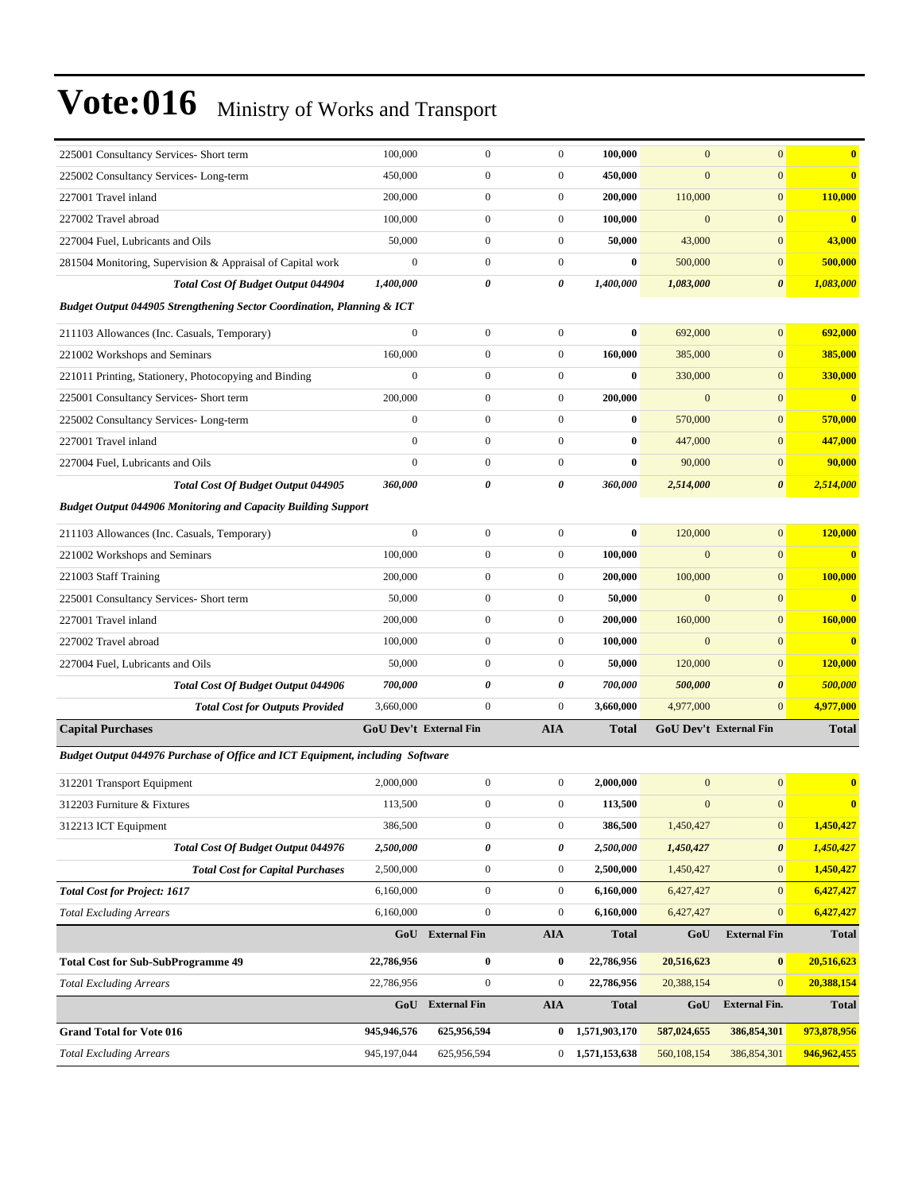# Vote:016 Ministry of Works and Transport

| | | | | | | | |
|---|---|---|---|---|---|---|---|
| 225001 Consultancy Services- Short term | 100,000 | 0 | 0 | **100,000** | 0 | 0 | **0** |
| 225002 Consultancy Services- Long-term | 450,000 | 0 | 0 | **450,000** | 0 | 0 | **0** |
| 227001 Travel inland | 200,000 | 0 | 0 | **200,000** | 110,000 | 0 | **110,000** |
| 227002 Travel abroad | 100,000 | 0 | 0 | **100,000** | 0 | 0 | **0** |
| 227004 Fuel, Lubricants and Oils | 50,000 | 0 | 0 | **50,000** | 43,000 | 0 | **43,000** |
| 281504 Monitoring, Supervision & Appraisal of Capital work | 0 | 0 | 0 | **0** | 500,000 | 0 | **500,000** |
| ***Total Cost Of Budget Output 044904*** | ***1,400,000*** | ***0*** | ***0*** | ***1,400,000*** | ***1,083,000*** | ***0*** | ***1,083,000*** |
| ***Budget Output 044905 Strengthening Sector Coordination, Planning & ICT*** | | | | | | | |
| 211103 Allowances (Inc. Casuals, Temporary) | 0 | 0 | 0 | **0** | 692,000 | 0 | **692,000** |
| 221002 Workshops and Seminars | 160,000 | 0 | 0 | **160,000** | 385,000 | 0 | **385,000** |
| 221011 Printing, Stationery, Photocopying and Binding | 0 | 0 | 0 | **0** | 330,000 | 0 | **330,000** |
| 225001 Consultancy Services- Short term | 200,000 | 0 | 0 | **200,000** | 0 | 0 | **0** |
| 225002 Consultancy Services- Long-term | 0 | 0 | 0 | **0** | 570,000 | 0 | **570,000** |
| 227001 Travel inland | 0 | 0 | 0 | **0** | 447,000 | 0 | **447,000** |
| 227004 Fuel, Lubricants and Oils | 0 | 0 | 0 | **0** | 90,000 | 0 | **90,000** |
| ***Total Cost Of Budget Output 044905*** | ***360,000*** | ***0*** | ***0*** | ***360,000*** | ***2,514,000*** | ***0*** | ***2,514,000*** |
| ***Budget Output 044906 Monitoring and Capacity Building Support*** | | | | | | | |
| 211103 Allowances (Inc. Casuals, Temporary) | 0 | 0 | 0 | **0** | 120,000 | 0 | **120,000** |
| 221002 Workshops and Seminars | 100,000 | 0 | 0 | **100,000** | 0 | 0 | **0** |
| 221003 Staff Training | 200,000 | 0 | 0 | **200,000** | 100,000 | 0 | **100,000** |
| 225001 Consultancy Services- Short term | 50,000 | 0 | 0 | **50,000** | 0 | 0 | **0** |
| 227001 Travel inland | 200,000 | 0 | 0 | **200,000** | 160,000 | 0 | **160,000** |
| 227002 Travel abroad | 100,000 | 0 | 0 | **100,000** | 0 | 0 | **0** |
| 227004 Fuel, Lubricants and Oils | 50,000 | 0 | 0 | **50,000** | 120,000 | 0 | **120,000** |
| ***Total Cost Of Budget Output 044906*** | ***700,000*** | ***0*** | ***0*** | ***700,000*** | ***500,000*** | ***0*** | ***500,000*** |
| ***Total Cost for Outputs Provided*** | 3,660,000 | 0 | 0 | **3,660,000** | 4,977,000 | 0 | **4,977,000** |
| **Capital Purchases** | **GoU Dev't** | **External Fin** | **AIA** | **Total** | **GoU Dev't** | **External Fin** | **Total** |
| ***Budget Output 044976 Purchase of Office and ICT Equipment, including Software*** | | | | | | | |
| 312201 Transport Equipment | 2,000,000 | 0 | 0 | **2,000,000** | 0 | 0 | **0** |
| 312203 Furniture & Fixtures | 113,500 | 0 | 0 | **113,500** | 0 | 0 | **0** |
| 312213 ICT Equipment | 386,500 | 0 | 0 | **386,500** | 1,450,427 | 0 | **1,450,427** |
| ***Total Cost Of Budget Output 044976*** | ***2,500,000*** | ***0*** | ***0*** | ***2,500,000*** | ***1,450,427*** | ***0*** | ***1,450,427*** |
| ***Total Cost for Capital Purchases*** | 2,500,000 | 0 | 0 | **2,500,000** | 1,450,427 | 0 | **1,450,427** |
| ***Total Cost for Project: 1617*** | 6,160,000 | 0 | 0 | **6,160,000** | 6,427,427 | 0 | **6,427,427** |
| *Total Excluding Arrears* | 6,160,000 | 0 | 0 | **6,160,000** | 6,427,427 | 0 | **6,427,427** |
| | **GoU** | **External Fin** | **AIA** | **Total** | **GoU** | **External Fin** | **Total** |
| **Total Cost for Sub-SubProgramme 49** | **22,786,956** | **0** | **0** | **22,786,956** | **20,516,623** | **0** | **20,516,623** |
| *Total Excluding Arrears* | 22,786,956 | 0 | 0 | **22,786,956** | 20,388,154 | 0 | **20,388,154** |
| | **GoU** | **External Fin** | **AIA** | **Total** | **GoU** | **External Fin.** | **Total** |
| **Grand Total for Vote 016** | **945,946,576** | **625,956,594** | **0** | **1,571,903,170** | **587,024,655** | **386,854,301** | **973,878,956** |
| *Total Excluding Arrears* | 945,197,044 | 625,956,594 | 0 | 1,571,153,638 | 560,108,154 | 386,854,301 | **946,962,455** |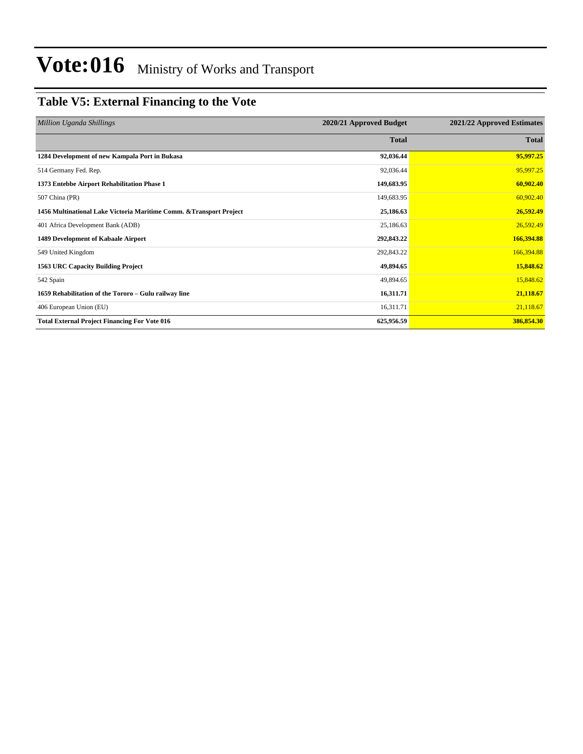# Vote:016 Ministry of Works and Transport

## Table V5: External Financing to the Vote

| *Million Uganda Shillings* | 2020/21 Approved Budget | 2021/22 Approved Estimates |
|---|---|---|
| | **Total** | **Total** |
| **1284 Development of new Kampala Port in Bukasa** | **92,036.44** | **95,997.25** |
| 514 Germany Fed. Rep. | 92,036.44 | 95,997.25 |
| **1373 Entebbe Airport Rehabilitation Phase 1** | **149,683.95** | **60,902.40** |
| 507 China (PR) | 149,683.95 | 60,902.40 |
| **1456 Multinational Lake Victoria Maritime Comm. &Transport Project** | **25,186.63** | **26,592.49** |
| 401 Africa Development Bank (ADB) | 25,186.63 | 26,592.49 |
| **1489 Development of Kabaale Airport** | **292,843.22** | **166,394.88** |
| 549 United Kingdom | 292,843.22 | 166,394.88 |
| **1563 URC Capacity Building Project** | **49,894.65** | **15,848.62** |
| 542 Spain | 49,894.65 | 15,848.62 |
| **1659 Rehabilitation of the Tororo – Gulu railway line** | **16,311.71** | **21,118.67** |
| 406 European Union (EU) | 16,311.71 | 21,118.67 |
| **Total External Project Financing For Vote 016** | **625,956.59** | **386,854.30** |